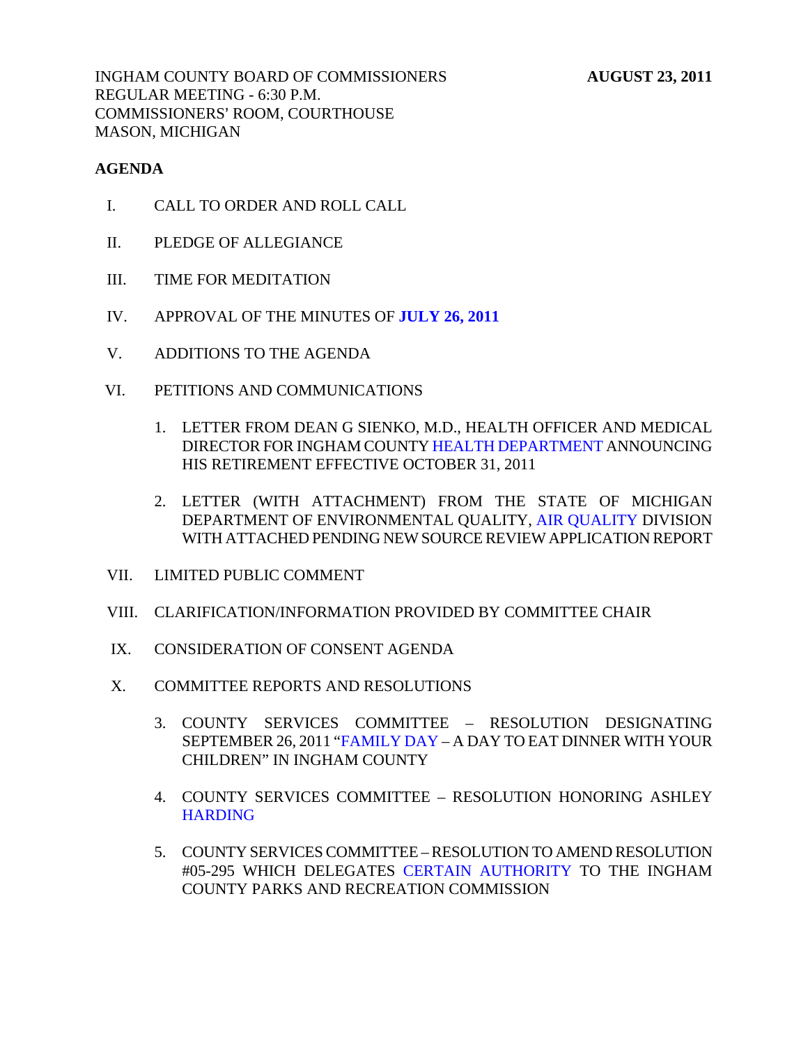INGHAM COUNTY BOARD OF COMMISSIONERS **AUGUST 23, 2011**
REGULAR MEETING - 6:30 P.M.
COMMISSIONERS' ROOM, COURTHOUSE
MASON, MICHIGAN

**AGENDA**

I. CALL TO ORDER AND ROLL CALL

II. PLEDGE OF ALLEGIANCE

III. TIME FOR MEDITATION

IV. APPROVAL OF THE MINUTES OF **JULY 26, 2011**

V. ADDITIONS TO THE AGENDA

VI. PETITIONS AND COMMUNICATIONS

1. LETTER FROM DEAN G SIENKO, M.D., HEALTH OFFICER AND MEDICAL DIRECTOR FOR INGHAM COUNTY HEALTH DEPARTMENT ANNOUNCING HIS RETIREMENT EFFECTIVE OCTOBER 31, 2011

2. LETTER (WITH ATTACHMENT) FROM THE STATE OF MICHIGAN DEPARTMENT OF ENVIRONMENTAL QUALITY, AIR QUALITY DIVISION WITH ATTACHED PENDING NEW SOURCE REVIEW APPLICATION REPORT

VII. LIMITED PUBLIC COMMENT

VIII. CLARIFICATION/INFORMATION PROVIDED BY COMMITTEE CHAIR

IX. CONSIDERATION OF CONSENT AGENDA

X. COMMITTEE REPORTS AND RESOLUTIONS

3. COUNTY SERVICES COMMITTEE – RESOLUTION DESIGNATING SEPTEMBER 26, 2011 "FAMILY DAY – A DAY TO EAT DINNER WITH YOUR CHILDREN" IN INGHAM COUNTY

4. COUNTY SERVICES COMMITTEE – RESOLUTION HONORING ASHLEY HARDING

5. COUNTY SERVICES COMMITTEE – RESOLUTION TO AMEND RESOLUTION #05-295 WHICH DELEGATES CERTAIN AUTHORITY TO THE INGHAM COUNTY PARKS AND RECREATION COMMISSION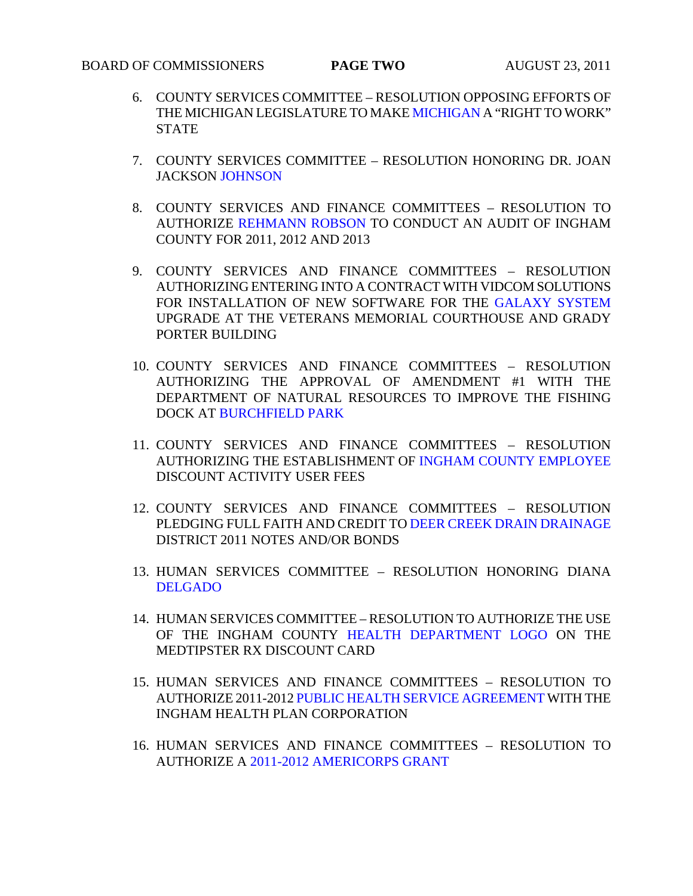6. COUNTY SERVICES COMMITTEE – RESOLUTION OPPOSING EFFORTS OF THE MICHIGAN LEGISLATURE TO MAKE MICHIGAN A "RIGHT TO WORK" STATE

7. COUNTY SERVICES COMMITTEE – RESOLUTION HONORING DR. JOAN JACKSON JOHNSON

8. COUNTY SERVICES AND FINANCE COMMITTEES – RESOLUTION TO AUTHORIZE REHMANN ROBSON TO CONDUCT AN AUDIT OF INGHAM COUNTY FOR 2011, 2012 AND 2013

9. COUNTY SERVICES AND FINANCE COMMITTEES – RESOLUTION AUTHORIZING ENTERING INTO A CONTRACT WITH VIDCOM SOLUTIONS FOR INSTALLATION OF NEW SOFTWARE FOR THE GALAXY SYSTEM UPGRADE AT THE VETERANS MEMORIAL COURTHOUSE AND GRADY PORTER BUILDING

10. COUNTY SERVICES AND FINANCE COMMITTEES – RESOLUTION AUTHORIZING THE APPROVAL OF AMENDMENT #1 WITH THE DEPARTMENT OF NATURAL RESOURCES TO IMPROVE THE FISHING DOCK AT BURCHFIELD PARK

11. COUNTY SERVICES AND FINANCE COMMITTEES – RESOLUTION AUTHORIZING THE ESTABLISHMENT OF INGHAM COUNTY EMPLOYEE DISCOUNT ACTIVITY USER FEES

12. COUNTY SERVICES AND FINANCE COMMITTEES – RESOLUTION PLEDGING FULL FAITH AND CREDIT TO DEER CREEK DRAIN DRAINAGE DISTRICT 2011 NOTES AND/OR BONDS

13. HUMAN SERVICES COMMITTEE – RESOLUTION HONORING DIANA DELGADO

14. HUMAN SERVICES COMMITTEE – RESOLUTION TO AUTHORIZE THE USE OF THE INGHAM COUNTY HEALTH DEPARTMENT LOGO ON THE MEDTIPSTER RX DISCOUNT CARD

15. HUMAN SERVICES AND FINANCE COMMITTEES – RESOLUTION TO AUTHORIZE 2011-2012 PUBLIC HEALTH SERVICE AGREEMENT WITH THE INGHAM HEALTH PLAN CORPORATION

16. HUMAN SERVICES AND FINANCE COMMITTEES – RESOLUTION TO AUTHORIZE A 2011-2012 AMERICORPS GRANT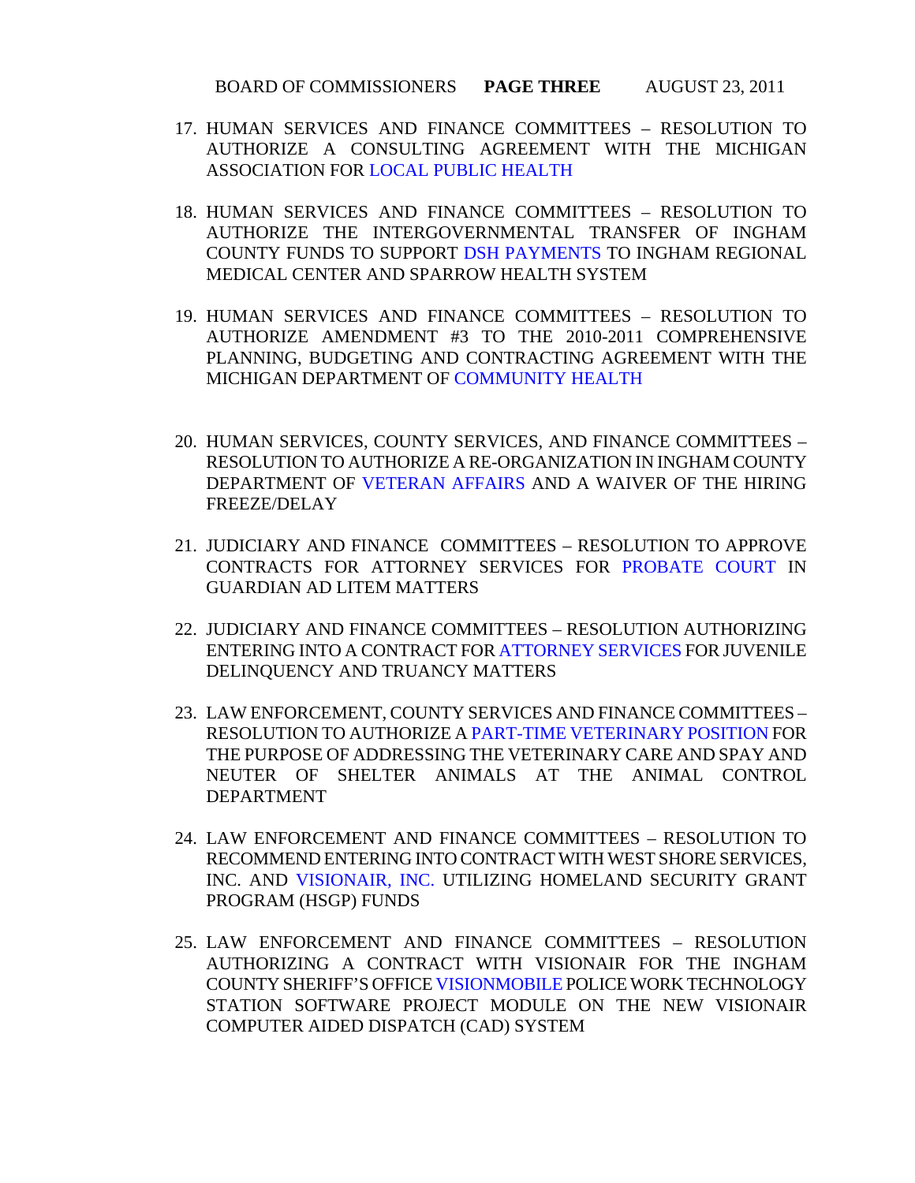17. HUMAN SERVICES AND FINANCE COMMITTEES – RESOLUTION TO AUTHORIZE A CONSULTING AGREEMENT WITH THE MICHIGAN ASSOCIATION FOR LOCAL PUBLIC HEALTH

18. HUMAN SERVICES AND FINANCE COMMITTEES – RESOLUTION TO AUTHORIZE THE INTERGOVERNMENTAL TRANSFER OF INGHAM COUNTY FUNDS TO SUPPORT DSH PAYMENTS TO INGHAM REGIONAL MEDICAL CENTER AND SPARROW HEALTH SYSTEM

19. HUMAN SERVICES AND FINANCE COMMITTEES – RESOLUTION TO AUTHORIZE AMENDMENT #3 TO THE 2010-2011 COMPREHENSIVE PLANNING, BUDGETING AND CONTRACTING AGREEMENT WITH THE MICHIGAN DEPARTMENT OF COMMUNITY HEALTH

20. HUMAN SERVICES, COUNTY SERVICES, AND FINANCE COMMITTEES – RESOLUTION TO AUTHORIZE A RE-ORGANIZATION IN INGHAM COUNTY DEPARTMENT OF VETERAN AFFAIRS AND A WAIVER OF THE HIRING FREEZE/DELAY

21. JUDICIARY AND FINANCE COMMITTEES – RESOLUTION TO APPROVE CONTRACTS FOR ATTORNEY SERVICES FOR PROBATE COURT IN GUARDIAN AD LITEM MATTERS

22. JUDICIARY AND FINANCE COMMITTEES – RESOLUTION AUTHORIZING ENTERING INTO A CONTRACT FOR ATTORNEY SERVICES FOR JUVENILE DELINQUENCY AND TRUANCY MATTERS

23. LAW ENFORCEMENT, COUNTY SERVICES AND FINANCE COMMITTEES – RESOLUTION TO AUTHORIZE A PART-TIME VETERINARY POSITION FOR THE PURPOSE OF ADDRESSING THE VETERINARY CARE AND SPAY AND NEUTER OF SHELTER ANIMALS AT THE ANIMAL CONTROL DEPARTMENT

24. LAW ENFORCEMENT AND FINANCE COMMITTEES – RESOLUTION TO RECOMMEND ENTERING INTO CONTRACT WITH WEST SHORE SERVICES, INC. AND VISIONAIR, INC. UTILIZING HOMELAND SECURITY GRANT PROGRAM (HSGP) FUNDS

25. LAW ENFORCEMENT AND FINANCE COMMITTEES – RESOLUTION AUTHORIZING A CONTRACT WITH VISIONAIR FOR THE INGHAM COUNTY SHERIFF'S OFFICE VISIONMOBILE POLICE WORK TECHNOLOGY STATION SOFTWARE PROJECT MODULE ON THE NEW VISIONAIR COMPUTER AIDED DISPATCH (CAD) SYSTEM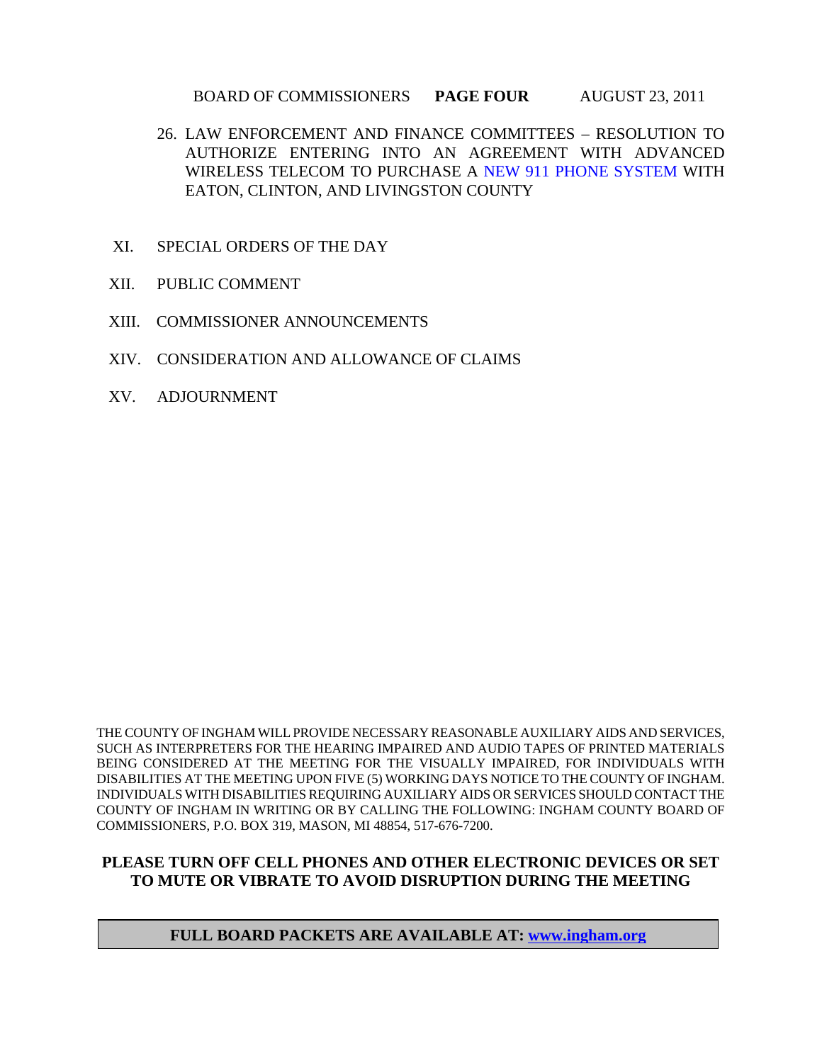26. LAW ENFORCEMENT AND FINANCE COMMITTEES – RESOLUTION TO AUTHORIZE ENTERING INTO AN AGREEMENT WITH ADVANCED WIRELESS TELECOM TO PURCHASE A NEW 911 PHONE SYSTEM WITH EATON, CLINTON, AND LIVINGSTON COUNTY

XI. SPECIAL ORDERS OF THE DAY

XII. PUBLIC COMMENT

XIII. COMMISSIONER ANNOUNCEMENTS

XIV. CONSIDERATION AND ALLOWANCE OF CLAIMS

XV. ADJOURNMENT

THE COUNTY OF INGHAM WILL PROVIDE NECESSARY REASONABLE AUXILIARY AIDS AND SERVICES, SUCH AS INTERPRETERS FOR THE HEARING IMPAIRED AND AUDIO TAPES OF PRINTED MATERIALS BEING CONSIDERED AT THE MEETING FOR THE VISUALLY IMPAIRED, FOR INDIVIDUALS WITH DISABILITIES AT THE MEETING UPON FIVE (5) WORKING DAYS NOTICE TO THE COUNTY OF INGHAM. INDIVIDUALS WITH DISABILITIES REQUIRING AUXILIARY AIDS OR SERVICES SHOULD CONTACT THE COUNTY OF INGHAM IN WRITING OR BY CALLING THE FOLLOWING: INGHAM COUNTY BOARD OF COMMISSIONERS, P.O. BOX 319, MASON, MI 48854, 517-676-7200.

**PLEASE TURN OFF CELL PHONES AND OTHER ELECTRONIC DEVICES OR SET TO MUTE OR VIBRATE TO AVOID DISRUPTION DURING THE MEETING**

**FULL BOARD PACKETS ARE AVAILABLE AT: www.ingham.org**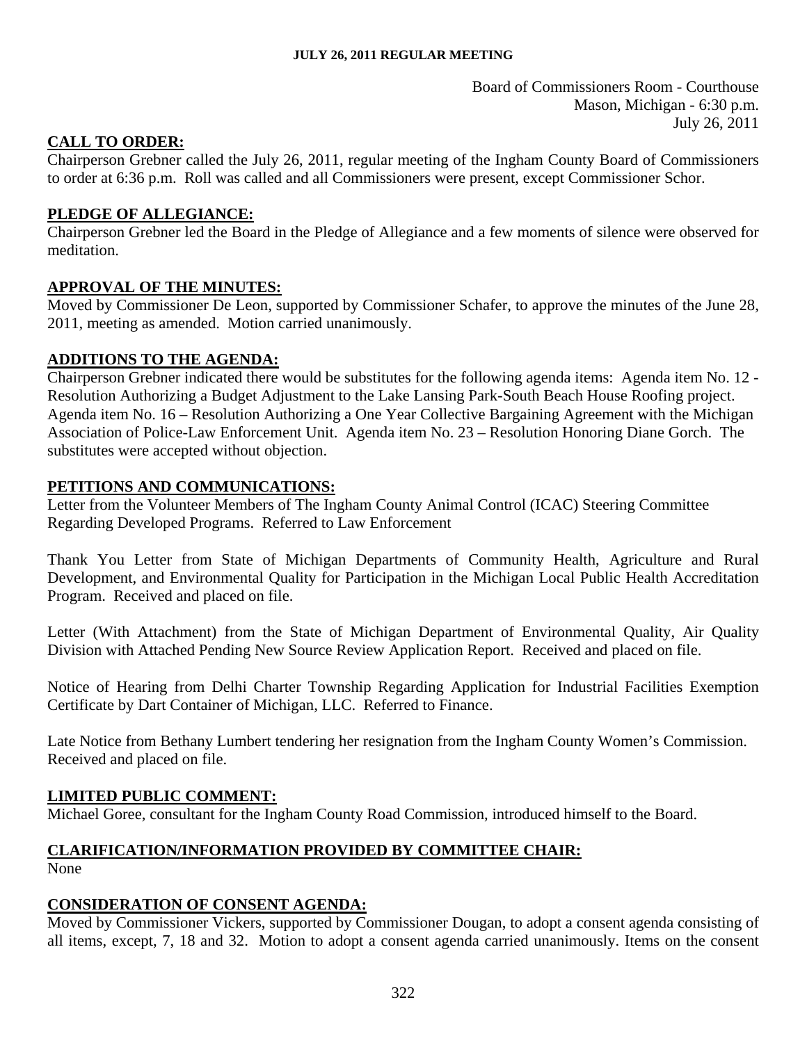**JULY 26, 2011 REGULAR MEETING**

Board of Commissioners Room - Courthouse
Mason, Michigan - 6:30 p.m.
July 26, 2011

## CALL TO ORDER:

Chairperson Grebner called the July 26, 2011, regular meeting of the Ingham County Board of Commissioners to order at 6:36 p.m. Roll was called and all Commissioners were present, except Commissioner Schor.

## PLEDGE OF ALLEGIANCE:

Chairperson Grebner led the Board in the Pledge of Allegiance and a few moments of silence were observed for meditation.

## APPROVAL OF THE MINUTES:

Moved by Commissioner De Leon, supported by Commissioner Schafer, to approve the minutes of the June 28, 2011, meeting as amended. Motion carried unanimously.

## ADDITIONS TO THE AGENDA:

Chairperson Grebner indicated there would be substitutes for the following agenda items: Agenda item No. 12 - Resolution Authorizing a Budget Adjustment to the Lake Lansing Park-South Beach House Roofing project. Agenda item No. 16 – Resolution Authorizing a One Year Collective Bargaining Agreement with the Michigan Association of Police-Law Enforcement Unit. Agenda item No. 23 – Resolution Honoring Diane Gorch. The substitutes were accepted without objection.

## PETITIONS AND COMMUNICATIONS:

Letter from the Volunteer Members of The Ingham County Animal Control (ICAC) Steering Committee Regarding Developed Programs. Referred to Law Enforcement

Thank You Letter from State of Michigan Departments of Community Health, Agriculture and Rural Development, and Environmental Quality for Participation in the Michigan Local Public Health Accreditation Program. Received and placed on file.

Letter (With Attachment) from the State of Michigan Department of Environmental Quality, Air Quality Division with Attached Pending New Source Review Application Report. Received and placed on file.

Notice of Hearing from Delhi Charter Township Regarding Application for Industrial Facilities Exemption Certificate by Dart Container of Michigan, LLC. Referred to Finance.

Late Notice from Bethany Lumbert tendering her resignation from the Ingham County Women's Commission. Received and placed on file.

## LIMITED PUBLIC COMMENT:

Michael Goree, consultant for the Ingham County Road Commission, introduced himself to the Board.

## CLARIFICATION/INFORMATION PROVIDED BY COMMITTEE CHAIR:

None

## CONSIDERATION OF CONSENT AGENDA:

Moved by Commissioner Vickers, supported by Commissioner Dougan, to adopt a consent agenda consisting of all items, except, 7, 18 and 32. Motion to adopt a consent agenda carried unanimously. Items on the consent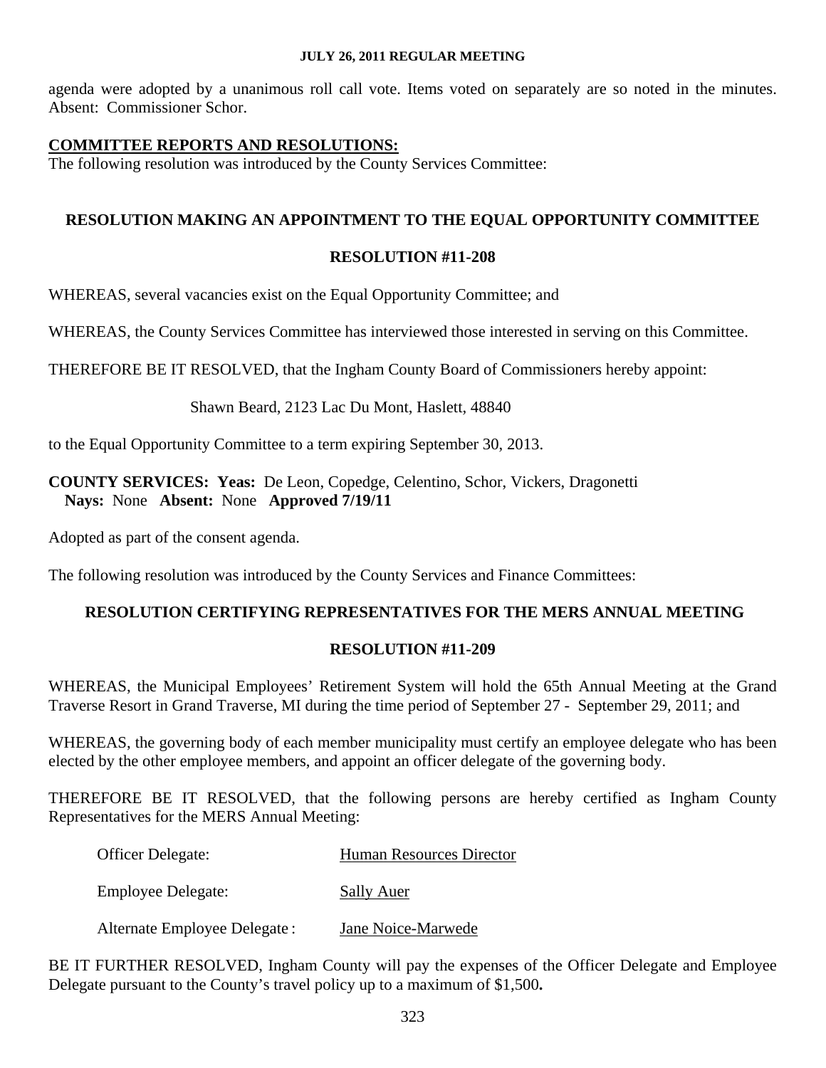agenda were adopted by a unanimous roll call vote. Items voted on separately are so noted in the minutes. Absent: Commissioner Schor.

**COMMITTEE REPORTS AND RESOLUTIONS:**

The following resolution was introduced by the County Services Committee:

## RESOLUTION MAKING AN APPOINTMENT TO THE EQUAL OPPORTUNITY COMMITTEE

## RESOLUTION #11-208

WHEREAS, several vacancies exist on the Equal Opportunity Committee; and

WHEREAS, the County Services Committee has interviewed those interested in serving on this Committee.

THEREFORE BE IT RESOLVED, that the Ingham County Board of Commissioners hereby appoint:

Shawn Beard, 2123 Lac Du Mont, Haslett, 48840

to the Equal Opportunity Committee to a term expiring September 30, 2013.

**COUNTY SERVICES: Yeas:** De Leon, Copedge, Celentino, Schor, Vickers, Dragonetti
**Nays:** None **Absent:** None **Approved 7/19/11**

Adopted as part of the consent agenda.

The following resolution was introduced by the County Services and Finance Committees:

## RESOLUTION CERTIFYING REPRESENTATIVES FOR THE MERS ANNUAL MEETING

## RESOLUTION #11-209

WHEREAS, the Municipal Employees' Retirement System will hold the 65th Annual Meeting at the Grand Traverse Resort in Grand Traverse, MI during the time period of September 27 - September 29, 2011; and

WHEREAS, the governing body of each member municipality must certify an employee delegate who has been elected by the other employee members, and appoint an officer delegate of the governing body.

THEREFORE BE IT RESOLVED, that the following persons are hereby certified as Ingham County Representatives for the MERS Annual Meeting:

Officer Delegate: Human Resources Director

Employee Delegate: Sally Auer

Alternate Employee Delegate: Jane Noice-Marwede

BE IT FURTHER RESOLVED, Ingham County will pay the expenses of the Officer Delegate and Employee Delegate pursuant to the County's travel policy up to a maximum of $1,500.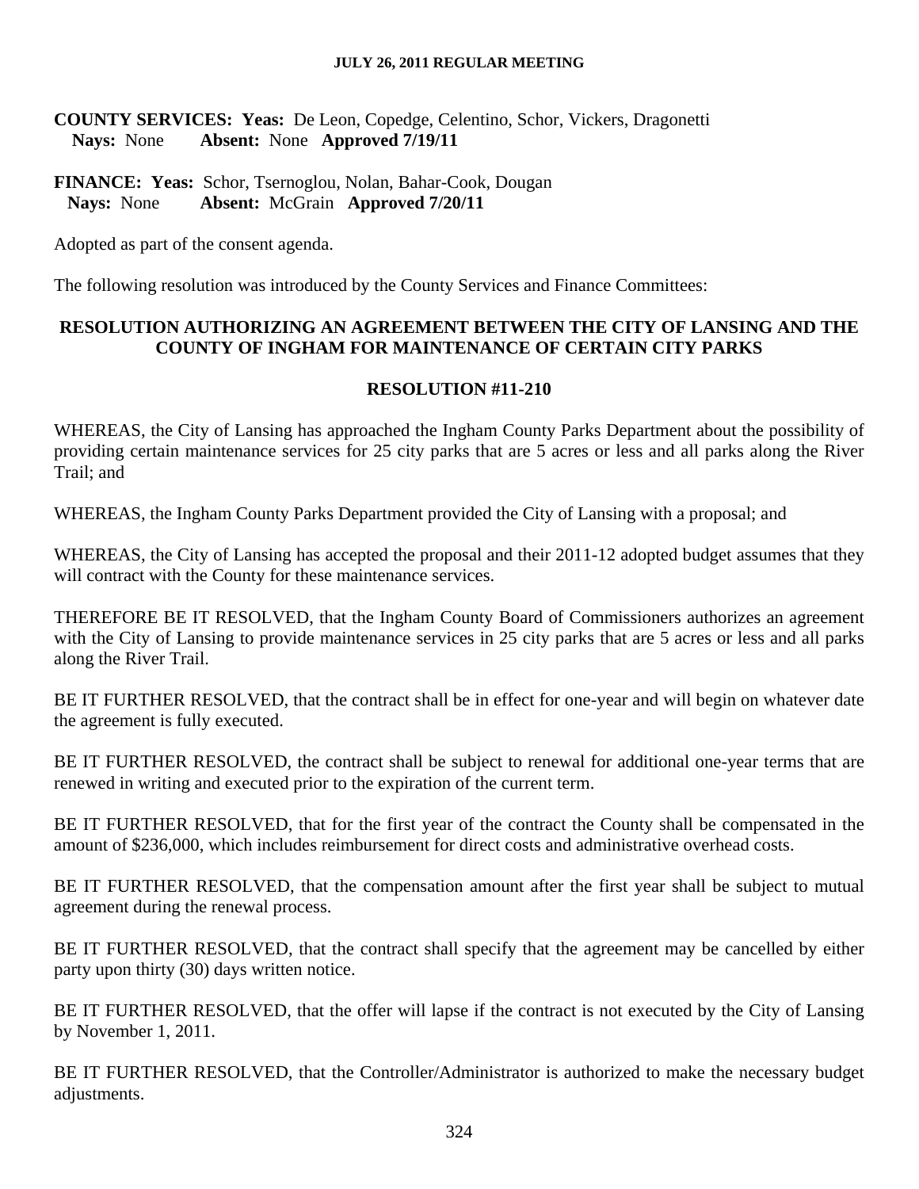**COUNTY SERVICES: Yeas:** De Leon, Copedge, Celentino, Schor, Vickers, Dragonetti
**Nays:** None **Absent:** None **Approved 7/19/11**

**FINANCE: Yeas:** Schor, Tsernoglou, Nolan, Bahar-Cook, Dougan
**Nays:** None **Absent:** McGrain **Approved 7/20/11**

Adopted as part of the consent agenda.

The following resolution was introduced by the County Services and Finance Committees:

## RESOLUTION AUTHORIZING AN AGREEMENT BETWEEN THE CITY OF LANSING AND THE COUNTY OF INGHAM FOR MAINTENANCE OF CERTAIN CITY PARKS

## RESOLUTION #11-210

WHEREAS, the City of Lansing has approached the Ingham County Parks Department about the possibility of providing certain maintenance services for 25 city parks that are 5 acres or less and all parks along the River Trail; and

WHEREAS, the Ingham County Parks Department provided the City of Lansing with a proposal; and

WHEREAS, the City of Lansing has accepted the proposal and their 2011-12 adopted budget assumes that they will contract with the County for these maintenance services.

THEREFORE BE IT RESOLVED, that the Ingham County Board of Commissioners authorizes an agreement with the City of Lansing to provide maintenance services in 25 city parks that are 5 acres or less and all parks along the River Trail.

BE IT FURTHER RESOLVED, that the contract shall be in effect for one-year and will begin on whatever date the agreement is fully executed.

BE IT FURTHER RESOLVED, the contract shall be subject to renewal for additional one-year terms that are renewed in writing and executed prior to the expiration of the current term.

BE IT FURTHER RESOLVED, that for the first year of the contract the County shall be compensated in the amount of $236,000, which includes reimbursement for direct costs and administrative overhead costs.

BE IT FURTHER RESOLVED, that the compensation amount after the first year shall be subject to mutual agreement during the renewal process.

BE IT FURTHER RESOLVED, that the contract shall specify that the agreement may be cancelled by either party upon thirty (30) days written notice.

BE IT FURTHER RESOLVED, that the offer will lapse if the contract is not executed by the City of Lansing by November 1, 2011.

BE IT FURTHER RESOLVED, that the Controller/Administrator is authorized to make the necessary budget adjustments.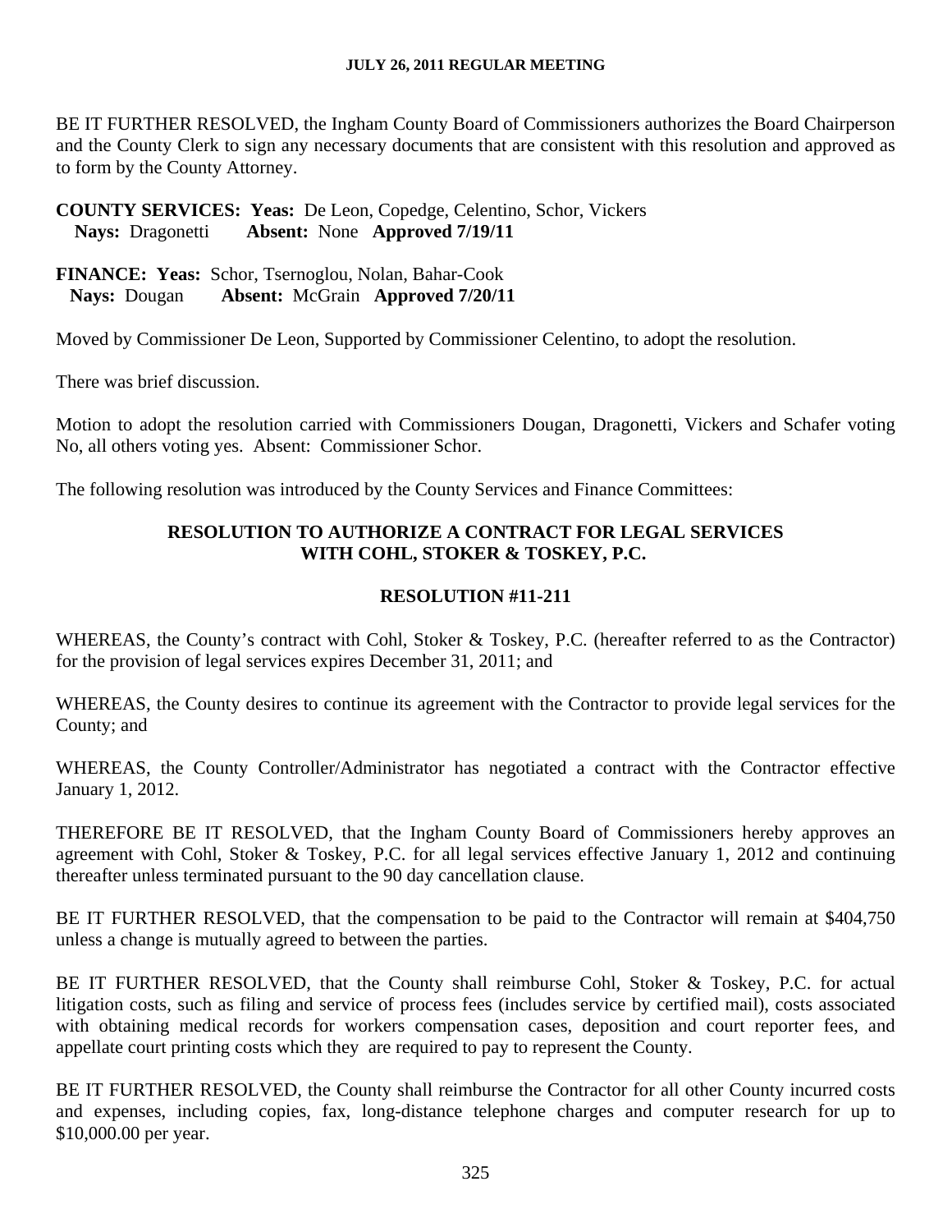BE IT FURTHER RESOLVED, the Ingham County Board of Commissioners authorizes the Board Chairperson and the County Clerk to sign any necessary documents that are consistent with this resolution and approved as to form by the County Attorney.

**COUNTY SERVICES: Yeas:** De Leon, Copedge, Celentino, Schor, Vickers
**Nays:** Dragonetti **Absent:** None **Approved 7/19/11**

**FINANCE: Yeas:** Schor, Tsernoglou, Nolan, Bahar-Cook
**Nays:** Dougan **Absent:** McGrain **Approved 7/20/11**

Moved by Commissioner De Leon, Supported by Commissioner Celentino, to adopt the resolution.

There was brief discussion.

Motion to adopt the resolution carried with Commissioners Dougan, Dragonetti, Vickers and Schafer voting No, all others voting yes. Absent: Commissioner Schor.

The following resolution was introduced by the County Services and Finance Committees:

## RESOLUTION TO AUTHORIZE A CONTRACT FOR LEGAL SERVICES WITH COHL, STOKER & TOSKEY, P.C.

## RESOLUTION #11-211

WHEREAS, the County's contract with Cohl, Stoker & Toskey, P.C. (hereafter referred to as the Contractor) for the provision of legal services expires December 31, 2011; and

WHEREAS, the County desires to continue its agreement with the Contractor to provide legal services for the County; and

WHEREAS, the County Controller/Administrator has negotiated a contract with the Contractor effective January 1, 2012.

THEREFORE BE IT RESOLVED, that the Ingham County Board of Commissioners hereby approves an agreement with Cohl, Stoker & Toskey, P.C. for all legal services effective January 1, 2012 and continuing thereafter unless terminated pursuant to the 90 day cancellation clause.

BE IT FURTHER RESOLVED, that the compensation to be paid to the Contractor will remain at $404,750 unless a change is mutually agreed to between the parties.

BE IT FURTHER RESOLVED, that the County shall reimburse Cohl, Stoker & Toskey, P.C. for actual litigation costs, such as filing and service of process fees (includes service by certified mail), costs associated with obtaining medical records for workers compensation cases, deposition and court reporter fees, and appellate court printing costs which they are required to pay to represent the County.

BE IT FURTHER RESOLVED, the County shall reimburse the Contractor for all other County incurred costs and expenses, including copies, fax, long-distance telephone charges and computer research for up to $10,000.00 per year.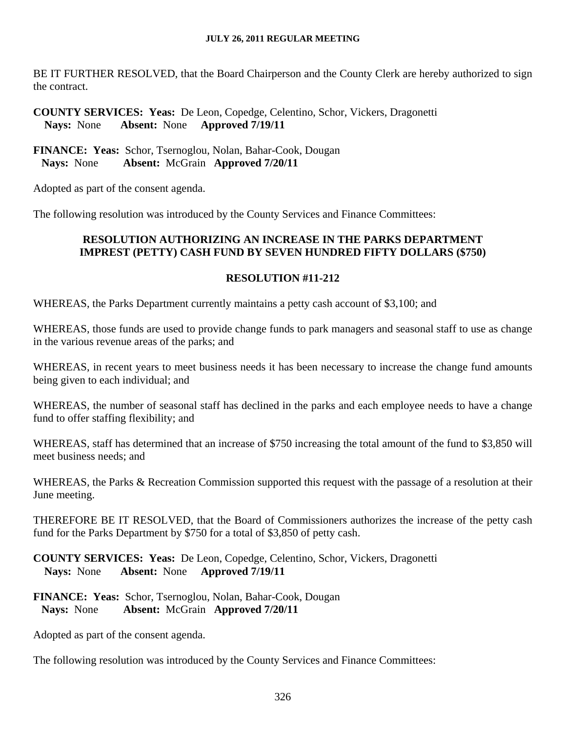BE IT FURTHER RESOLVED, that the Board Chairperson and the County Clerk are hereby authorized to sign the contract.

**COUNTY SERVICES: Yeas:** De Leon, Copedge, Celentino, Schor, Vickers, Dragonetti
**Nays:** None **Absent:** None **Approved 7/19/11**

**FINANCE: Yeas:** Schor, Tsernoglou, Nolan, Bahar-Cook, Dougan
**Nays:** None **Absent:** McGrain **Approved 7/20/11**

Adopted as part of the consent agenda.

The following resolution was introduced by the County Services and Finance Committees:

### RESOLUTION AUTHORIZING AN INCREASE IN THE PARKS DEPARTMENT IMPREST (PETTY) CASH FUND BY SEVEN HUNDRED FIFTY DOLLARS ($750)

### RESOLUTION #11-212

WHEREAS, the Parks Department currently maintains a petty cash account of $3,100; and

WHEREAS, those funds are used to provide change funds to park managers and seasonal staff to use as change in the various revenue areas of the parks; and

WHEREAS, in recent years to meet business needs it has been necessary to increase the change fund amounts being given to each individual; and

WHEREAS, the number of seasonal staff has declined in the parks and each employee needs to have a change fund to offer staffing flexibility; and

WHEREAS, staff has determined that an increase of $750 increasing the total amount of the fund to $3,850 will meet business needs; and

WHEREAS, the Parks & Recreation Commission supported this request with the passage of a resolution at their June meeting.

THEREFORE BE IT RESOLVED, that the Board of Commissioners authorizes the increase of the petty cash fund for the Parks Department by $750 for a total of $3,850 of petty cash.

**COUNTY SERVICES: Yeas:** De Leon, Copedge, Celentino, Schor, Vickers, Dragonetti
**Nays:** None **Absent:** None **Approved 7/19/11**

**FINANCE: Yeas:** Schor, Tsernoglou, Nolan, Bahar-Cook, Dougan
**Nays:** None **Absent:** McGrain **Approved 7/20/11**

Adopted as part of the consent agenda.

The following resolution was introduced by the County Services and Finance Committees: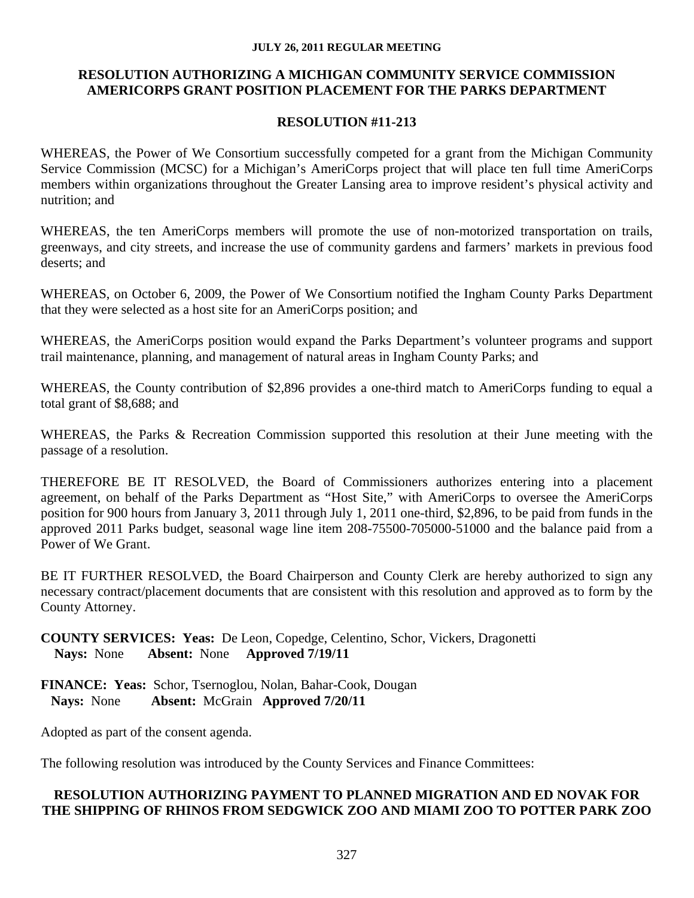**RESOLUTION AUTHORIZING A MICHIGAN COMMUNITY SERVICE COMMISSION AMERICORPS GRANT POSITION PLACEMENT FOR THE PARKS DEPARTMENT**

**RESOLUTION #11-213**

WHEREAS, the Power of We Consortium successfully competed for a grant from the Michigan Community Service Commission (MCSC) for a Michigan's AmeriCorps project that will place ten full time AmeriCorps members within organizations throughout the Greater Lansing area to improve resident's physical activity and nutrition; and

WHEREAS, the ten AmeriCorps members will promote the use of non-motorized transportation on trails, greenways, and city streets, and increase the use of community gardens and farmers' markets in previous food deserts; and

WHEREAS, on October 6, 2009, the Power of We Consortium notified the Ingham County Parks Department that they were selected as a host site for an AmeriCorps position; and

WHEREAS, the AmeriCorps position would expand the Parks Department's volunteer programs and support trail maintenance, planning, and management of natural areas in Ingham County Parks; and

WHEREAS, the County contribution of $2,896 provides a one-third match to AmeriCorps funding to equal a total grant of $8,688; and

WHEREAS, the Parks & Recreation Commission supported this resolution at their June meeting with the passage of a resolution.

THEREFORE BE IT RESOLVED, the Board of Commissioners authorizes entering into a placement agreement, on behalf of the Parks Department as "Host Site," with AmeriCorps to oversee the AmeriCorps position for 900 hours from January 3, 2011 through July 1, 2011 one-third, $2,896, to be paid from funds in the approved 2011 Parks budget, seasonal wage line item 208-75500-705000-51000 and the balance paid from a Power of We Grant.

BE IT FURTHER RESOLVED, the Board Chairperson and County Clerk are hereby authorized to sign any necessary contract/placement documents that are consistent with this resolution and approved as to form by the County Attorney.

**COUNTY SERVICES: Yeas:** De Leon, Copedge, Celentino, Schor, Vickers, Dragonetti
**Nays:** None **Absent:** None **Approved 7/19/11**

**FINANCE: Yeas:** Schor, Tsernoglou, Nolan, Bahar-Cook, Dougan
**Nays:** None **Absent:** McGrain **Approved 7/20/11**

Adopted as part of the consent agenda.

The following resolution was introduced by the County Services and Finance Committees:

**RESOLUTION AUTHORIZING PAYMENT TO PLANNED MIGRATION AND ED NOVAK FOR THE SHIPPING OF RHINOS FROM SEDGWICK ZOO AND MIAMI ZOO TO POTTER PARK ZOO**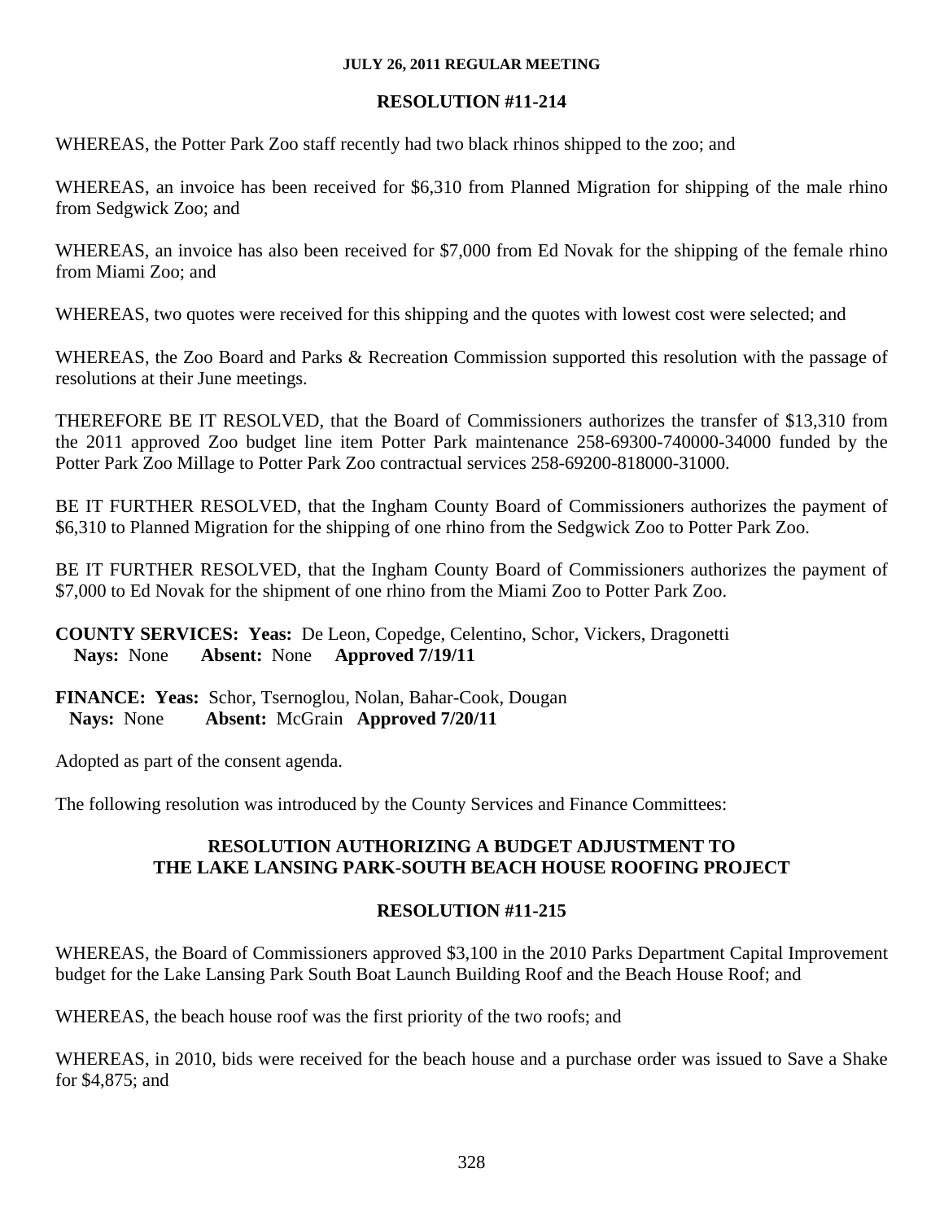**RESOLUTION #11-214**

WHEREAS, the Potter Park Zoo staff recently had two black rhinos shipped to the zoo; and

WHEREAS, an invoice has been received for $6,310 from Planned Migration for shipping of the male rhino from Sedgwick Zoo; and

WHEREAS, an invoice has also been received for $7,000 from Ed Novak for the shipping of the female rhino from Miami Zoo; and

WHEREAS, two quotes were received for this shipping and the quotes with lowest cost were selected; and

WHEREAS, the Zoo Board and Parks & Recreation Commission supported this resolution with the passage of resolutions at their June meetings.

THEREFORE BE IT RESOLVED, that the Board of Commissioners authorizes the transfer of $13,310 from the 2011 approved Zoo budget line item Potter Park maintenance 258-69300-740000-34000 funded by the Potter Park Zoo Millage to Potter Park Zoo contractual services 258-69200-818000-31000.

BE IT FURTHER RESOLVED, that the Ingham County Board of Commissioners authorizes the payment of $6,310 to Planned Migration for the shipping of one rhino from the Sedgwick Zoo to Potter Park Zoo.

BE IT FURTHER RESOLVED, that the Ingham County Board of Commissioners authorizes the payment of $7,000 to Ed Novak for the shipment of one rhino from the Miami Zoo to Potter Park Zoo.

**COUNTY SERVICES: Yeas:** De Leon, Copedge, Celentino, Schor, Vickers, Dragonetti
**Nays:** None **Absent:** None **Approved 7/19/11**

**FINANCE: Yeas:** Schor, Tsernoglou, Nolan, Bahar-Cook, Dougan
**Nays:** None **Absent:** McGrain **Approved 7/20/11**

Adopted as part of the consent agenda.

The following resolution was introduced by the County Services and Finance Committees:

## RESOLUTION AUTHORIZING A BUDGET ADJUSTMENT TO THE LAKE LANSING PARK-SOUTH BEACH HOUSE ROOFING PROJECT

**RESOLUTION #11-215**

WHEREAS, the Board of Commissioners approved $3,100 in the 2010 Parks Department Capital Improvement budget for the Lake Lansing Park South Boat Launch Building Roof and the Beach House Roof; and

WHEREAS, the beach house roof was the first priority of the two roofs; and

WHEREAS, in 2010, bids were received for the beach house and a purchase order was issued to Save a Shake for $4,875; and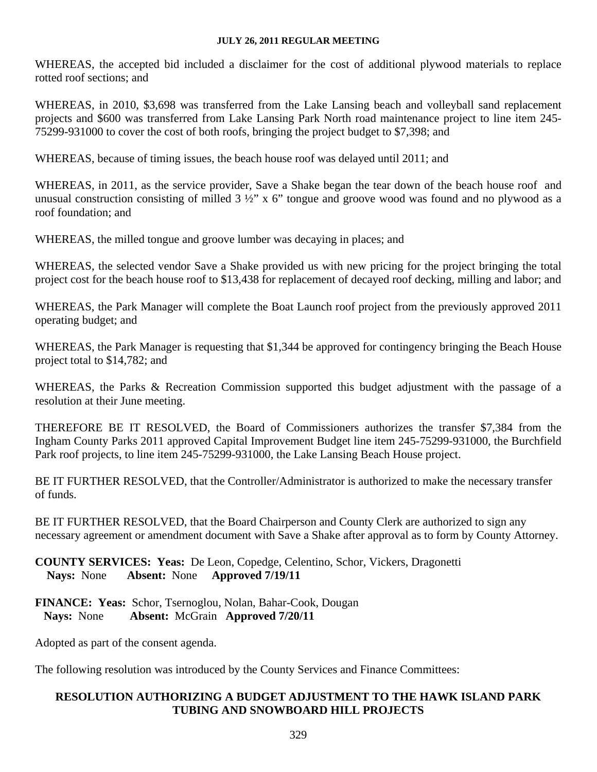WHEREAS, the accepted bid included a disclaimer for the cost of additional plywood materials to replace rotted roof sections; and

WHEREAS, in 2010, $3,698 was transferred from the Lake Lansing beach and volleyball sand replacement projects and $600 was transferred from Lake Lansing Park North road maintenance project to line item 245-75299-931000 to cover the cost of both roofs, bringing the project budget to $7,398; and

WHEREAS, because of timing issues, the beach house roof was delayed until 2011; and

WHEREAS, in 2011, as the service provider, Save a Shake began the tear down of the beach house roof and unusual construction consisting of milled 3 ½" x 6" tongue and groove wood was found and no plywood as a roof foundation; and

WHEREAS, the milled tongue and groove lumber was decaying in places; and

WHEREAS, the selected vendor Save a Shake provided us with new pricing for the project bringing the total project cost for the beach house roof to $13,438 for replacement of decayed roof decking, milling and labor; and

WHEREAS, the Park Manager will complete the Boat Launch roof project from the previously approved 2011 operating budget; and

WHEREAS, the Park Manager is requesting that $1,344 be approved for contingency bringing the Beach House project total to $14,782; and

WHEREAS, the Parks & Recreation Commission supported this budget adjustment with the passage of a resolution at their June meeting.

THEREFORE BE IT RESOLVED, the Board of Commissioners authorizes the transfer $7,384 from the Ingham County Parks 2011 approved Capital Improvement Budget line item 245-75299-931000, the Burchfield Park roof projects, to line item 245-75299-931000, the Lake Lansing Beach House project.

BE IT FURTHER RESOLVED, that the Controller/Administrator is authorized to make the necessary transfer of funds.

BE IT FURTHER RESOLVED, that the Board Chairperson and County Clerk are authorized to sign any necessary agreement or amendment document with Save a Shake after approval as to form by County Attorney.

**COUNTY SERVICES: Yeas:** De Leon, Copedge, Celentino, Schor, Vickers, Dragonetti
**Nays:** None **Absent:** None **Approved 7/19/11**

**FINANCE: Yeas:** Schor, Tsernoglou, Nolan, Bahar-Cook, Dougan
**Nays:** None **Absent:** McGrain **Approved 7/20/11**

Adopted as part of the consent agenda.

The following resolution was introduced by the County Services and Finance Committees:

## RESOLUTION AUTHORIZING A BUDGET ADJUSTMENT TO THE HAWK ISLAND PARK TUBING AND SNOWBOARD HILL PROJECTS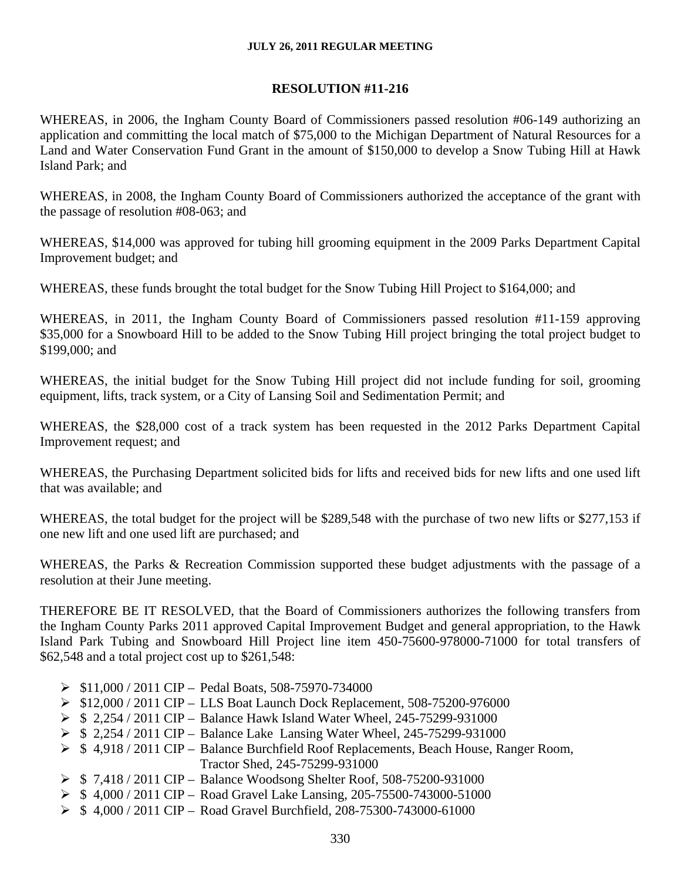**JULY 26, 2011 REGULAR MEETING**

## RESOLUTION #11-216

WHEREAS, in 2006, the Ingham County Board of Commissioners passed resolution #06-149 authorizing an application and committing the local match of $75,000 to the Michigan Department of Natural Resources for a Land and Water Conservation Fund Grant in the amount of $150,000 to develop a Snow Tubing Hill at Hawk Island Park; and

WHEREAS, in 2008, the Ingham County Board of Commissioners authorized the acceptance of the grant with the passage of resolution #08-063; and

WHEREAS, $14,000 was approved for tubing hill grooming equipment in the 2009 Parks Department Capital Improvement budget; and

WHEREAS, these funds brought the total budget for the Snow Tubing Hill Project to $164,000; and

WHEREAS, in 2011, the Ingham County Board of Commissioners passed resolution #11-159 approving $35,000 for a Snowboard Hill to be added to the Snow Tubing Hill project bringing the total project budget to $199,000; and

WHEREAS, the initial budget for the Snow Tubing Hill project did not include funding for soil, grooming equipment, lifts, track system, or a City of Lansing Soil and Sedimentation Permit; and

WHEREAS, the $28,000 cost of a track system has been requested in the 2012 Parks Department Capital Improvement request; and

WHEREAS, the Purchasing Department solicited bids for lifts and received bids for new lifts and one used lift that was available; and

WHEREAS, the total budget for the project will be $289,548 with the purchase of two new lifts or $277,153 if one new lift and one used lift are purchased; and

WHEREAS, the Parks & Recreation Commission supported these budget adjustments with the passage of a resolution at their June meeting.

THEREFORE BE IT RESOLVED, that the Board of Commissioners authorizes the following transfers from the Ingham County Parks 2011 approved Capital Improvement Budget and general appropriation, to the Hawk Island Park Tubing and Snowboard Hill Project line item 450-75600-978000-71000 for total transfers of $62,548 and a total project cost up to $261,548:

- $11,000 / 2011 CIP – Pedal Boats, 508-75970-734000
- $12,000 / 2011 CIP – LLS Boat Launch Dock Replacement, 508-75200-976000
- $ 2,254 / 2011 CIP – Balance Hawk Island Water Wheel, 245-75299-931000
- $ 2,254 / 2011 CIP – Balance Lake Lansing Water Wheel, 245-75299-931000
- $ 4,918 / 2011 CIP – Balance Burchfield Roof Replacements, Beach House, Ranger Room, Tractor Shed, 245-75299-931000
- $ 7,418 / 2011 CIP – Balance Woodsong Shelter Roof, 508-75200-931000
- $ 4,000 / 2011 CIP – Road Gravel Lake Lansing, 205-75500-743000-51000
- $ 4,000 / 2011 CIP – Road Gravel Burchfield, 208-75300-743000-61000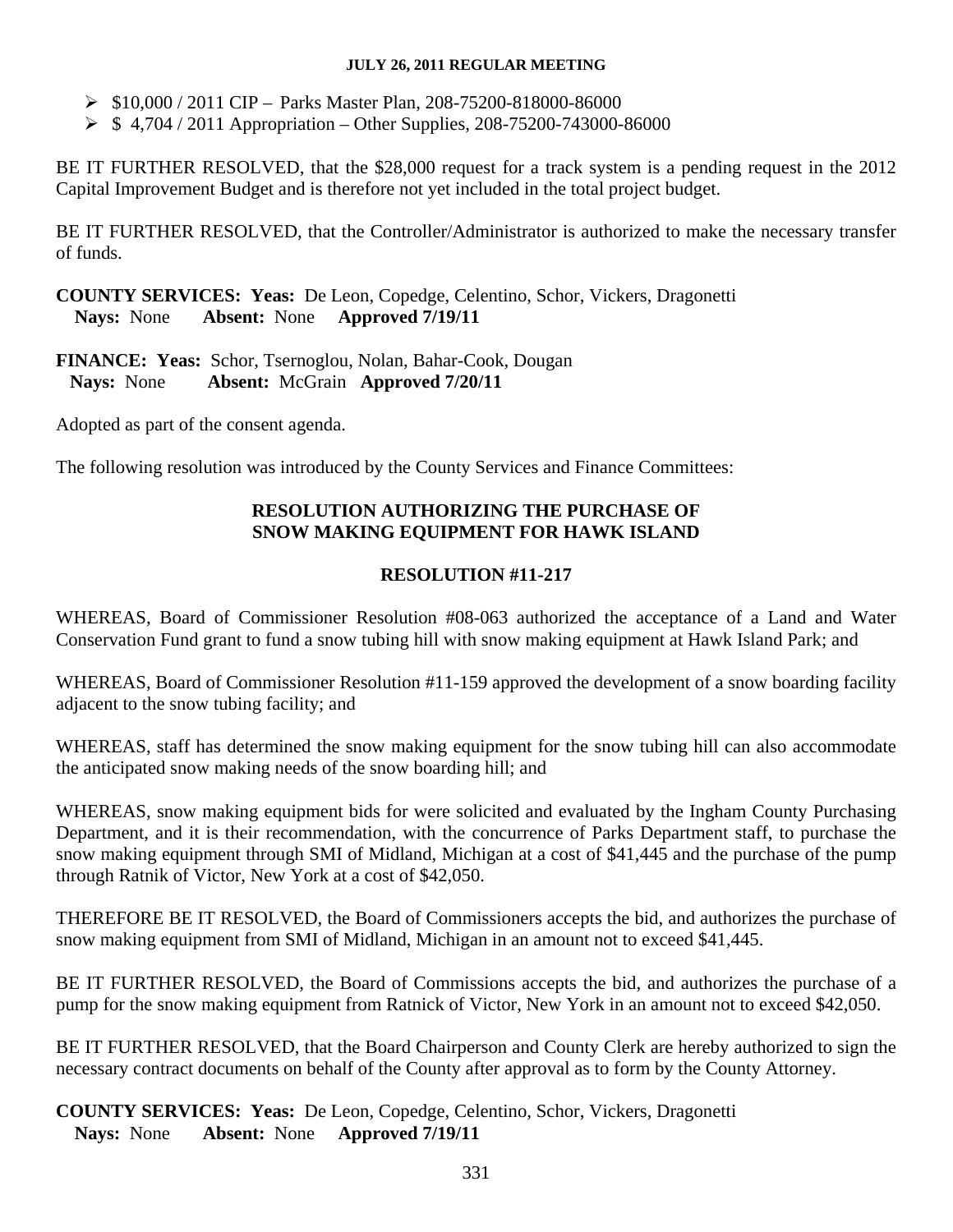- $10,000 / 2011 CIP – Parks Master Plan, 208-75200-818000-86000
- $ 4,704 / 2011 Appropriation – Other Supplies, 208-75200-743000-86000

BE IT FURTHER RESOLVED, that the $28,000 request for a track system is a pending request in the 2012 Capital Improvement Budget and is therefore not yet included in the total project budget.

BE IT FURTHER RESOLVED, that the Controller/Administrator is authorized to make the necessary transfer of funds.

**COUNTY SERVICES: Yeas:** De Leon, Copedge, Celentino, Schor, Vickers, Dragonetti
**Nays:** None **Absent:** None **Approved 7/19/11**

**FINANCE: Yeas:** Schor, Tsernoglou, Nolan, Bahar-Cook, Dougan
**Nays:** None **Absent:** McGrain **Approved 7/20/11**

Adopted as part of the consent agenda.

The following resolution was introduced by the County Services and Finance Committees:

**RESOLUTION AUTHORIZING THE PURCHASE OF SNOW MAKING EQUIPMENT FOR HAWK ISLAND**

**RESOLUTION #11-217**

WHEREAS, Board of Commissioner Resolution #08-063 authorized the acceptance of a Land and Water Conservation Fund grant to fund a snow tubing hill with snow making equipment at Hawk Island Park; and

WHEREAS, Board of Commissioner Resolution #11-159 approved the development of a snow boarding facility adjacent to the snow tubing facility; and

WHEREAS, staff has determined the snow making equipment for the snow tubing hill can also accommodate the anticipated snow making needs of the snow boarding hill; and

WHEREAS, snow making equipment bids for were solicited and evaluated by the Ingham County Purchasing Department, and it is their recommendation, with the concurrence of Parks Department staff, to purchase the snow making equipment through SMI of Midland, Michigan at a cost of $41,445 and the purchase of the pump through Ratnik of Victor, New York at a cost of $42,050.

THEREFORE BE IT RESOLVED, the Board of Commissioners accepts the bid, and authorizes the purchase of snow making equipment from SMI of Midland, Michigan in an amount not to exceed $41,445.

BE IT FURTHER RESOLVED, the Board of Commissions accepts the bid, and authorizes the purchase of a pump for the snow making equipment from Ratnick of Victor, New York in an amount not to exceed $42,050.

BE IT FURTHER RESOLVED, that the Board Chairperson and County Clerk are hereby authorized to sign the necessary contract documents on behalf of the County after approval as to form by the County Attorney.

**COUNTY SERVICES: Yeas:** De Leon, Copedge, Celentino, Schor, Vickers, Dragonetti
**Nays:** None **Absent:** None **Approved 7/19/11**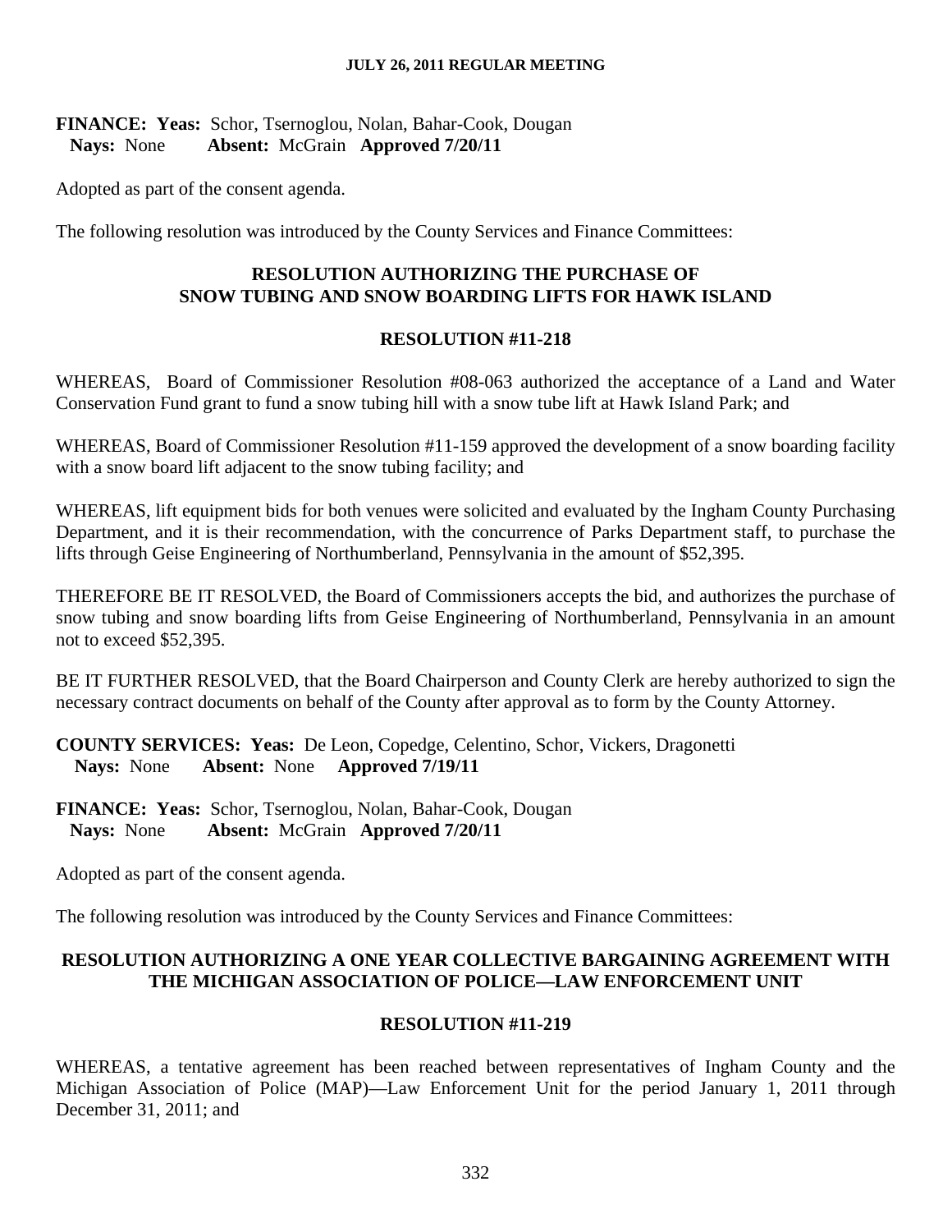**FINANCE: Yeas:** Schor, Tsernoglou, Nolan, Bahar-Cook, Dougan
**Nays:** None **Absent:** McGrain **Approved 7/20/11**

Adopted as part of the consent agenda.

The following resolution was introduced by the County Services and Finance Committees:

## RESOLUTION AUTHORIZING THE PURCHASE OF SNOW TUBING AND SNOW BOARDING LIFTS FOR HAWK ISLAND

### RESOLUTION #11-218

WHEREAS, Board of Commissioner Resolution #08-063 authorized the acceptance of a Land and Water Conservation Fund grant to fund a snow tubing hill with a snow tube lift at Hawk Island Park; and

WHEREAS, Board of Commissioner Resolution #11-159 approved the development of a snow boarding facility with a snow board lift adjacent to the snow tubing facility; and

WHEREAS, lift equipment bids for both venues were solicited and evaluated by the Ingham County Purchasing Department, and it is their recommendation, with the concurrence of Parks Department staff, to purchase the lifts through Geise Engineering of Northumberland, Pennsylvania in the amount of $52,395.

THEREFORE BE IT RESOLVED, the Board of Commissioners accepts the bid, and authorizes the purchase of snow tubing and snow boarding lifts from Geise Engineering of Northumberland, Pennsylvania in an amount not to exceed $52,395.

BE IT FURTHER RESOLVED, that the Board Chairperson and County Clerk are hereby authorized to sign the necessary contract documents on behalf of the County after approval as to form by the County Attorney.

**COUNTY SERVICES: Yeas:** De Leon, Copedge, Celentino, Schor, Vickers, Dragonetti
**Nays:** None **Absent:** None **Approved 7/19/11**

**FINANCE: Yeas:** Schor, Tsernoglou, Nolan, Bahar-Cook, Dougan
**Nays:** None **Absent:** McGrain **Approved 7/20/11**

Adopted as part of the consent agenda.

The following resolution was introduced by the County Services and Finance Committees:

## RESOLUTION AUTHORIZING A ONE YEAR COLLECTIVE BARGAINING AGREEMENT WITH THE MICHIGAN ASSOCIATION OF POLICE—LAW ENFORCEMENT UNIT

### RESOLUTION #11-219

WHEREAS, a tentative agreement has been reached between representatives of Ingham County and the Michigan Association of Police (MAP)—Law Enforcement Unit for the period January 1, 2011 through December 31, 2011; and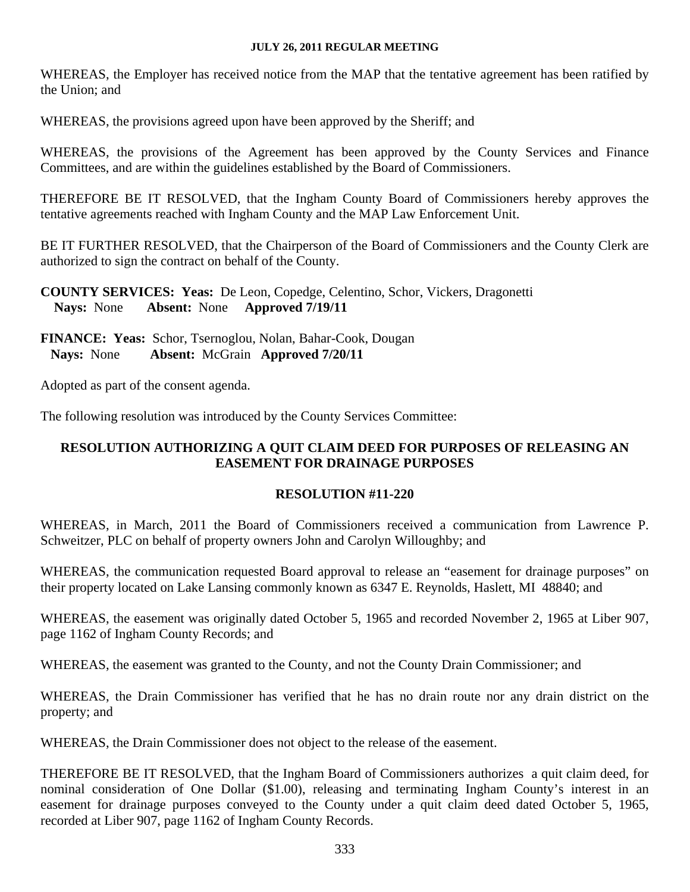WHEREAS, the Employer has received notice from the MAP that the tentative agreement has been ratified by the Union; and

WHEREAS, the provisions agreed upon have been approved by the Sheriff; and

WHEREAS, the provisions of the Agreement has been approved by the County Services and Finance Committees, and are within the guidelines established by the Board of Commissioners.

THEREFORE BE IT RESOLVED, that the Ingham County Board of Commissioners hereby approves the tentative agreements reached with Ingham County and the MAP Law Enforcement Unit.

BE IT FURTHER RESOLVED, that the Chairperson of the Board of Commissioners and the County Clerk are authorized to sign the contract on behalf of the County.

**COUNTY SERVICES: Yeas:** De Leon, Copedge, Celentino, Schor, Vickers, Dragonetti
**Nays:** None **Absent:** None **Approved 7/19/11**

**FINANCE: Yeas:** Schor, Tsernoglou, Nolan, Bahar-Cook, Dougan
**Nays:** None **Absent:** McGrain **Approved 7/20/11**

Adopted as part of the consent agenda.

The following resolution was introduced by the County Services Committee:

## RESOLUTION AUTHORIZING A QUIT CLAIM DEED FOR PURPOSES OF RELEASING AN EASEMENT FOR DRAINAGE PURPOSES

## RESOLUTION #11-220

WHEREAS, in March, 2011 the Board of Commissioners received a communication from Lawrence P. Schweitzer, PLC on behalf of property owners John and Carolyn Willoughby; and

WHEREAS, the communication requested Board approval to release an "easement for drainage purposes" on their property located on Lake Lansing commonly known as 6347 E. Reynolds, Haslett, MI 48840; and

WHEREAS, the easement was originally dated October 5, 1965 and recorded November 2, 1965 at Liber 907, page 1162 of Ingham County Records; and

WHEREAS, the easement was granted to the County, and not the County Drain Commissioner; and

WHEREAS, the Drain Commissioner has verified that he has no drain route nor any drain district on the property; and

WHEREAS, the Drain Commissioner does not object to the release of the easement.

THEREFORE BE IT RESOLVED, that the Ingham Board of Commissioners authorizes a quit claim deed, for nominal consideration of One Dollar ($1.00), releasing and terminating Ingham County's interest in an easement for drainage purposes conveyed to the County under a quit claim deed dated October 5, 1965, recorded at Liber 907, page 1162 of Ingham County Records.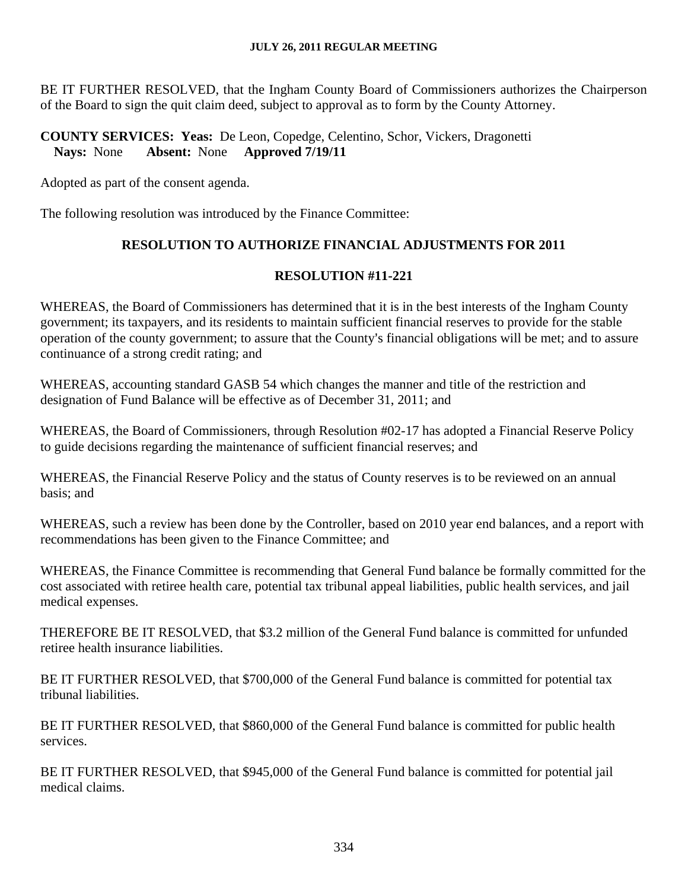BE IT FURTHER RESOLVED, that the Ingham County Board of Commissioners authorizes the Chairperson of the Board to sign the quit claim deed, subject to approval as to form by the County Attorney.

**COUNTY SERVICES: Yeas:** De Leon, Copedge, Celentino, Schor, Vickers, Dragonetti
**Nays:** None **Absent:** None **Approved 7/19/11**

Adopted as part of the consent agenda.

The following resolution was introduced by the Finance Committee:

## RESOLUTION TO AUTHORIZE FINANCIAL ADJUSTMENTS FOR 2011

## RESOLUTION #11-221

WHEREAS, the Board of Commissioners has determined that it is in the best interests of the Ingham County government; its taxpayers, and its residents to maintain sufficient financial reserves to provide for the stable operation of the county government; to assure that the County's financial obligations will be met; and to assure continuance of a strong credit rating; and

WHEREAS, accounting standard GASB 54 which changes the manner and title of the restriction and designation of Fund Balance will be effective as of December 31, 2011; and

WHEREAS, the Board of Commissioners, through Resolution #02-17 has adopted a Financial Reserve Policy to guide decisions regarding the maintenance of sufficient financial reserves; and

WHEREAS, the Financial Reserve Policy and the status of County reserves is to be reviewed on an annual basis; and

WHEREAS, such a review has been done by the Controller, based on 2010 year end balances, and a report with recommendations has been given to the Finance Committee; and

WHEREAS, the Finance Committee is recommending that General Fund balance be formally committed for the cost associated with retiree health care, potential tax tribunal appeal liabilities, public health services, and jail medical expenses.

THEREFORE BE IT RESOLVED, that $3.2 million of the General Fund balance is committed for unfunded retiree health insurance liabilities.

BE IT FURTHER RESOLVED, that $700,000 of the General Fund balance is committed for potential tax tribunal liabilities.

BE IT FURTHER RESOLVED, that $860,000 of the General Fund balance is committed for public health services.

BE IT FURTHER RESOLVED, that $945,000 of the General Fund balance is committed for potential jail medical claims.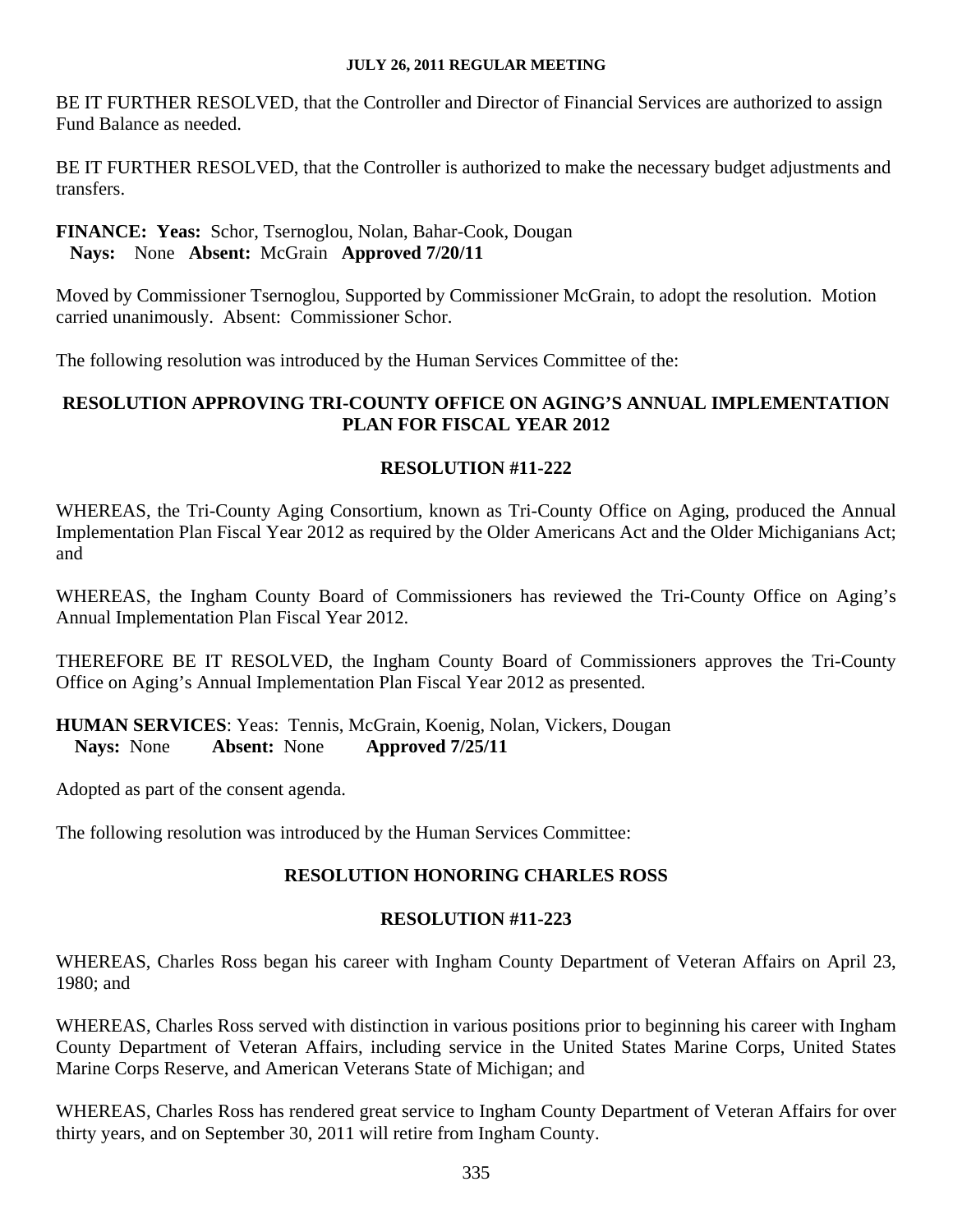BE IT FURTHER RESOLVED, that the Controller and Director of Financial Services are authorized to assign Fund Balance as needed.

BE IT FURTHER RESOLVED, that the Controller is authorized to make the necessary budget adjustments and transfers.

**FINANCE: Yeas:** Schor, Tsernoglou, Nolan, Bahar-Cook, Dougan
**Nays:** None **Absent:** McGrain **Approved 7/20/11**

Moved by Commissioner Tsernoglou, Supported by Commissioner McGrain, to adopt the resolution. Motion carried unanimously. Absent: Commissioner Schor.

The following resolution was introduced by the Human Services Committee of the:

## RESOLUTION APPROVING TRI-COUNTY OFFICE ON AGING'S ANNUAL IMPLEMENTATION PLAN FOR FISCAL YEAR 2012

### RESOLUTION #11-222

WHEREAS, the Tri-County Aging Consortium, known as Tri-County Office on Aging, produced the Annual Implementation Plan Fiscal Year 2012 as required by the Older Americans Act and the Older Michiganians Act; and

WHEREAS, the Ingham County Board of Commissioners has reviewed the Tri-County Office on Aging's Annual Implementation Plan Fiscal Year 2012.

THEREFORE BE IT RESOLVED, the Ingham County Board of Commissioners approves the Tri-County Office on Aging's Annual Implementation Plan Fiscal Year 2012 as presented.

**HUMAN SERVICES**: Yeas: Tennis, McGrain, Koenig, Nolan, Vickers, Dougan
**Nays:** None **Absent:** None **Approved 7/25/11**

Adopted as part of the consent agenda.

The following resolution was introduced by the Human Services Committee:

## RESOLUTION HONORING CHARLES ROSS

### RESOLUTION #11-223

WHEREAS, Charles Ross began his career with Ingham County Department of Veteran Affairs on April 23, 1980; and

WHEREAS, Charles Ross served with distinction in various positions prior to beginning his career with Ingham County Department of Veteran Affairs, including service in the United States Marine Corps, United States Marine Corps Reserve, and American Veterans State of Michigan; and

WHEREAS, Charles Ross has rendered great service to Ingham County Department of Veteran Affairs for over thirty years, and on September 30, 2011 will retire from Ingham County.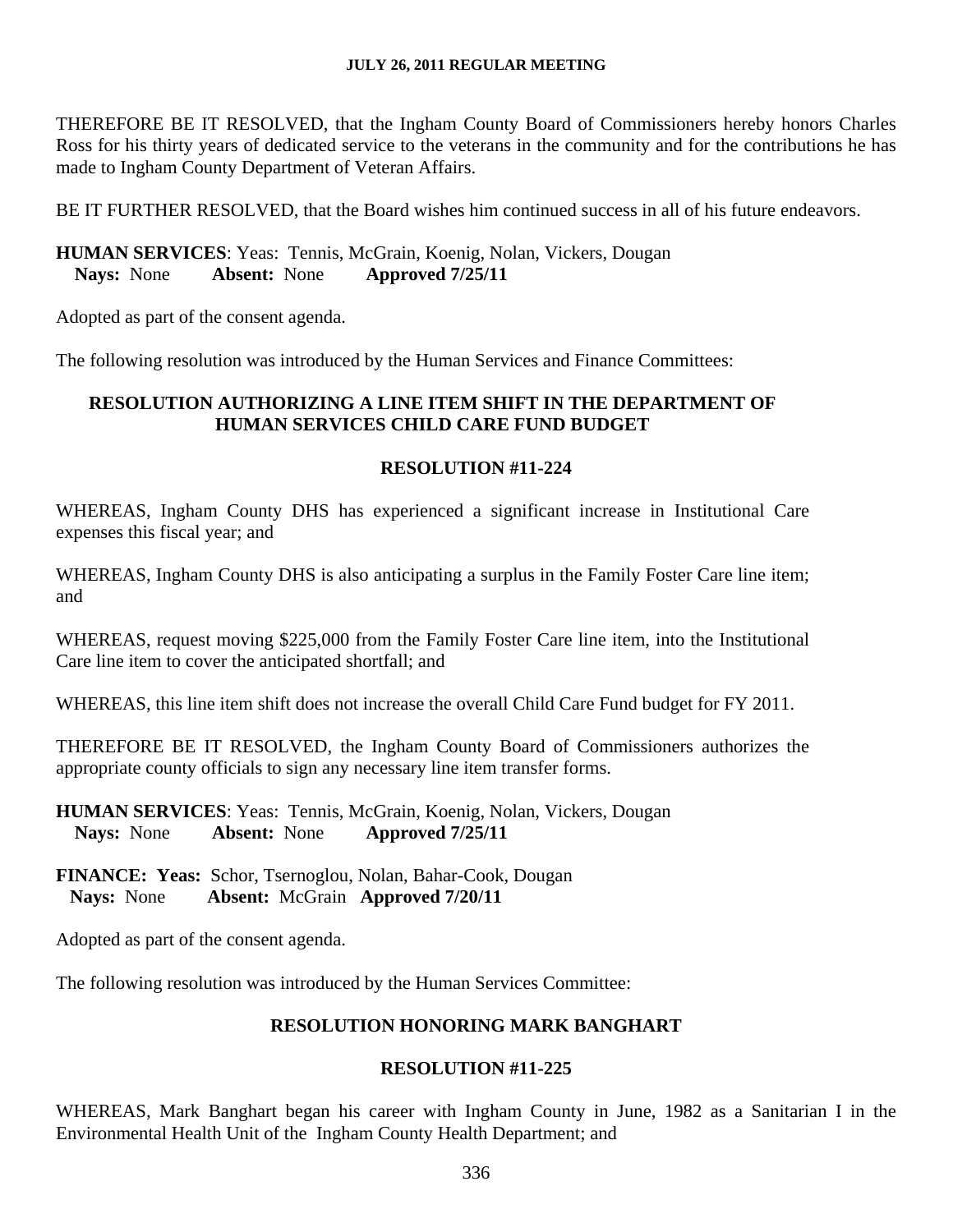THEREFORE BE IT RESOLVED, that the Ingham County Board of Commissioners hereby honors Charles Ross for his thirty years of dedicated service to the veterans in the community and for the contributions he has made to Ingham County Department of Veteran Affairs.

BE IT FURTHER RESOLVED, that the Board wishes him continued success in all of his future endeavors.

**HUMAN SERVICES**: Yeas: Tennis, McGrain, Koenig, Nolan, Vickers, Dougan
**Nays:** None **Absent:** None **Approved 7/25/11**

Adopted as part of the consent agenda.

The following resolution was introduced by the Human Services and Finance Committees:

**RESOLUTION AUTHORIZING A LINE ITEM SHIFT IN THE DEPARTMENT OF HUMAN SERVICES CHILD CARE FUND BUDGET**

**RESOLUTION #11-224**

WHEREAS, Ingham County DHS has experienced a significant increase in Institutional Care expenses this fiscal year; and

WHEREAS, Ingham County DHS is also anticipating a surplus in the Family Foster Care line item; and

WHEREAS, request moving $225,000 from the Family Foster Care line item, into the Institutional Care line item to cover the anticipated shortfall; and

WHEREAS, this line item shift does not increase the overall Child Care Fund budget for FY 2011.

THEREFORE BE IT RESOLVED, the Ingham County Board of Commissioners authorizes the appropriate county officials to sign any necessary line item transfer forms.

**HUMAN SERVICES**: Yeas: Tennis, McGrain, Koenig, Nolan, Vickers, Dougan
**Nays:** None **Absent:** None **Approved 7/25/11**

**FINANCE: Yeas:** Schor, Tsernoglou, Nolan, Bahar-Cook, Dougan
**Nays:** None **Absent:** McGrain **Approved 7/20/11**

Adopted as part of the consent agenda.

The following resolution was introduced by the Human Services Committee:

**RESOLUTION HONORING MARK BANGHART**

**RESOLUTION #11-225**

WHEREAS, Mark Banghart began his career with Ingham County in June, 1982 as a Sanitarian I in the Environmental Health Unit of the Ingham County Health Department; and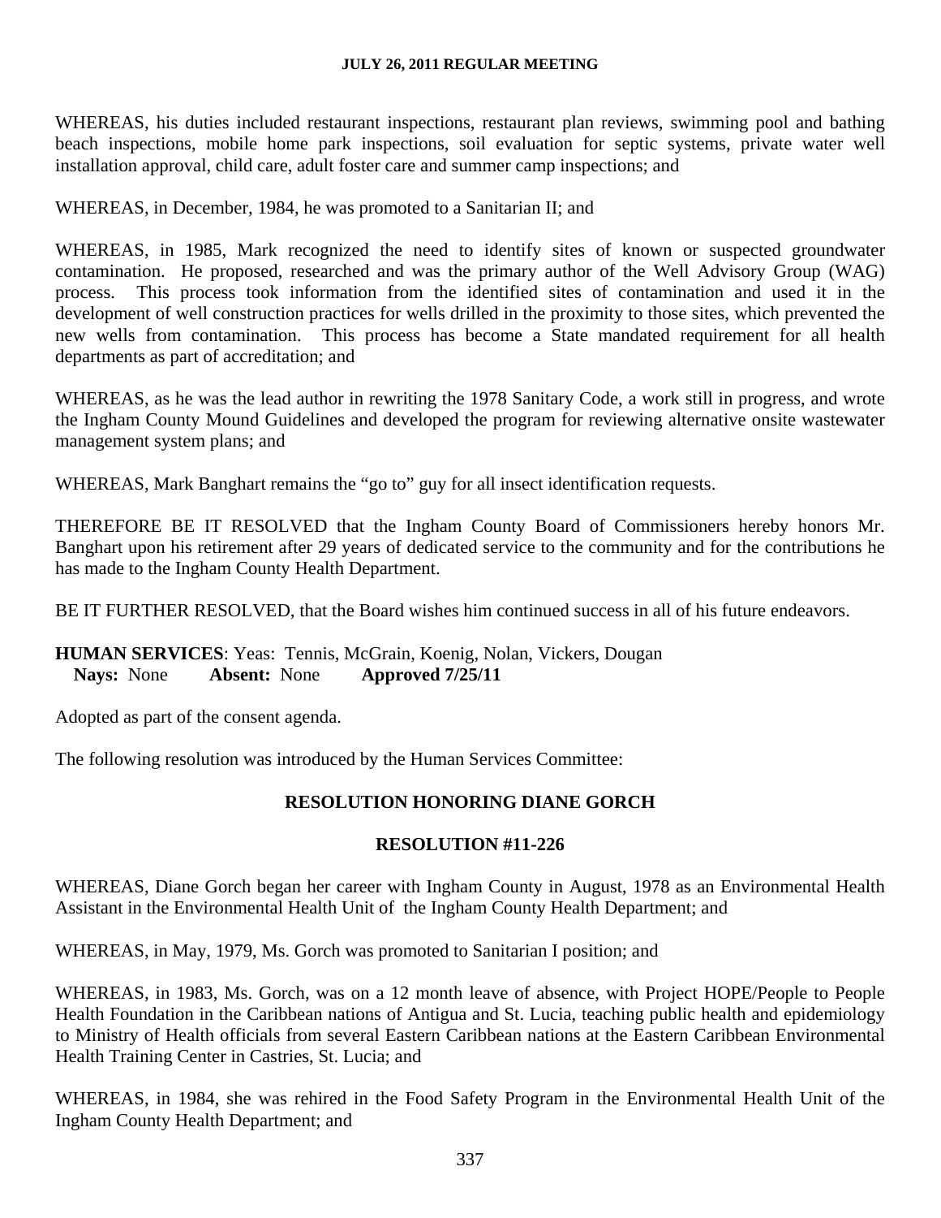WHEREAS, his duties included restaurant inspections, restaurant plan reviews, swimming pool and bathing beach inspections, mobile home park inspections, soil evaluation for septic systems, private water well installation approval, child care, adult foster care and summer camp inspections; and

WHEREAS, in December, 1984, he was promoted to a Sanitarian II; and

WHEREAS, in 1985, Mark recognized the need to identify sites of known or suspected groundwater contamination. He proposed, researched and was the primary author of the Well Advisory Group (WAG) process. This process took information from the identified sites of contamination and used it in the development of well construction practices for wells drilled in the proximity to those sites, which prevented the new wells from contamination. This process has become a State mandated requirement for all health departments as part of accreditation; and

WHEREAS, as he was the lead author in rewriting the 1978 Sanitary Code, a work still in progress, and wrote the Ingham County Mound Guidelines and developed the program for reviewing alternative onsite wastewater management system plans; and

WHEREAS, Mark Banghart remains the "go to" guy for all insect identification requests.

THEREFORE BE IT RESOLVED that the Ingham County Board of Commissioners hereby honors Mr. Banghart upon his retirement after 29 years of dedicated service to the community and for the contributions he has made to the Ingham County Health Department.

BE IT FURTHER RESOLVED, that the Board wishes him continued success in all of his future endeavors.

**HUMAN SERVICES**: Yeas: Tennis, McGrain, Koenig, Nolan, Vickers, Dougan
**Nays:** None **Absent:** None **Approved 7/25/11**

Adopted as part of the consent agenda.

The following resolution was introduced by the Human Services Committee:

## RESOLUTION HONORING DIANE GORCH

## RESOLUTION #11-226

WHEREAS, Diane Gorch began her career with Ingham County in August, 1978 as an Environmental Health Assistant in the Environmental Health Unit of the Ingham County Health Department; and

WHEREAS, in May, 1979, Ms. Gorch was promoted to Sanitarian I position; and

WHEREAS, in 1983, Ms. Gorch, was on a 12 month leave of absence, with Project HOPE/People to People Health Foundation in the Caribbean nations of Antigua and St. Lucia, teaching public health and epidemiology to Ministry of Health officials from several Eastern Caribbean nations at the Eastern Caribbean Environmental Health Training Center in Castries, St. Lucia; and

WHEREAS, in 1984, she was rehired in the Food Safety Program in the Environmental Health Unit of the Ingham County Health Department; and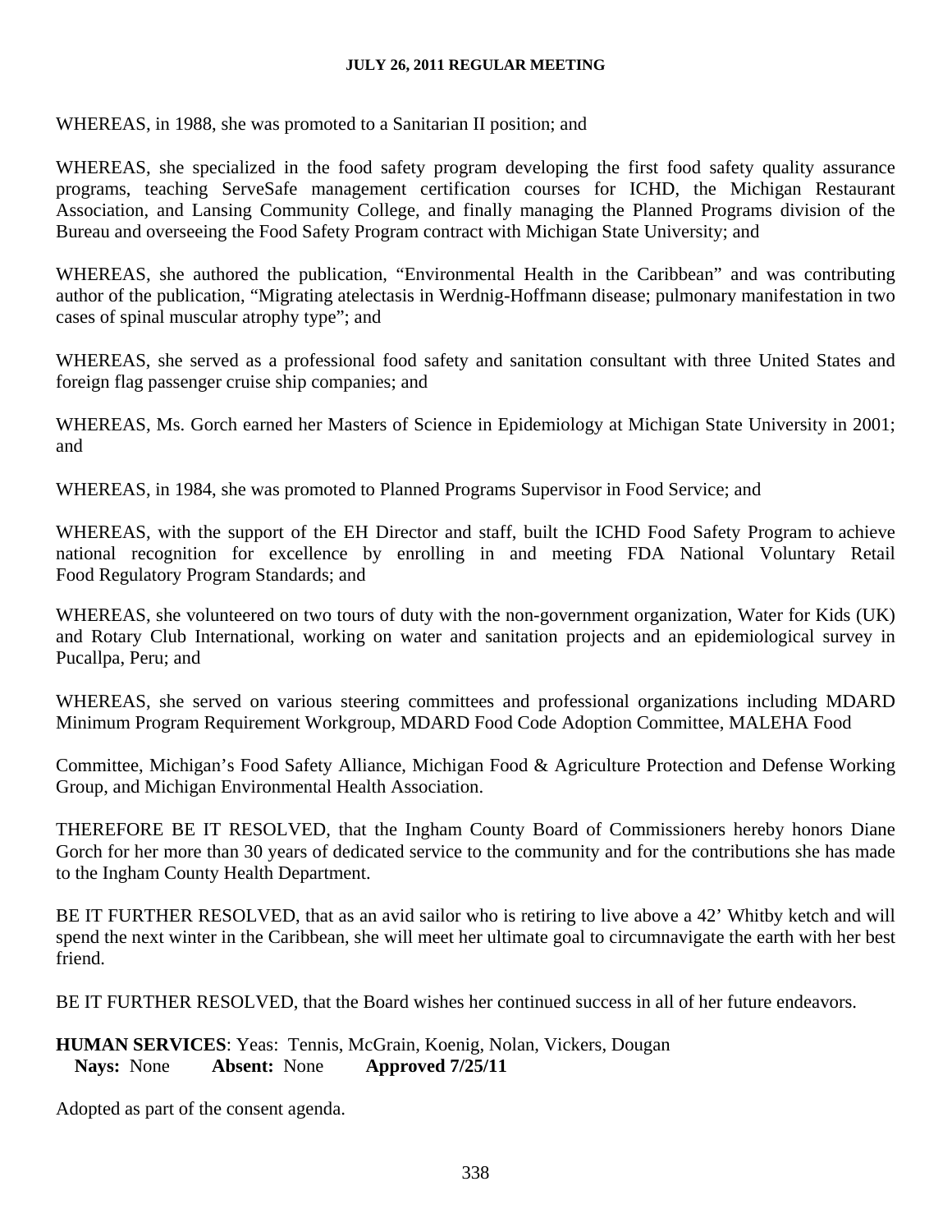WHEREAS, in 1988, she was promoted to a Sanitarian II position; and

WHEREAS, she specialized in the food safety program developing the first food safety quality assurance programs, teaching ServeSafe management certification courses for ICHD, the Michigan Restaurant Association, and Lansing Community College, and finally managing the Planned Programs division of the Bureau and overseeing the Food Safety Program contract with Michigan State University; and

WHEREAS, she authored the publication, "Environmental Health in the Caribbean" and was contributing author of the publication, "Migrating atelectasis in Werdnig-Hoffmann disease; pulmonary manifestation in two cases of spinal muscular atrophy type"; and

WHEREAS, she served as a professional food safety and sanitation consultant with three United States and foreign flag passenger cruise ship companies; and

WHEREAS, Ms. Gorch earned her Masters of Science in Epidemiology at Michigan State University in 2001; and

WHEREAS, in 1984, she was promoted to Planned Programs Supervisor in Food Service; and

WHEREAS, with the support of the EH Director and staff, built the ICHD Food Safety Program to achieve national recognition for excellence by enrolling in and meeting FDA National Voluntary Retail Food Regulatory Program Standards; and

WHEREAS, she volunteered on two tours of duty with the non-government organization, Water for Kids (UK) and Rotary Club International, working on water and sanitation projects and an epidemiological survey in Pucallpa, Peru; and

WHEREAS, she served on various steering committees and professional organizations including MDARD Minimum Program Requirement Workgroup, MDARD Food Code Adoption Committee, MALEHA Food Committee, Michigan's Food Safety Alliance, Michigan Food & Agriculture Protection and Defense Working Group, and Michigan Environmental Health Association.

THEREFORE BE IT RESOLVED, that the Ingham County Board of Commissioners hereby honors Diane Gorch for her more than 30 years of dedicated service to the community and for the contributions she has made to the Ingham County Health Department.

BE IT FURTHER RESOLVED, that as an avid sailor who is retiring to live above a 42' Whitby ketch and will spend the next winter in the Caribbean, she will meet her ultimate goal to circumnavigate the earth with her best friend.

BE IT FURTHER RESOLVED, that the Board wishes her continued success in all of her future endeavors.

**HUMAN SERVICES**: Yeas: Tennis, McGrain, Koenig, Nolan, Vickers, Dougan
**Nays:** None **Absent:** None **Approved 7/25/11**

Adopted as part of the consent agenda.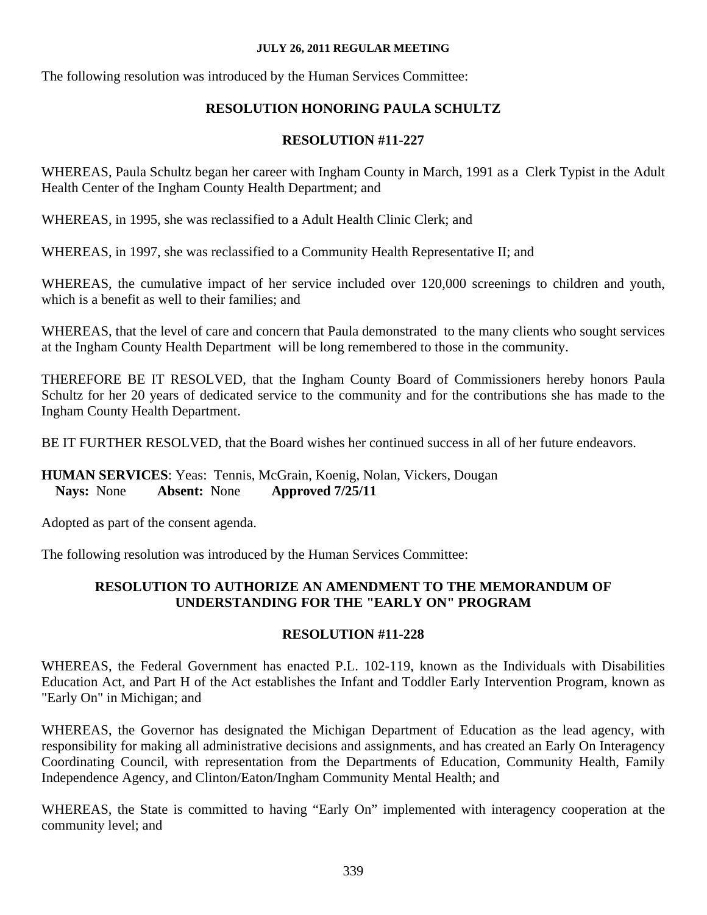The following resolution was introduced by the Human Services Committee:

## RESOLUTION HONORING PAULA SCHULTZ

## RESOLUTION #11-227

WHEREAS, Paula Schultz began her career with Ingham County in March, 1991 as a Clerk Typist in the Adult Health Center of the Ingham County Health Department; and

WHEREAS, in 1995, she was reclassified to a Adult Health Clinic Clerk; and

WHEREAS, in 1997, she was reclassified to a Community Health Representative II; and

WHEREAS, the cumulative impact of her service included over 120,000 screenings to children and youth, which is a benefit as well to their families; and

WHEREAS, that the level of care and concern that Paula demonstrated to the many clients who sought services at the Ingham County Health Department will be long remembered to those in the community.

THEREFORE BE IT RESOLVED, that the Ingham County Board of Commissioners hereby honors Paula Schultz for her 20 years of dedicated service to the community and for the contributions she has made to the Ingham County Health Department.

BE IT FURTHER RESOLVED, that the Board wishes her continued success in all of her future endeavors.

**HUMAN SERVICES**: Yeas: Tennis, McGrain, Koenig, Nolan, Vickers, Dougan
**Nays:** None **Absent:** None **Approved 7/25/11**

Adopted as part of the consent agenda.

The following resolution was introduced by the Human Services Committee:

## RESOLUTION TO AUTHORIZE AN AMENDMENT TO THE MEMORANDUM OF UNDERSTANDING FOR THE "EARLY ON" PROGRAM

## RESOLUTION #11-228

WHEREAS, the Federal Government has enacted P.L. 102-119, known as the Individuals with Disabilities Education Act, and Part H of the Act establishes the Infant and Toddler Early Intervention Program, known as "Early On" in Michigan; and

WHEREAS, the Governor has designated the Michigan Department of Education as the lead agency, with responsibility for making all administrative decisions and assignments, and has created an Early On Interagency Coordinating Council, with representation from the Departments of Education, Community Health, Family Independence Agency, and Clinton/Eaton/Ingham Community Mental Health; and

WHEREAS, the State is committed to having "Early On" implemented with interagency cooperation at the community level; and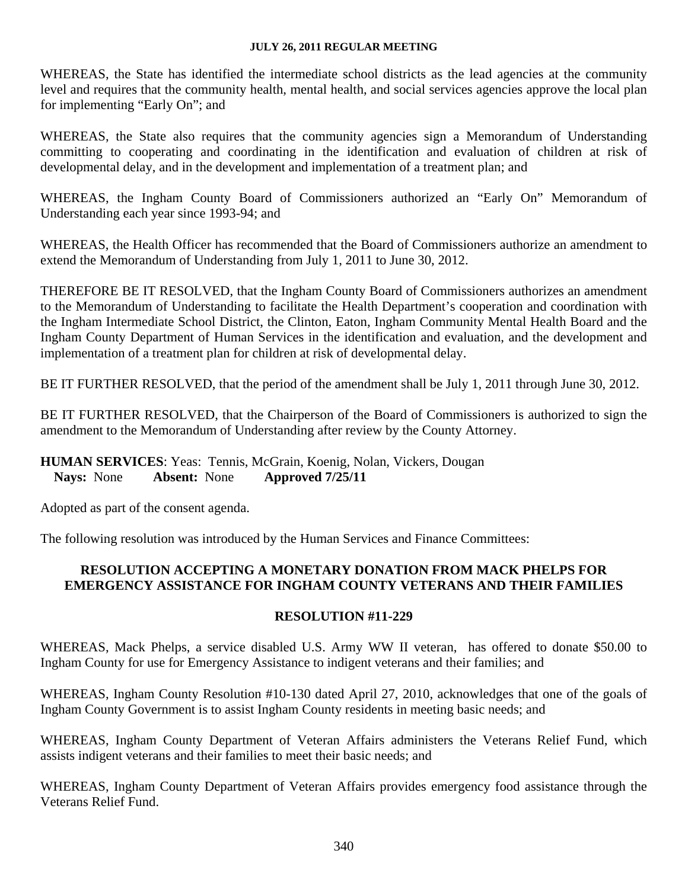WHEREAS, the State has identified the intermediate school districts as the lead agencies at the community level and requires that the community health, mental health, and social services agencies approve the local plan for implementing "Early On"; and

WHEREAS, the State also requires that the community agencies sign a Memorandum of Understanding committing to cooperating and coordinating in the identification and evaluation of children at risk of developmental delay, and in the development and implementation of a treatment plan; and

WHEREAS, the Ingham County Board of Commissioners authorized an "Early On" Memorandum of Understanding each year since 1993-94; and

WHEREAS, the Health Officer has recommended that the Board of Commissioners authorize an amendment to extend the Memorandum of Understanding from July 1, 2011 to June 30, 2012.

THEREFORE BE IT RESOLVED, that the Ingham County Board of Commissioners authorizes an amendment to the Memorandum of Understanding to facilitate the Health Department's cooperation and coordination with the Ingham Intermediate School District, the Clinton, Eaton, Ingham Community Mental Health Board and the Ingham County Department of Human Services in the identification and evaluation, and the development and implementation of a treatment plan for children at risk of developmental delay.

BE IT FURTHER RESOLVED, that the period of the amendment shall be July 1, 2011 through June 30, 2012.

BE IT FURTHER RESOLVED, that the Chairperson of the Board of Commissioners is authorized to sign the amendment to the Memorandum of Understanding after review by the County Attorney.

**HUMAN SERVICES**: Yeas: Tennis, McGrain, Koenig, Nolan, Vickers, Dougan
**Nays:** None **Absent:** None **Approved 7/25/11**

Adopted as part of the consent agenda.

The following resolution was introduced by the Human Services and Finance Committees:

**RESOLUTION ACCEPTING A MONETARY DONATION FROM MACK PHELPS FOR EMERGENCY ASSISTANCE FOR INGHAM COUNTY VETERANS AND THEIR FAMILIES**

**RESOLUTION #11-229**

WHEREAS, Mack Phelps, a service disabled U.S. Army WW II veteran, has offered to donate $50.00 to Ingham County for use for Emergency Assistance to indigent veterans and their families; and

WHEREAS, Ingham County Resolution #10-130 dated April 27, 2010, acknowledges that one of the goals of Ingham County Government is to assist Ingham County residents in meeting basic needs; and

WHEREAS, Ingham County Department of Veteran Affairs administers the Veterans Relief Fund, which assists indigent veterans and their families to meet their basic needs; and

WHEREAS, Ingham County Department of Veteran Affairs provides emergency food assistance through the Veterans Relief Fund.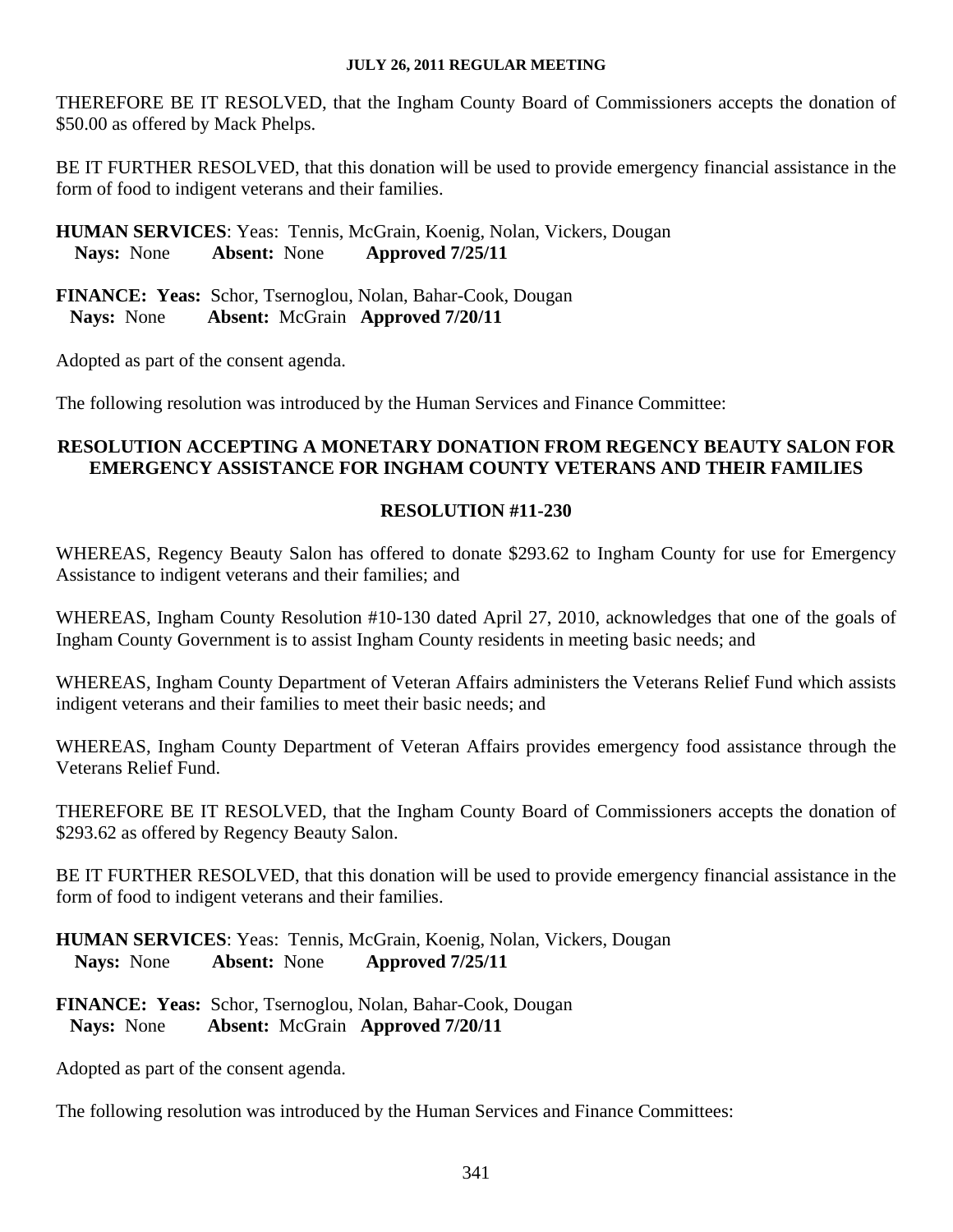THEREFORE BE IT RESOLVED, that the Ingham County Board of Commissioners accepts the donation of $50.00 as offered by Mack Phelps.

BE IT FURTHER RESOLVED, that this donation will be used to provide emergency financial assistance in the form of food to indigent veterans and their families.

**HUMAN SERVICES**: Yeas: Tennis, McGrain, Koenig, Nolan, Vickers, Dougan
**Nays:** None **Absent:** None **Approved 7/25/11**

**FINANCE: Yeas:** Schor, Tsernoglou, Nolan, Bahar-Cook, Dougan
**Nays:** None **Absent:** McGrain **Approved 7/20/11**

Adopted as part of the consent agenda.

The following resolution was introduced by the Human Services and Finance Committee:

**RESOLUTION ACCEPTING A MONETARY DONATION FROM REGENCY BEAUTY SALON FOR EMERGENCY ASSISTANCE FOR INGHAM COUNTY VETERANS AND THEIR FAMILIES**

**RESOLUTION #11-230**

WHEREAS, Regency Beauty Salon has offered to donate $293.62 to Ingham County for use for Emergency Assistance to indigent veterans and their families; and

WHEREAS, Ingham County Resolution #10-130 dated April 27, 2010, acknowledges that one of the goals of Ingham County Government is to assist Ingham County residents in meeting basic needs; and

WHEREAS, Ingham County Department of Veteran Affairs administers the Veterans Relief Fund which assists indigent veterans and their families to meet their basic needs; and

WHEREAS, Ingham County Department of Veteran Affairs provides emergency food assistance through the Veterans Relief Fund.

THEREFORE BE IT RESOLVED, that the Ingham County Board of Commissioners accepts the donation of $293.62 as offered by Regency Beauty Salon.

BE IT FURTHER RESOLVED, that this donation will be used to provide emergency financial assistance in the form of food to indigent veterans and their families.

**HUMAN SERVICES**: Yeas: Tennis, McGrain, Koenig, Nolan, Vickers, Dougan
**Nays:** None **Absent:** None **Approved 7/25/11**

**FINANCE: Yeas:** Schor, Tsernoglou, Nolan, Bahar-Cook, Dougan
**Nays:** None **Absent:** McGrain **Approved 7/20/11**

Adopted as part of the consent agenda.

The following resolution was introduced by the Human Services and Finance Committees: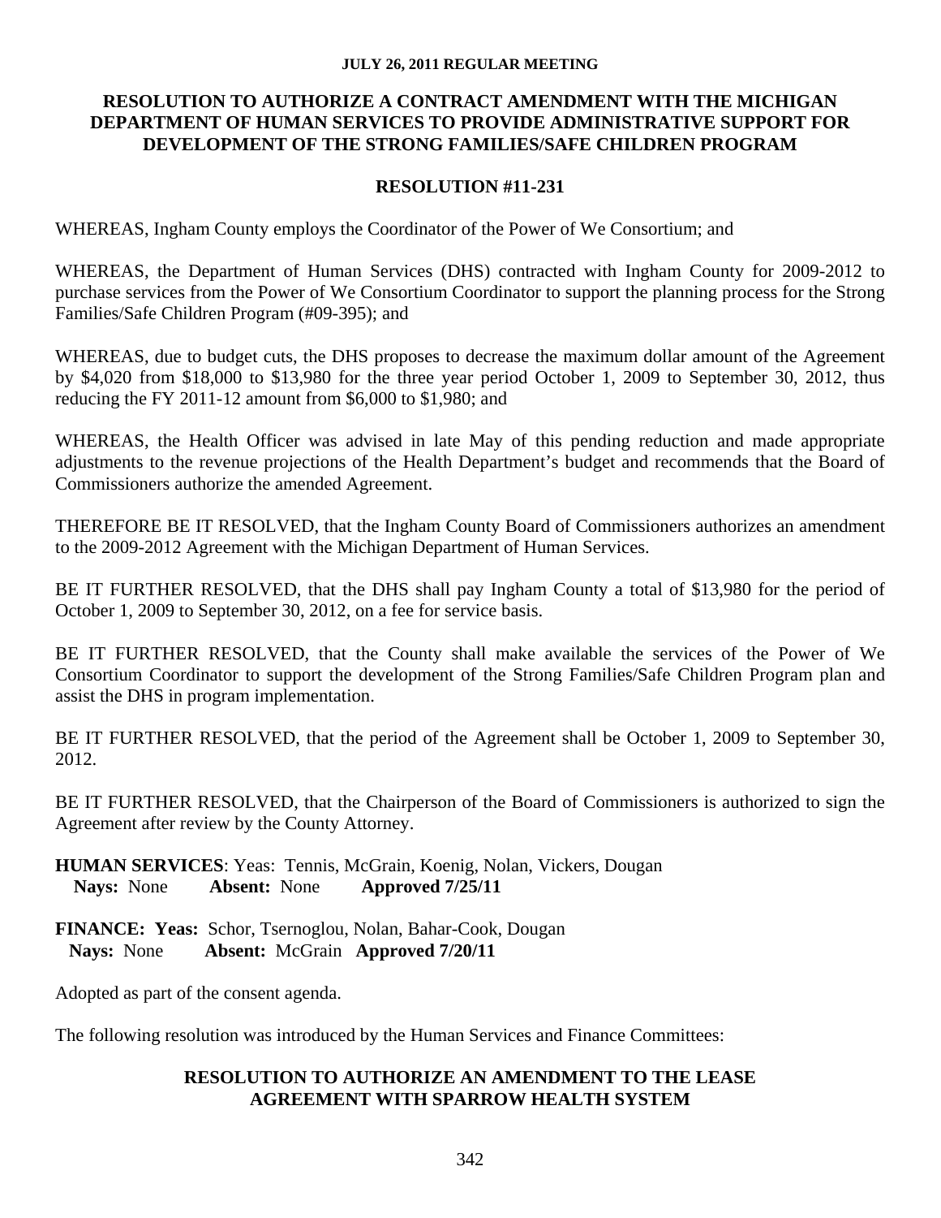## RESOLUTION TO AUTHORIZE A CONTRACT AMENDMENT WITH THE MICHIGAN DEPARTMENT OF HUMAN SERVICES TO PROVIDE ADMINISTRATIVE SUPPORT FOR DEVELOPMENT OF THE STRONG FAMILIES/SAFE CHILDREN PROGRAM

### RESOLUTION #11-231

WHEREAS, Ingham County employs the Coordinator of the Power of We Consortium; and

WHEREAS, the Department of Human Services (DHS) contracted with Ingham County for 2009-2012 to purchase services from the Power of We Consortium Coordinator to support the planning process for the Strong Families/Safe Children Program (#09-395); and

WHEREAS, due to budget cuts, the DHS proposes to decrease the maximum dollar amount of the Agreement by $4,020 from $18,000 to $13,980 for the three year period October 1, 2009 to September 30, 2012, thus reducing the FY 2011-12 amount from $6,000 to $1,980; and

WHEREAS, the Health Officer was advised in late May of this pending reduction and made appropriate adjustments to the revenue projections of the Health Department's budget and recommends that the Board of Commissioners authorize the amended Agreement.

THEREFORE BE IT RESOLVED, that the Ingham County Board of Commissioners authorizes an amendment to the 2009-2012 Agreement with the Michigan Department of Human Services.

BE IT FURTHER RESOLVED, that the DHS shall pay Ingham County a total of $13,980 for the period of October 1, 2009 to September 30, 2012, on a fee for service basis.

BE IT FURTHER RESOLVED, that the County shall make available the services of the Power of We Consortium Coordinator to support the development of the Strong Families/Safe Children Program plan and assist the DHS in program implementation.

BE IT FURTHER RESOLVED, that the period of the Agreement shall be October 1, 2009 to September 30, 2012.

BE IT FURTHER RESOLVED, that the Chairperson of the Board of Commissioners is authorized to sign the Agreement after review by the County Attorney.

**HUMAN SERVICES**: Yeas: Tennis, McGrain, Koenig, Nolan, Vickers, Dougan
**Nays:** None **Absent:** None **Approved 7/25/11**

**FINANCE: Yeas:** Schor, Tsernoglou, Nolan, Bahar-Cook, Dougan
**Nays:** None **Absent:** McGrain **Approved 7/20/11**

Adopted as part of the consent agenda.

The following resolution was introduced by the Human Services and Finance Committees:

## RESOLUTION TO AUTHORIZE AN AMENDMENT TO THE LEASE AGREEMENT WITH SPARROW HEALTH SYSTEM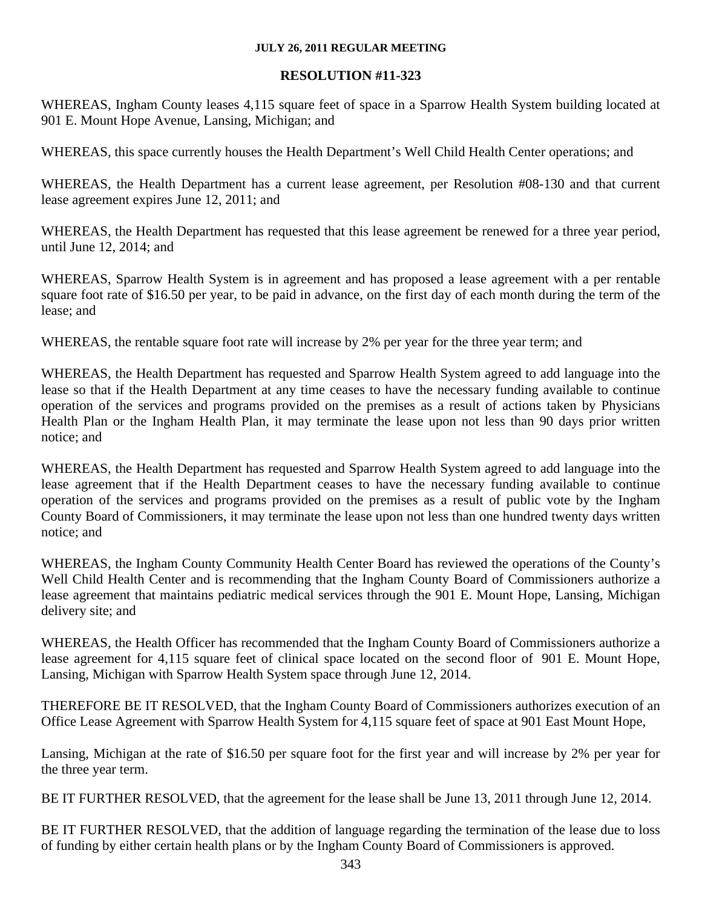**JULY 26, 2011 REGULAR MEETING**

## RESOLUTION #11-323

WHEREAS, Ingham County leases 4,115 square feet of space in a Sparrow Health System building located at 901 E. Mount Hope Avenue, Lansing, Michigan; and

WHEREAS, this space currently houses the Health Department's Well Child Health Center operations; and

WHEREAS, the Health Department has a current lease agreement, per Resolution #08-130 and that current lease agreement expires June 12, 2011; and

WHEREAS, the Health Department has requested that this lease agreement be renewed for a three year period, until June 12, 2014; and

WHEREAS, Sparrow Health System is in agreement and has proposed a lease agreement with a per rentable square foot rate of $16.50 per year, to be paid in advance, on the first day of each month during the term of the lease; and

WHEREAS, the rentable square foot rate will increase by 2% per year for the three year term; and

WHEREAS, the Health Department has requested and Sparrow Health System agreed to add language into the lease so that if the Health Department at any time ceases to have the necessary funding available to continue operation of the services and programs provided on the premises as a result of actions taken by Physicians Health Plan or the Ingham Health Plan, it may terminate the lease upon not less than 90 days prior written notice; and

WHEREAS, the Health Department has requested and Sparrow Health System agreed to add language into the lease agreement that if the Health Department ceases to have the necessary funding available to continue operation of the services and programs provided on the premises as a result of public vote by the Ingham County Board of Commissioners, it may terminate the lease upon not less than one hundred twenty days written notice; and

WHEREAS, the Ingham County Community Health Center Board has reviewed the operations of the County's Well Child Health Center and is recommending that the Ingham County Board of Commissioners authorize a lease agreement that maintains pediatric medical services through the 901 E. Mount Hope, Lansing, Michigan delivery site; and

WHEREAS, the Health Officer has recommended that the Ingham County Board of Commissioners authorize a lease agreement for 4,115 square feet of clinical space located on the second floor of 901 E. Mount Hope, Lansing, Michigan with Sparrow Health System space through June 12, 2014.

THEREFORE BE IT RESOLVED, that the Ingham County Board of Commissioners authorizes execution of an Office Lease Agreement with Sparrow Health System for 4,115 square feet of space at 901 East Mount Hope,

Lansing, Michigan at the rate of $16.50 per square foot for the first year and will increase by 2% per year for the three year term.

BE IT FURTHER RESOLVED, that the agreement for the lease shall be June 13, 2011 through June 12, 2014.

BE IT FURTHER RESOLVED, that the addition of language regarding the termination of the lease due to loss of funding by either certain health plans or by the Ingham County Board of Commissioners is approved.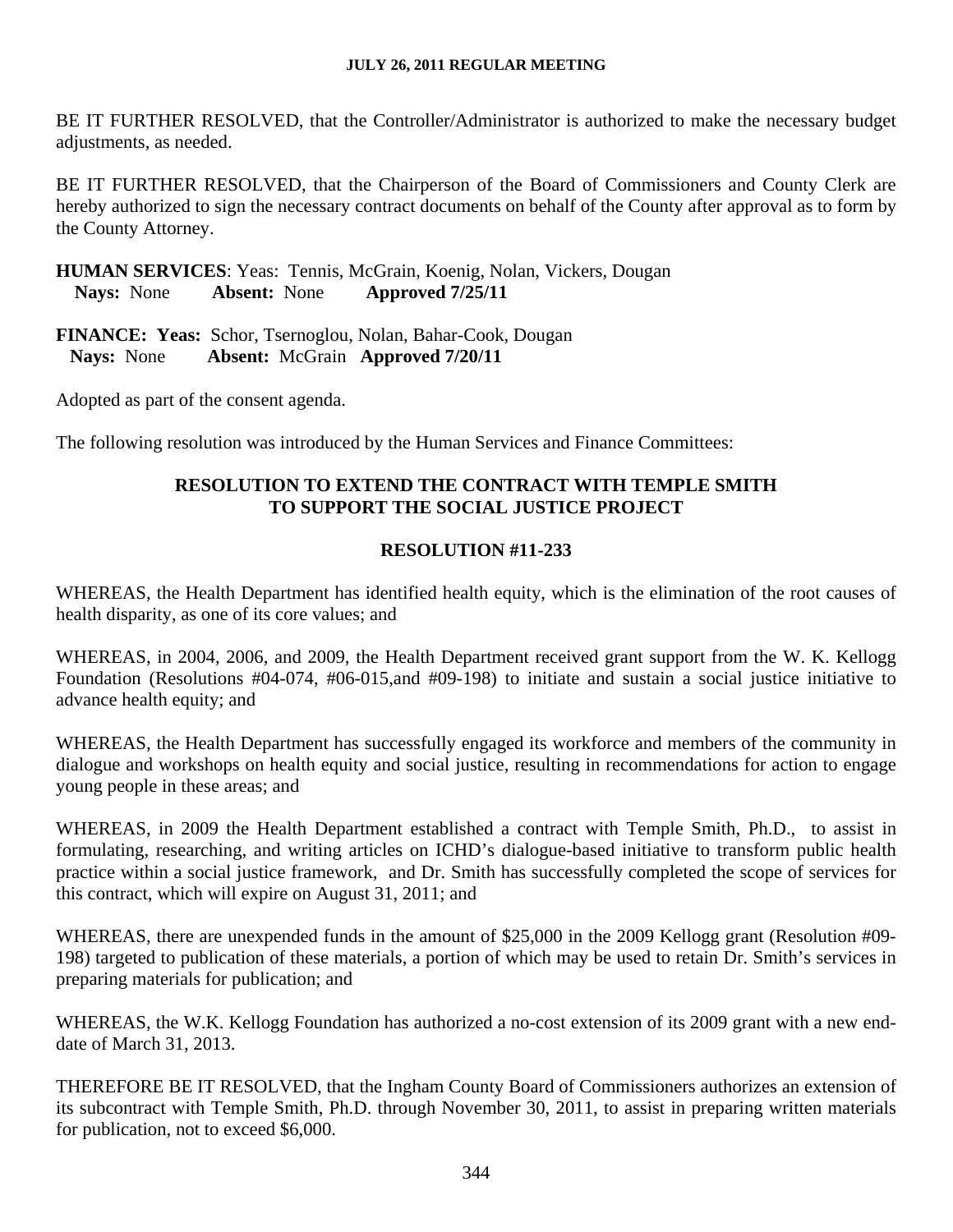BE IT FURTHER RESOLVED, that the Controller/Administrator is authorized to make the necessary budget adjustments, as needed.

BE IT FURTHER RESOLVED, that the Chairperson of the Board of Commissioners and County Clerk are hereby authorized to sign the necessary contract documents on behalf of the County after approval as to form by the County Attorney.

**HUMAN SERVICES**: Yeas: Tennis, McGrain, Koenig, Nolan, Vickers, Dougan
**Nays:** None **Absent:** None **Approved 7/25/11**

**FINANCE: Yeas:** Schor, Tsernoglou, Nolan, Bahar-Cook, Dougan
**Nays:** None **Absent:** McGrain **Approved 7/20/11**

Adopted as part of the consent agenda.

The following resolution was introduced by the Human Services and Finance Committees:

**RESOLUTION TO EXTEND THE CONTRACT WITH TEMPLE SMITH TO SUPPORT THE SOCIAL JUSTICE PROJECT**

**RESOLUTION #11-233**

WHEREAS, the Health Department has identified health equity, which is the elimination of the root causes of health disparity, as one of its core values; and

WHEREAS, in 2004, 2006, and 2009, the Health Department received grant support from the W. K. Kellogg Foundation (Resolutions #04-074, #06-015,and #09-198) to initiate and sustain a social justice initiative to advance health equity; and

WHEREAS, the Health Department has successfully engaged its workforce and members of the community in dialogue and workshops on health equity and social justice, resulting in recommendations for action to engage young people in these areas; and

WHEREAS, in 2009 the Health Department established a contract with Temple Smith, Ph.D., to assist in formulating, researching, and writing articles on ICHD's dialogue-based initiative to transform public health practice within a social justice framework, and Dr. Smith has successfully completed the scope of services for this contract, which will expire on August 31, 2011; and

WHEREAS, there are unexpended funds in the amount of $25,000 in the 2009 Kellogg grant (Resolution #09-198) targeted to publication of these materials, a portion of which may be used to retain Dr. Smith's services in preparing materials for publication; and

WHEREAS, the W.K. Kellogg Foundation has authorized a no-cost extension of its 2009 grant with a new end-date of March 31, 2013.

THEREFORE BE IT RESOLVED, that the Ingham County Board of Commissioners authorizes an extension of its subcontract with Temple Smith, Ph.D. through November 30, 2011, to assist in preparing written materials for publication, not to exceed $6,000.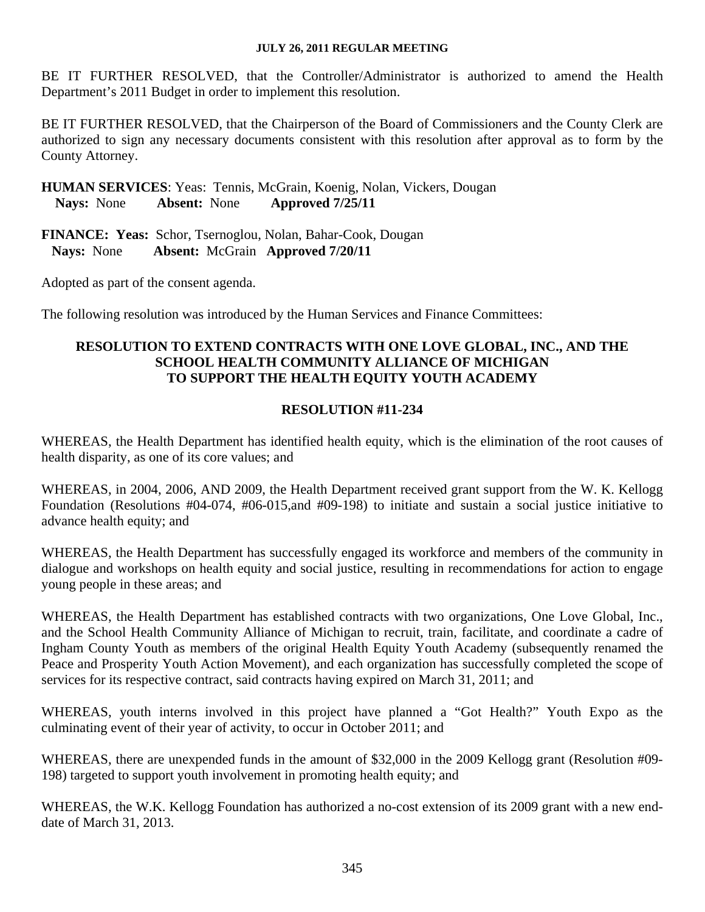BE IT FURTHER RESOLVED, that the Controller/Administrator is authorized to amend the Health Department's 2011 Budget in order to implement this resolution.

BE IT FURTHER RESOLVED, that the Chairperson of the Board of Commissioners and the County Clerk are authorized to sign any necessary documents consistent with this resolution after approval as to form by the County Attorney.

**HUMAN SERVICES**: Yeas: Tennis, McGrain, Koenig, Nolan, Vickers, Dougan
**Nays:** None **Absent:** None **Approved 7/25/11**

**FINANCE: Yeas:** Schor, Tsernoglou, Nolan, Bahar-Cook, Dougan
**Nays:** None **Absent:** McGrain **Approved 7/20/11**

Adopted as part of the consent agenda.

The following resolution was introduced by the Human Services and Finance Committees:

### RESOLUTION TO EXTEND CONTRACTS WITH ONE LOVE GLOBAL, INC., AND THE SCHOOL HEALTH COMMUNITY ALLIANCE OF MICHIGAN TO SUPPORT THE HEALTH EQUITY YOUTH ACADEMY

### RESOLUTION #11-234

WHEREAS, the Health Department has identified health equity, which is the elimination of the root causes of health disparity, as one of its core values; and

WHEREAS, in 2004, 2006, AND 2009, the Health Department received grant support from the W. K. Kellogg Foundation (Resolutions #04-074, #06-015,and #09-198) to initiate and sustain a social justice initiative to advance health equity; and

WHEREAS, the Health Department has successfully engaged its workforce and members of the community in dialogue and workshops on health equity and social justice, resulting in recommendations for action to engage young people in these areas; and

WHEREAS, the Health Department has established contracts with two organizations, One Love Global, Inc., and the School Health Community Alliance of Michigan to recruit, train, facilitate, and coordinate a cadre of Ingham County Youth as members of the original Health Equity Youth Academy (subsequently renamed the Peace and Prosperity Youth Action Movement), and each organization has successfully completed the scope of services for its respective contract, said contracts having expired on March 31, 2011; and

WHEREAS, youth interns involved in this project have planned a "Got Health?" Youth Expo as the culminating event of their year of activity, to occur in October 2011; and

WHEREAS, there are unexpended funds in the amount of $32,000 in the 2009 Kellogg grant (Resolution #09-198) targeted to support youth involvement in promoting health equity; and

WHEREAS, the W.K. Kellogg Foundation has authorized a no-cost extension of its 2009 grant with a new end-date of March 31, 2013.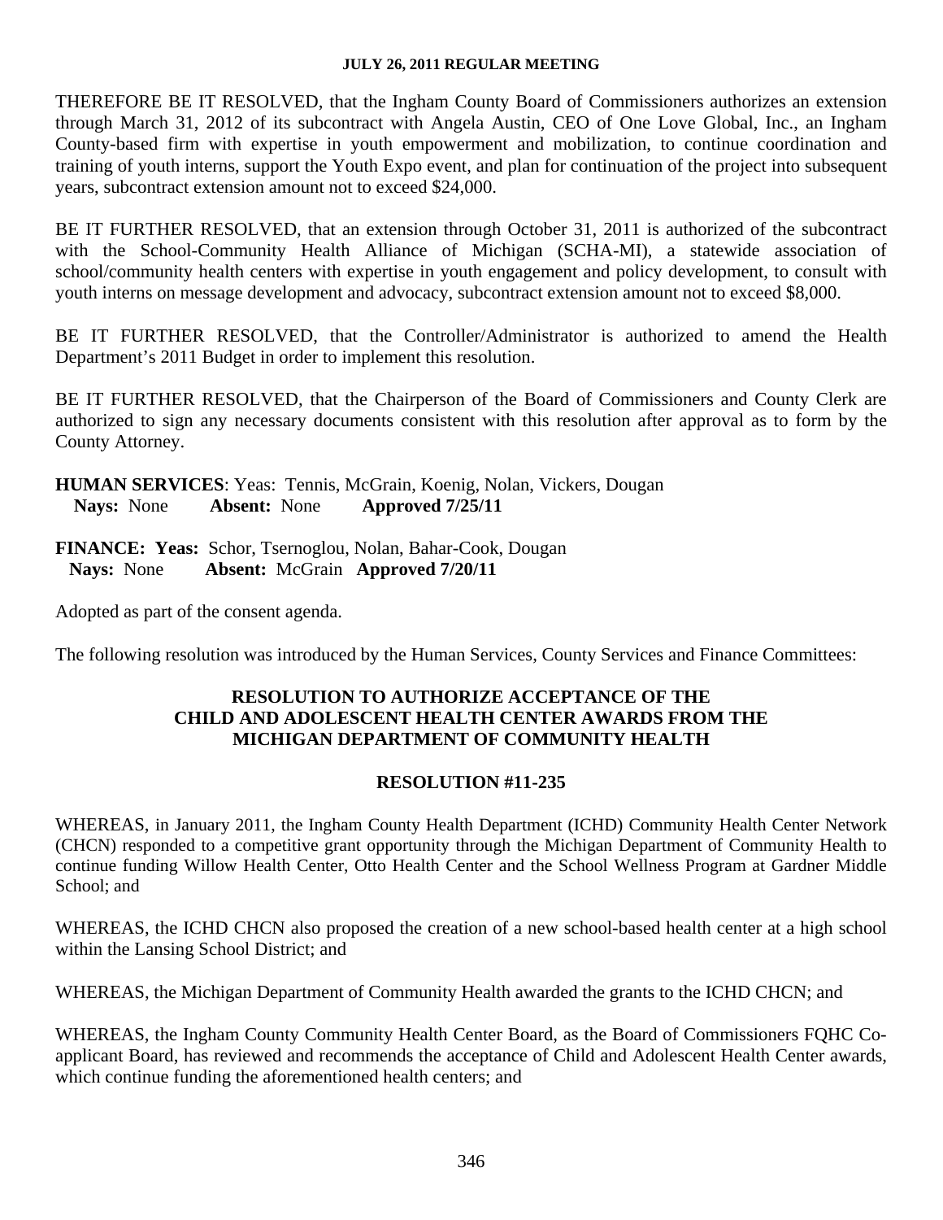THEREFORE BE IT RESOLVED, that the Ingham County Board of Commissioners authorizes an extension through March 31, 2012 of its subcontract with Angela Austin, CEO of One Love Global, Inc., an Ingham County-based firm with expertise in youth empowerment and mobilization, to continue coordination and training of youth interns, support the Youth Expo event, and plan for continuation of the project into subsequent years, subcontract extension amount not to exceed $24,000.

BE IT FURTHER RESOLVED, that an extension through October 31, 2011 is authorized of the subcontract with the School-Community Health Alliance of Michigan (SCHA-MI), a statewide association of school/community health centers with expertise in youth engagement and policy development, to consult with youth interns on message development and advocacy, subcontract extension amount not to exceed $8,000.

BE IT FURTHER RESOLVED, that the Controller/Administrator is authorized to amend the Health Department's 2011 Budget in order to implement this resolution.

BE IT FURTHER RESOLVED, that the Chairperson of the Board of Commissioners and County Clerk are authorized to sign any necessary documents consistent with this resolution after approval as to form by the County Attorney.

**HUMAN SERVICES**: Yeas: Tennis, McGrain, Koenig, Nolan, Vickers, Dougan
**Nays:** None **Absent:** None **Approved 7/25/11**

**FINANCE: Yeas:** Schor, Tsernoglou, Nolan, Bahar-Cook, Dougan
**Nays:** None **Absent:** McGrain **Approved 7/20/11**

Adopted as part of the consent agenda.

The following resolution was introduced by the Human Services, County Services and Finance Committees:

## RESOLUTION TO AUTHORIZE ACCEPTANCE OF THE CHILD AND ADOLESCENT HEALTH CENTER AWARDS FROM THE MICHIGAN DEPARTMENT OF COMMUNITY HEALTH

## RESOLUTION #11-235

WHEREAS, in January 2011, the Ingham County Health Department (ICHD) Community Health Center Network (CHCN) responded to a competitive grant opportunity through the Michigan Department of Community Health to continue funding Willow Health Center, Otto Health Center and the School Wellness Program at Gardner Middle School; and

WHEREAS, the ICHD CHCN also proposed the creation of a new school-based health center at a high school within the Lansing School District; and

WHEREAS, the Michigan Department of Community Health awarded the grants to the ICHD CHCN; and

WHEREAS, the Ingham County Community Health Center Board, as the Board of Commissioners FQHC Co-applicant Board, has reviewed and recommends the acceptance of Child and Adolescent Health Center awards, which continue funding the aforementioned health centers; and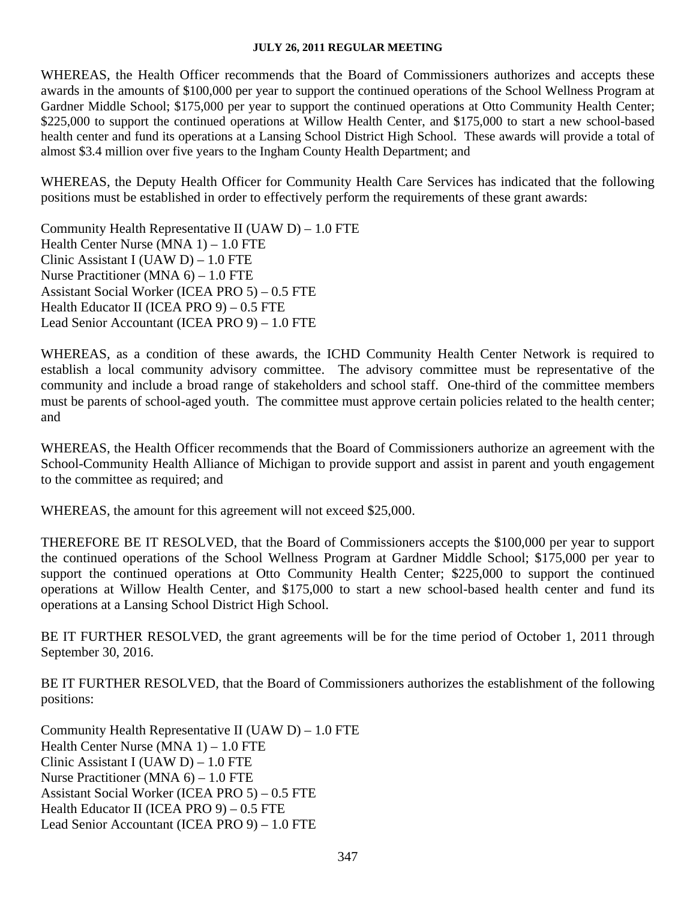WHEREAS, the Health Officer recommends that the Board of Commissioners authorizes and accepts these awards in the amounts of $100,000 per year to support the continued operations of the School Wellness Program at Gardner Middle School; $175,000 per year to support the continued operations at Otto Community Health Center; $225,000 to support the continued operations at Willow Health Center, and $175,000 to start a new school-based health center and fund its operations at a Lansing School District High School. These awards will provide a total of almost $3.4 million over five years to the Ingham County Health Department; and

WHEREAS, the Deputy Health Officer for Community Health Care Services has indicated that the following positions must be established in order to effectively perform the requirements of these grant awards:

Community Health Representative II (UAW D) – 1.0 FTE
Health Center Nurse (MNA 1) – 1.0 FTE
Clinic Assistant I (UAW D) – 1.0 FTE
Nurse Practitioner (MNA 6) – 1.0 FTE
Assistant Social Worker (ICEA PRO 5) – 0.5 FTE
Health Educator II (ICEA PRO 9) – 0.5 FTE
Lead Senior Accountant (ICEA PRO 9) – 1.0 FTE

WHEREAS, as a condition of these awards, the ICHD Community Health Center Network is required to establish a local community advisory committee. The advisory committee must be representative of the community and include a broad range of stakeholders and school staff. One-third of the committee members must be parents of school-aged youth. The committee must approve certain policies related to the health center; and

WHEREAS, the Health Officer recommends that the Board of Commissioners authorize an agreement with the School-Community Health Alliance of Michigan to provide support and assist in parent and youth engagement to the committee as required; and

WHEREAS, the amount for this agreement will not exceed $25,000.

THEREFORE BE IT RESOLVED, that the Board of Commissioners accepts the $100,000 per year to support the continued operations of the School Wellness Program at Gardner Middle School; $175,000 per year to support the continued operations at Otto Community Health Center; $225,000 to support the continued operations at Willow Health Center, and $175,000 to start a new school-based health center and fund its operations at a Lansing School District High School.

BE IT FURTHER RESOLVED, the grant agreements will be for the time period of October 1, 2011 through September 30, 2016.

BE IT FURTHER RESOLVED, that the Board of Commissioners authorizes the establishment of the following positions:

Community Health Representative II (UAW D) – 1.0 FTE
Health Center Nurse (MNA 1) – 1.0 FTE
Clinic Assistant I (UAW D) – 1.0 FTE
Nurse Practitioner (MNA 6) – 1.0 FTE
Assistant Social Worker (ICEA PRO 5) – 0.5 FTE
Health Educator II (ICEA PRO 9) – 0.5 FTE
Lead Senior Accountant (ICEA PRO 9) – 1.0 FTE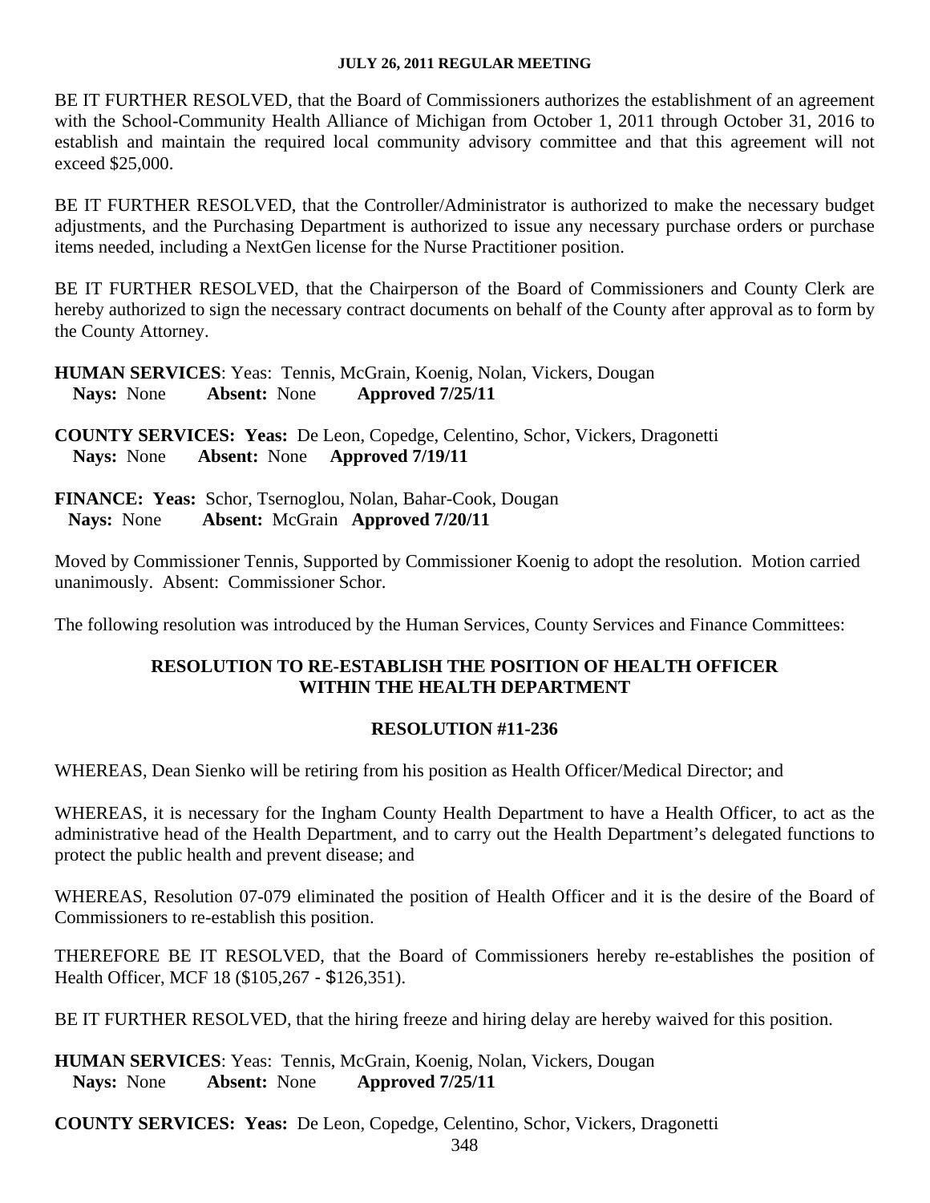BE IT FURTHER RESOLVED, that the Board of Commissioners authorizes the establishment of an agreement with the School-Community Health Alliance of Michigan from October 1, 2011 through October 31, 2016 to establish and maintain the required local community advisory committee and that this agreement will not exceed $25,000.

BE IT FURTHER RESOLVED, that the Controller/Administrator is authorized to make the necessary budget adjustments, and the Purchasing Department is authorized to issue any necessary purchase orders or purchase items needed, including a NextGen license for the Nurse Practitioner position.

BE IT FURTHER RESOLVED, that the Chairperson of the Board of Commissioners and County Clerk are hereby authorized to sign the necessary contract documents on behalf of the County after approval as to form by the County Attorney.

**HUMAN SERVICES**: Yeas: Tennis, McGrain, Koenig, Nolan, Vickers, Dougan
**Nays:** None **Absent:** None **Approved 7/25/11**

**COUNTY SERVICES: Yeas:** De Leon, Copedge, Celentino, Schor, Vickers, Dragonetti
**Nays:** None **Absent:** None **Approved 7/19/11**

**FINANCE: Yeas:** Schor, Tsernoglou, Nolan, Bahar-Cook, Dougan
**Nays:** None **Absent:** McGrain **Approved 7/20/11**

Moved by Commissioner Tennis, Supported by Commissioner Koenig to adopt the resolution. Motion carried unanimously. Absent: Commissioner Schor.

The following resolution was introduced by the Human Services, County Services and Finance Committees:

## RESOLUTION TO RE-ESTABLISH THE POSITION OF HEALTH OFFICER WITHIN THE HEALTH DEPARTMENT

### RESOLUTION #11-236

WHEREAS, Dean Sienko will be retiring from his position as Health Officer/Medical Director; and

WHEREAS, it is necessary for the Ingham County Health Department to have a Health Officer, to act as the administrative head of the Health Department, and to carry out the Health Department's delegated functions to protect the public health and prevent disease; and

WHEREAS, Resolution 07-079 eliminated the position of Health Officer and it is the desire of the Board of Commissioners to re-establish this position.

THEREFORE BE IT RESOLVED, that the Board of Commissioners hereby re-establishes the position of Health Officer, MCF 18 ($105,267 - $126,351).

BE IT FURTHER RESOLVED, that the hiring freeze and hiring delay are hereby waived for this position.

**HUMAN SERVICES**: Yeas: Tennis, McGrain, Koenig, Nolan, Vickers, Dougan
**Nays:** None **Absent:** None **Approved 7/25/11**

**COUNTY SERVICES: Yeas:** De Leon, Copedge, Celentino, Schor, Vickers, Dragonetti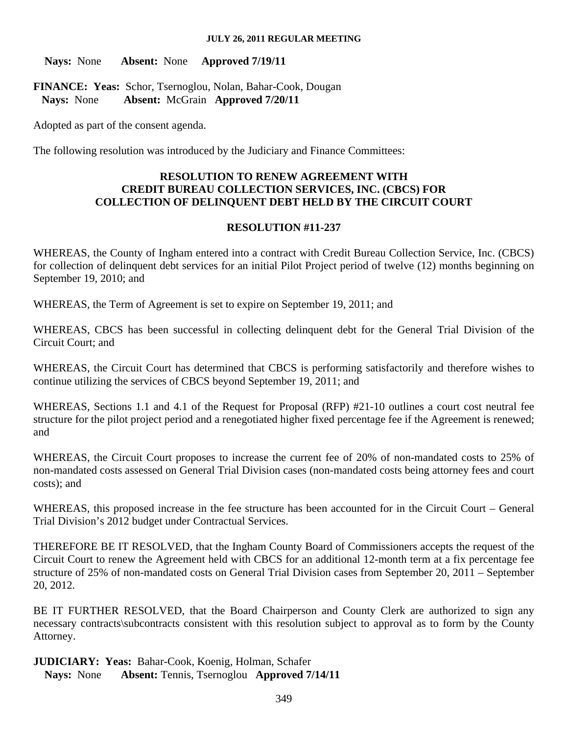**Nays:** None **Absent:** None **Approved 7/19/11**

**FINANCE: Yeas:** Schor, Tsernoglou, Nolan, Bahar-Cook, Dougan
**Nays:** None **Absent:** McGrain **Approved 7/20/11**

Adopted as part of the consent agenda.

The following resolution was introduced by the Judiciary and Finance Committees:

**RESOLUTION TO RENEW AGREEMENT WITH CREDIT BUREAU COLLECTION SERVICES, INC. (CBCS) FOR COLLECTION OF DELINQUENT DEBT HELD BY THE CIRCUIT COURT**

**RESOLUTION #11-237**

WHEREAS, the County of Ingham entered into a contract with Credit Bureau Collection Service, Inc. (CBCS) for collection of delinquent debt services for an initial Pilot Project period of twelve (12) months beginning on September 19, 2010; and

WHEREAS, the Term of Agreement is set to expire on September 19, 2011; and

WHEREAS, CBCS has been successful in collecting delinquent debt for the General Trial Division of the Circuit Court; and

WHEREAS, the Circuit Court has determined that CBCS is performing satisfactorily and therefore wishes to continue utilizing the services of CBCS beyond September 19, 2011; and

WHEREAS, Sections 1.1 and 4.1 of the Request for Proposal (RFP) #21-10 outlines a court cost neutral fee structure for the pilot project period and a renegotiated higher fixed percentage fee if the Agreement is renewed; and

WHEREAS, the Circuit Court proposes to increase the current fee of 20% of non-mandated costs to 25% of non-mandated costs assessed on General Trial Division cases (non-mandated costs being attorney fees and court costs); and

WHEREAS, this proposed increase in the fee structure has been accounted for in the Circuit Court – General Trial Division's 2012 budget under Contractual Services.

THEREFORE BE IT RESOLVED, that the Ingham County Board of Commissioners accepts the request of the Circuit Court to renew the Agreement held with CBCS for an additional 12-month term at a fix percentage fee structure of 25% of non-mandated costs on General Trial Division cases from September 20, 2011 – September 20, 2012.

BE IT FURTHER RESOLVED, that the Board Chairperson and County Clerk are authorized to sign any necessary contracts\subcontracts consistent with this resolution subject to approval as to form by the County Attorney.

**JUDICIARY: Yeas:** Bahar-Cook, Koenig, Holman, Schafer
**Nays:** None **Absent:** Tennis, Tsernoglou **Approved 7/14/11**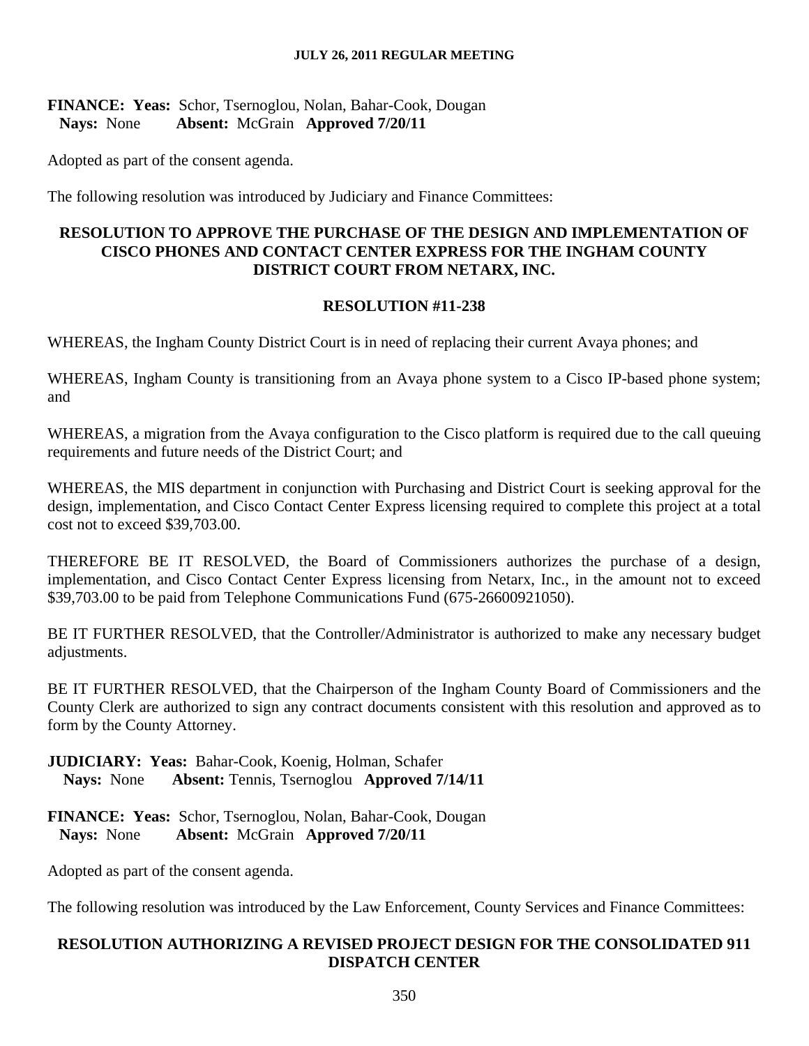**FINANCE: Yeas:** Schor, Tsernoglou, Nolan, Bahar-Cook, Dougan
**Nays:** None **Absent:** McGrain **Approved 7/20/11**

Adopted as part of the consent agenda.

The following resolution was introduced by Judiciary and Finance Committees:

## RESOLUTION TO APPROVE THE PURCHASE OF THE DESIGN AND IMPLEMENTATION OF CISCO PHONES AND CONTACT CENTER EXPRESS FOR THE INGHAM COUNTY DISTRICT COURT FROM NETARX, INC.

### RESOLUTION #11-238

WHEREAS, the Ingham County District Court is in need of replacing their current Avaya phones; and

WHEREAS, Ingham County is transitioning from an Avaya phone system to a Cisco IP-based phone system; and

WHEREAS, a migration from the Avaya configuration to the Cisco platform is required due to the call queuing requirements and future needs of the District Court; and

WHEREAS, the MIS department in conjunction with Purchasing and District Court is seeking approval for the design, implementation, and Cisco Contact Center Express licensing required to complete this project at a total cost not to exceed $39,703.00.

THEREFORE BE IT RESOLVED, the Board of Commissioners authorizes the purchase of a design, implementation, and Cisco Contact Center Express licensing from Netarx, Inc., in the amount not to exceed $39,703.00 to be paid from Telephone Communications Fund (675-26600921050).

BE IT FURTHER RESOLVED, that the Controller/Administrator is authorized to make any necessary budget adjustments.

BE IT FURTHER RESOLVED, that the Chairperson of the Ingham County Board of Commissioners and the County Clerk are authorized to sign any contract documents consistent with this resolution and approved as to form by the County Attorney.

**JUDICIARY: Yeas:** Bahar-Cook, Koenig, Holman, Schafer
**Nays:** None **Absent:** Tennis, Tsernoglou **Approved 7/14/11**

**FINANCE: Yeas:** Schor, Tsernoglou, Nolan, Bahar-Cook, Dougan
**Nays:** None **Absent:** McGrain **Approved 7/20/11**

Adopted as part of the consent agenda.

The following resolution was introduced by the Law Enforcement, County Services and Finance Committees:

## RESOLUTION AUTHORIZING A REVISED PROJECT DESIGN FOR THE CONSOLIDATED 911 DISPATCH CENTER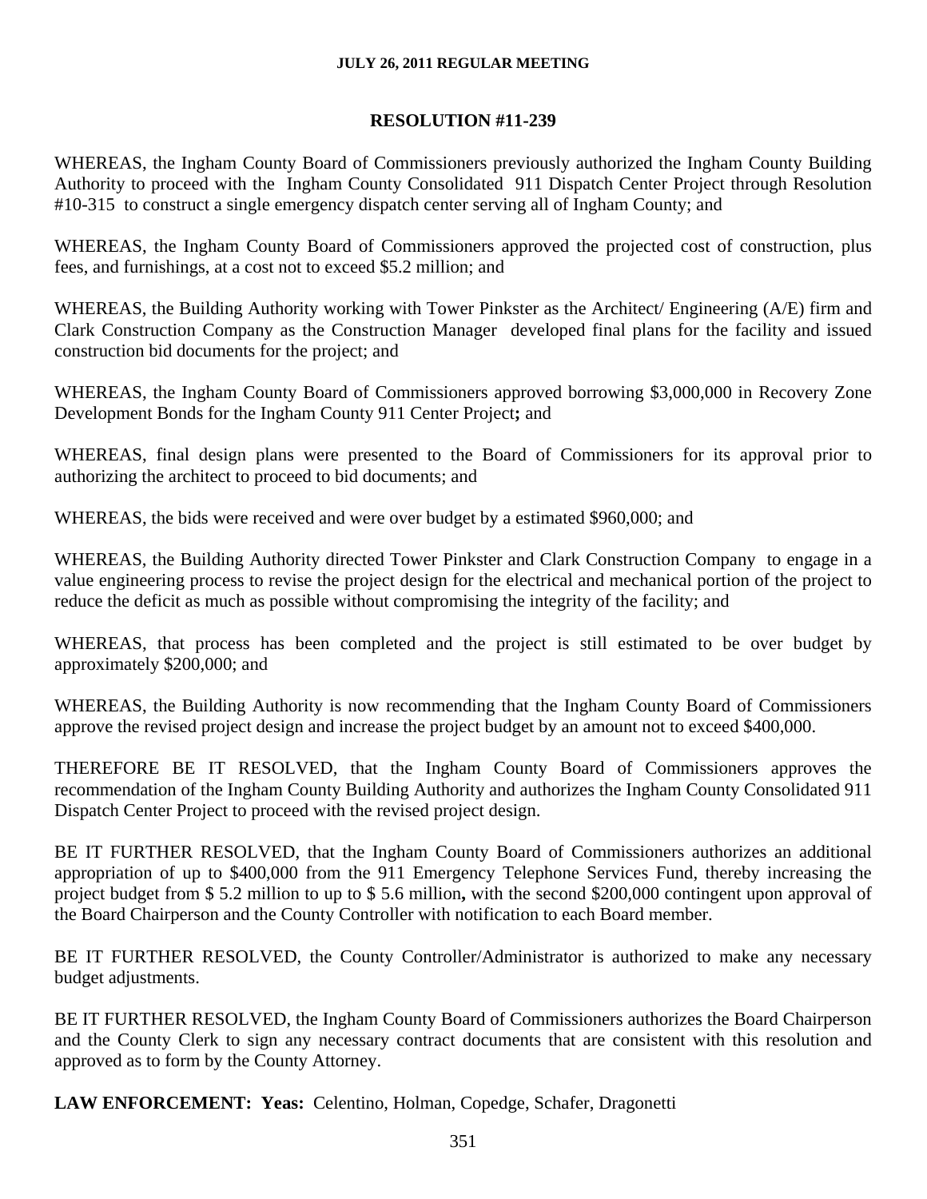## RESOLUTION #11-239

WHEREAS, the Ingham County Board of Commissioners previously authorized the Ingham County Building Authority to proceed with the Ingham County Consolidated 911 Dispatch Center Project through Resolution #10-315 to construct a single emergency dispatch center serving all of Ingham County; and

WHEREAS, the Ingham County Board of Commissioners approved the projected cost of construction, plus fees, and furnishings, at a cost not to exceed $5.2 million; and

WHEREAS, the Building Authority working with Tower Pinkster as the Architect/ Engineering (A/E) firm and Clark Construction Company as the Construction Manager developed final plans for the facility and issued construction bid documents for the project; and

WHEREAS, the Ingham County Board of Commissioners approved borrowing $3,000,000 in Recovery Zone Development Bonds for the Ingham County 911 Center Project**;** and

WHEREAS, final design plans were presented to the Board of Commissioners for its approval prior to authorizing the architect to proceed to bid documents; and

WHEREAS, the bids were received and were over budget by a estimated $960,000; and

WHEREAS, the Building Authority directed Tower Pinkster and Clark Construction Company to engage in a value engineering process to revise the project design for the electrical and mechanical portion of the project to reduce the deficit as much as possible without compromising the integrity of the facility; and

WHEREAS, that process has been completed and the project is still estimated to be over budget by approximately $200,000; and

WHEREAS, the Building Authority is now recommending that the Ingham County Board of Commissioners approve the revised project design and increase the project budget by an amount not to exceed $400,000.

THEREFORE BE IT RESOLVED, that the Ingham County Board of Commissioners approves the recommendation of the Ingham County Building Authority and authorizes the Ingham County Consolidated 911 Dispatch Center Project to proceed with the revised project design.

BE IT FURTHER RESOLVED, that the Ingham County Board of Commissioners authorizes an additional appropriation of up to $400,000 from the 911 Emergency Telephone Services Fund, thereby increasing the project budget from $ 5.2 million to up to $ 5.6 million**,** with the second $200,000 contingent upon approval of the Board Chairperson and the County Controller with notification to each Board member.

BE IT FURTHER RESOLVED, the County Controller/Administrator is authorized to make any necessary budget adjustments.

BE IT FURTHER RESOLVED, the Ingham County Board of Commissioners authorizes the Board Chairperson and the County Clerk to sign any necessary contract documents that are consistent with this resolution and approved as to form by the County Attorney.

**LAW ENFORCEMENT: Yeas:** Celentino, Holman, Copedge, Schafer, Dragonetti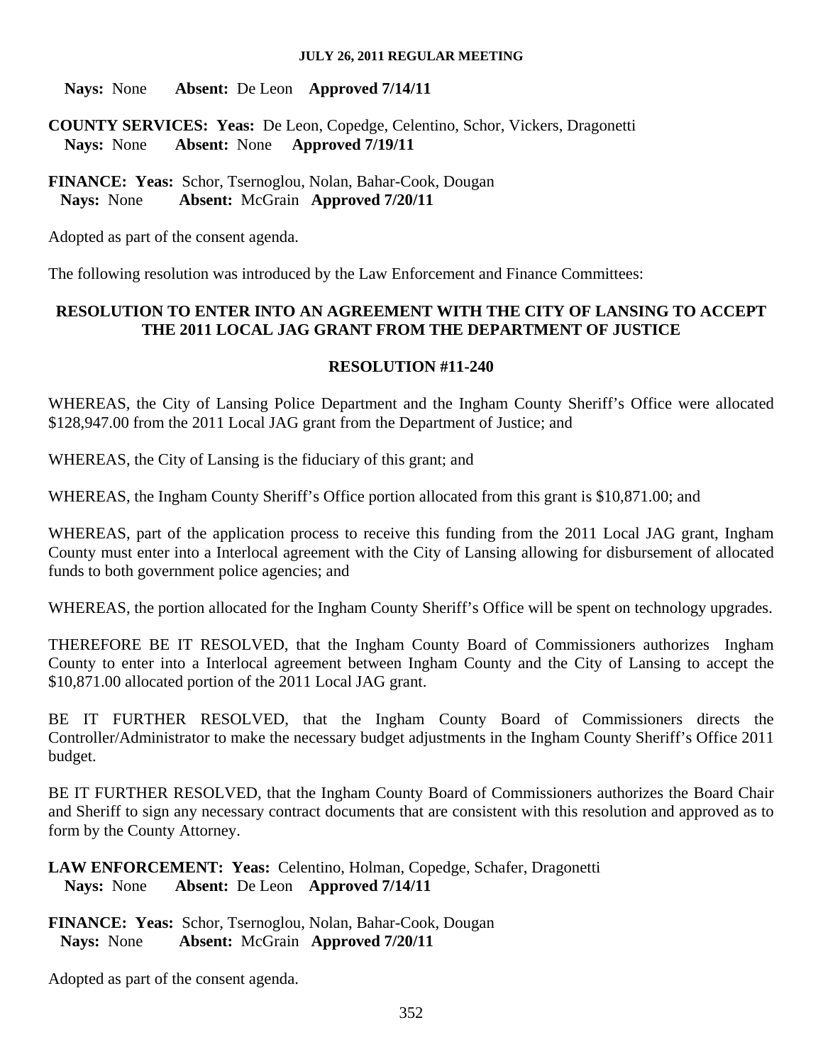**Nays:** None **Absent:** De Leon **Approved 7/14/11**

**COUNTY SERVICES: Yeas:** De Leon, Copedge, Celentino, Schor, Vickers, Dragonetti
**Nays:** None **Absent:** None **Approved 7/19/11**

**FINANCE: Yeas:** Schor, Tsernoglou, Nolan, Bahar-Cook, Dougan
**Nays:** None **Absent:** McGrain **Approved 7/20/11**

Adopted as part of the consent agenda.

The following resolution was introduced by the Law Enforcement and Finance Committees:

## RESOLUTION TO ENTER INTO AN AGREEMENT WITH THE CITY OF LANSING TO ACCEPT THE 2011 LOCAL JAG GRANT FROM THE DEPARTMENT OF JUSTICE

### RESOLUTION #11-240

WHEREAS, the City of Lansing Police Department and the Ingham County Sheriff's Office were allocated $128,947.00 from the 2011 Local JAG grant from the Department of Justice; and

WHEREAS, the City of Lansing is the fiduciary of this grant; and

WHEREAS, the Ingham County Sheriff's Office portion allocated from this grant is $10,871.00; and

WHEREAS, part of the application process to receive this funding from the 2011 Local JAG grant, Ingham County must enter into a Interlocal agreement with the City of Lansing allowing for disbursement of allocated funds to both government police agencies; and

WHEREAS, the portion allocated for the Ingham County Sheriff's Office will be spent on technology upgrades.

THEREFORE BE IT RESOLVED, that the Ingham County Board of Commissioners authorizes Ingham County to enter into a Interlocal agreement between Ingham County and the City of Lansing to accept the $10,871.00 allocated portion of the 2011 Local JAG grant.

BE IT FURTHER RESOLVED, that the Ingham County Board of Commissioners directs the Controller/Administrator to make the necessary budget adjustments in the Ingham County Sheriff's Office 2011 budget.

BE IT FURTHER RESOLVED, that the Ingham County Board of Commissioners authorizes the Board Chair and Sheriff to sign any necessary contract documents that are consistent with this resolution and approved as to form by the County Attorney.

**LAW ENFORCEMENT: Yeas:** Celentino, Holman, Copedge, Schafer, Dragonetti
**Nays:** None **Absent:** De Leon **Approved 7/14/11**

**FINANCE: Yeas:** Schor, Tsernoglou, Nolan, Bahar-Cook, Dougan
**Nays:** None **Absent:** McGrain **Approved 7/20/11**

Adopted as part of the consent agenda.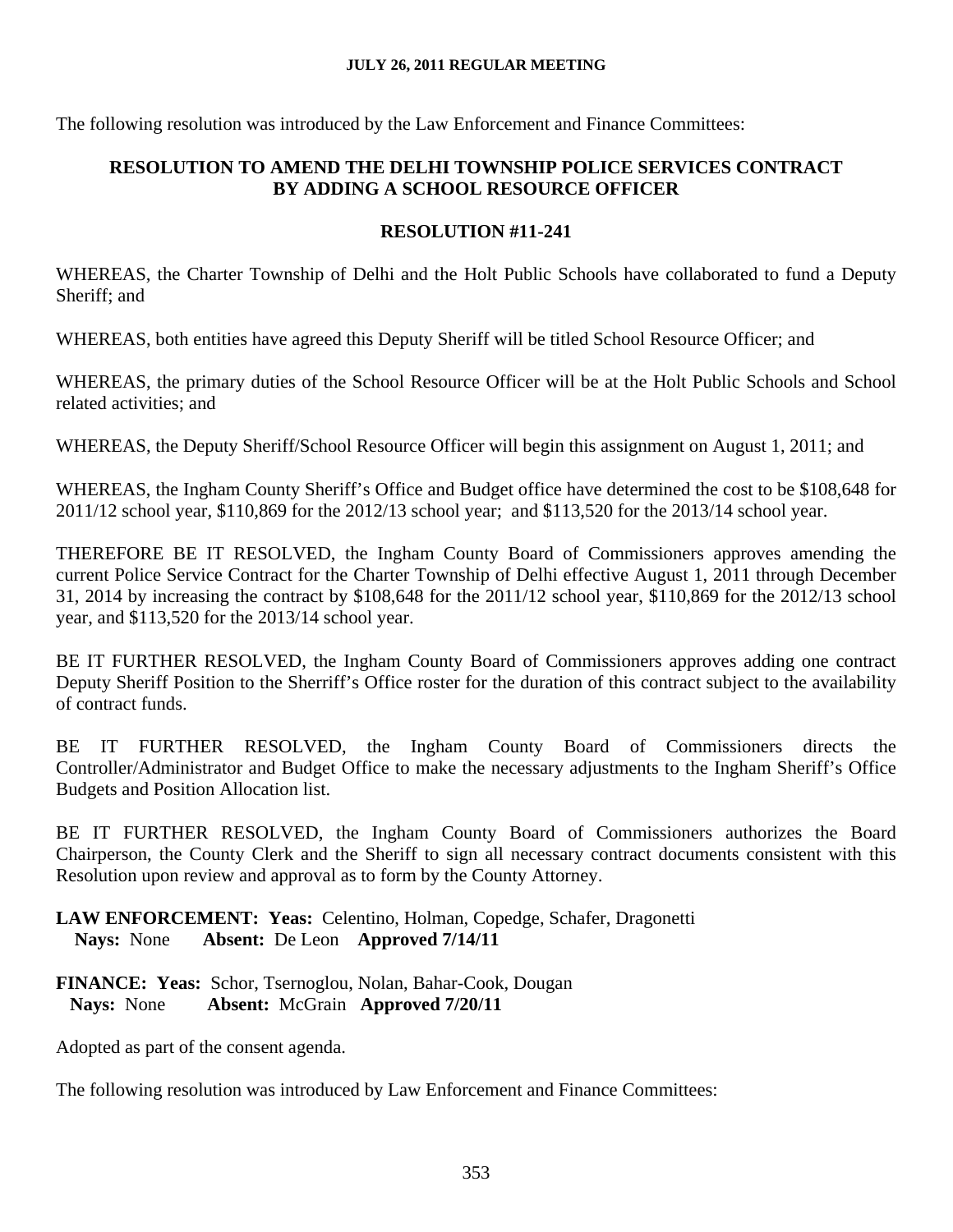The following resolution was introduced by the Law Enforcement and Finance Committees:

**RESOLUTION TO AMEND THE DELHI TOWNSHIP POLICE SERVICES CONTRACT BY ADDING A SCHOOL RESOURCE OFFICER**

**RESOLUTION #11-241**

WHEREAS, the Charter Township of Delhi and the Holt Public Schools have collaborated to fund a Deputy Sheriff; and

WHEREAS, both entities have agreed this Deputy Sheriff will be titled School Resource Officer; and

WHEREAS, the primary duties of the School Resource Officer will be at the Holt Public Schools and School related activities; and

WHEREAS, the Deputy Sheriff/School Resource Officer will begin this assignment on August 1, 2011; and

WHEREAS, the Ingham County Sheriff's Office and Budget office have determined the cost to be $108,648 for 2011/12 school year, $110,869 for the 2012/13 school year; and $113,520 for the 2013/14 school year.

THEREFORE BE IT RESOLVED, the Ingham County Board of Commissioners approves amending the current Police Service Contract for the Charter Township of Delhi effective August 1, 2011 through December 31, 2014 by increasing the contract by $108,648 for the 2011/12 school year, $110,869 for the 2012/13 school year, and $113,520 for the 2013/14 school year.

BE IT FURTHER RESOLVED, the Ingham County Board of Commissioners approves adding one contract Deputy Sheriff Position to the Sherriff's Office roster for the duration of this contract subject to the availability of contract funds.

BE IT FURTHER RESOLVED, the Ingham County Board of Commissioners directs the Controller/Administrator and Budget Office to make the necessary adjustments to the Ingham Sheriff's Office Budgets and Position Allocation list.

BE IT FURTHER RESOLVED, the Ingham County Board of Commissioners authorizes the Board Chairperson, the County Clerk and the Sheriff to sign all necessary contract documents consistent with this Resolution upon review and approval as to form by the County Attorney.

**LAW ENFORCEMENT: Yeas:** Celentino, Holman, Copedge, Schafer, Dragonetti
**Nays:** None **Absent:** De Leon **Approved 7/14/11**

**FINANCE: Yeas:** Schor, Tsernoglou, Nolan, Bahar-Cook, Dougan
**Nays:** None **Absent:** McGrain **Approved 7/20/11**

Adopted as part of the consent agenda.

The following resolution was introduced by Law Enforcement and Finance Committees: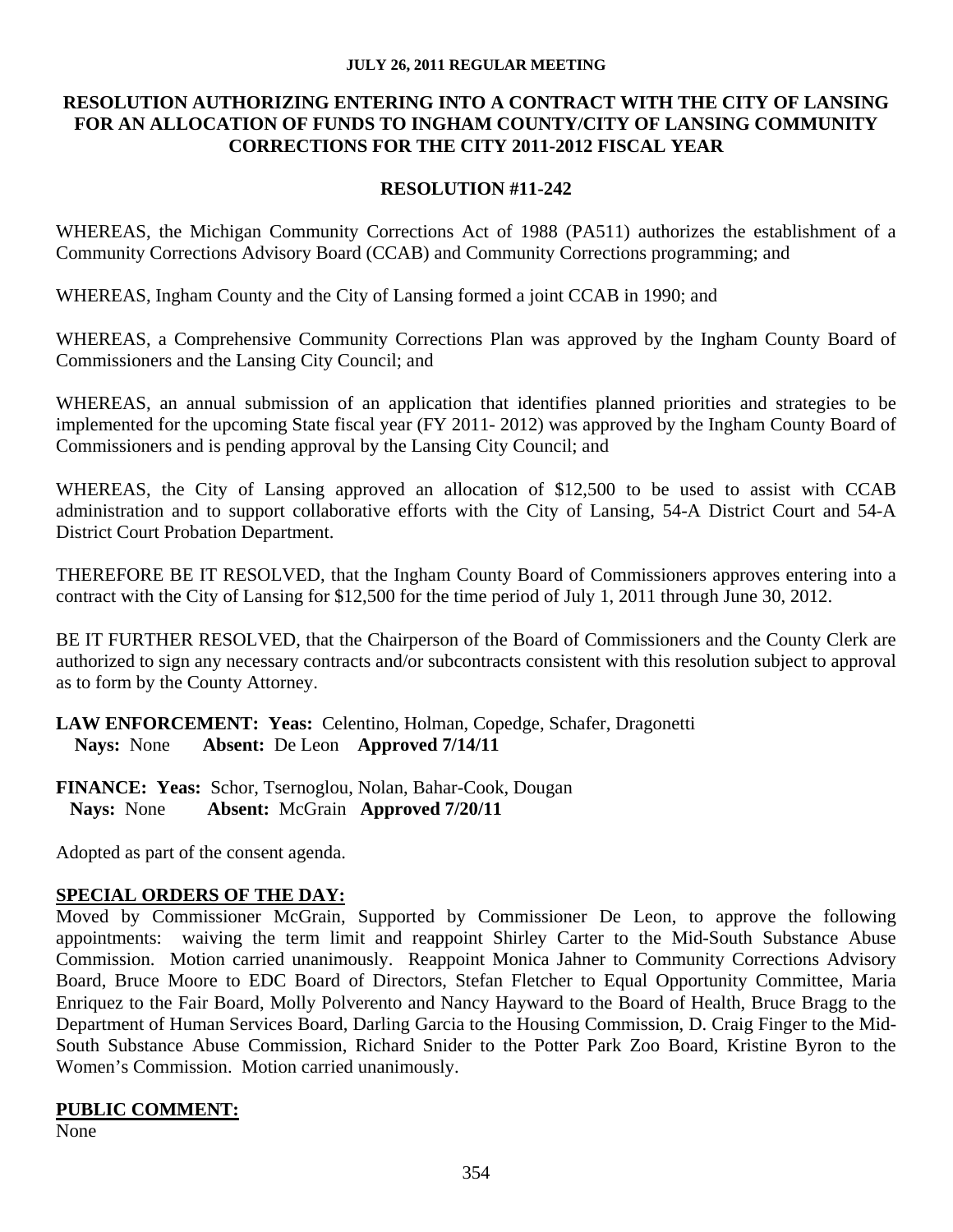**JULY 26, 2011 REGULAR MEETING**

## RESOLUTION AUTHORIZING ENTERING INTO A CONTRACT WITH THE CITY OF LANSING FOR AN ALLOCATION OF FUNDS TO INGHAM COUNTY/CITY OF LANSING COMMUNITY CORRECTIONS FOR THE CITY 2011-2012 FISCAL YEAR

### RESOLUTION #11-242

WHEREAS, the Michigan Community Corrections Act of 1988 (PA511) authorizes the establishment of a Community Corrections Advisory Board (CCAB) and Community Corrections programming; and

WHEREAS, Ingham County and the City of Lansing formed a joint CCAB in 1990; and

WHEREAS, a Comprehensive Community Corrections Plan was approved by the Ingham County Board of Commissioners and the Lansing City Council; and

WHEREAS, an annual submission of an application that identifies planned priorities and strategies to be implemented for the upcoming State fiscal year (FY 2011- 2012) was approved by the Ingham County Board of Commissioners and is pending approval by the Lansing City Council; and

WHEREAS, the City of Lansing approved an allocation of $12,500 to be used to assist with CCAB administration and to support collaborative efforts with the City of Lansing, 54-A District Court and 54-A District Court Probation Department.

THEREFORE BE IT RESOLVED, that the Ingham County Board of Commissioners approves entering into a contract with the City of Lansing for $12,500 for the time period of July 1, 2011 through June 30, 2012.

BE IT FURTHER RESOLVED, that the Chairperson of the Board of Commissioners and the County Clerk are authorized to sign any necessary contracts and/or subcontracts consistent with this resolution subject to approval as to form by the County Attorney.

**LAW ENFORCEMENT: Yeas:** Celentino, Holman, Copedge, Schafer, Dragonetti
**Nays:** None **Absent:** De Leon **Approved 7/14/11**

**FINANCE: Yeas:** Schor, Tsernoglou, Nolan, Bahar-Cook, Dougan
**Nays:** None **Absent:** McGrain **Approved 7/20/11**

Adopted as part of the consent agenda.

**SPECIAL ORDERS OF THE DAY:**

Moved by Commissioner McGrain, Supported by Commissioner De Leon, to approve the following appointments: waiving the term limit and reappoint Shirley Carter to the Mid-South Substance Abuse Commission. Motion carried unanimously. Reappoint Monica Jahner to Community Corrections Advisory Board, Bruce Moore to EDC Board of Directors, Stefan Fletcher to Equal Opportunity Committee, Maria Enriquez to the Fair Board, Molly Polverento and Nancy Hayward to the Board of Health, Bruce Bragg to the Department of Human Services Board, Darling Garcia to the Housing Commission, D. Craig Finger to the Mid-South Substance Abuse Commission, Richard Snider to the Potter Park Zoo Board, Kristine Byron to the Women's Commission. Motion carried unanimously.

**PUBLIC COMMENT:**

None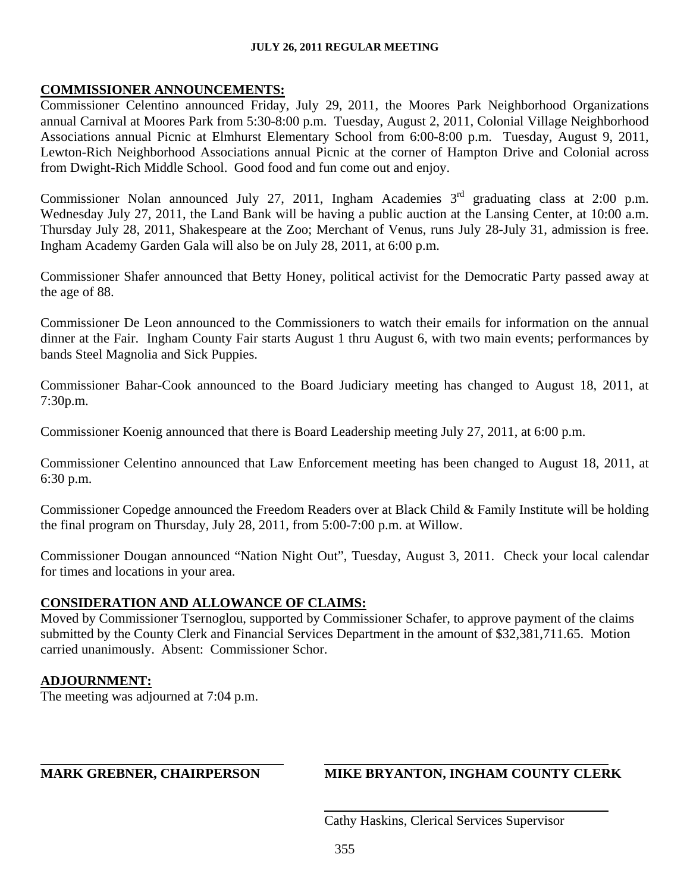**COMMISSIONER ANNOUNCEMENTS:**

Commissioner Celentino announced Friday, July 29, 2011, the Moores Park Neighborhood Organizations annual Carnival at Moores Park from 5:30-8:00 p.m. Tuesday, August 2, 2011, Colonial Village Neighborhood Associations annual Picnic at Elmhurst Elementary School from 6:00-8:00 p.m. Tuesday, August 9, 2011, Lewton-Rich Neighborhood Associations annual Picnic at the corner of Hampton Drive and Colonial across from Dwight-Rich Middle School. Good food and fun come out and enjoy.

Commissioner Nolan announced July 27, 2011, Ingham Academies 3rd graduating class at 2:00 p.m. Wednesday July 27, 2011, the Land Bank will be having a public auction at the Lansing Center, at 10:00 a.m. Thursday July 28, 2011, Shakespeare at the Zoo; Merchant of Venus, runs July 28-July 31, admission is free. Ingham Academy Garden Gala will also be on July 28, 2011, at 6:00 p.m.

Commissioner Shafer announced that Betty Honey, political activist for the Democratic Party passed away at the age of 88.

Commissioner De Leon announced to the Commissioners to watch their emails for information on the annual dinner at the Fair. Ingham County Fair starts August 1 thru August 6, with two main events; performances by bands Steel Magnolia and Sick Puppies.

Commissioner Bahar-Cook announced to the Board Judiciary meeting has changed to August 18, 2011, at 7:30p.m.

Commissioner Koenig announced that there is Board Leadership meeting July 27, 2011, at 6:00 p.m.

Commissioner Celentino announced that Law Enforcement meeting has been changed to August 18, 2011, at 6:30 p.m.

Commissioner Copedge announced the Freedom Readers over at Black Child & Family Institute will be holding the final program on Thursday, July 28, 2011, from 5:00-7:00 p.m. at Willow.

Commissioner Dougan announced "Nation Night Out", Tuesday, August 3, 2011. Check your local calendar for times and locations in your area.

**CONSIDERATION AND ALLOWANCE OF CLAIMS:**

Moved by Commissioner Tsernoglou, supported by Commissioner Schafer, to approve payment of the claims submitted by the County Clerk and Financial Services Department in the amount of $32,381,711.65. Motion carried unanimously. Absent: Commissioner Schor.

**ADJOURNMENT:**

The meeting was adjourned at 7:04 p.m.

**MARK GREBNER, CHAIRPERSON**

**MIKE BRYANTON, INGHAM COUNTY CLERK**

Cathy Haskins, Clerical Services Supervisor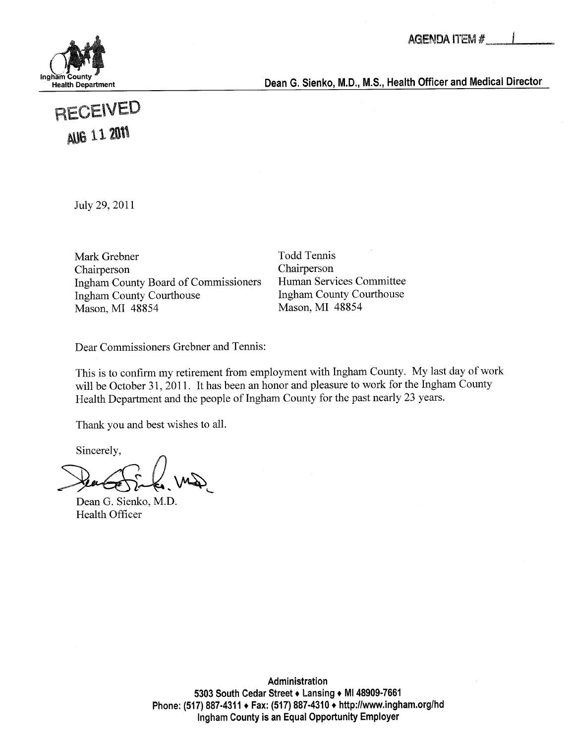AGENDA ITEM # 1

Ingham County Health Department

**Dean G. Sienko, M.D., M.S., Health Officer and Medical Director**

RECEIVED
AUG 11 2011

July 29, 2011

Mark Grebner
Chairperson
Ingham County Board of Commissioners
Ingham County Courthouse
Mason, MI 48854

Todd Tennis
Chairperson
Human Services Committee
Ingham County Courthouse
Mason, MI 48854

Dear Commissioners Grebner and Tennis:

This is to confirm my retirement from employment with Ingham County. My last day of work will be October 31, 2011. It has been an honor and pleasure to work for the Ingham County Health Department and the people of Ingham County for the past nearly 23 years.

Thank you and best wishes to all.

Sincerely,

Dean G. Sienko, M.D.
Health Officer

**Administration**
**5303 South Cedar Street ♦ Lansing ♦ MI 48909-7661**
**Phone: (517) 887-4311 ♦ Fax: (517) 887-4310 ♦ http://www.ingham.org/hd**
**Ingham County is an Equal Opportunity Employer**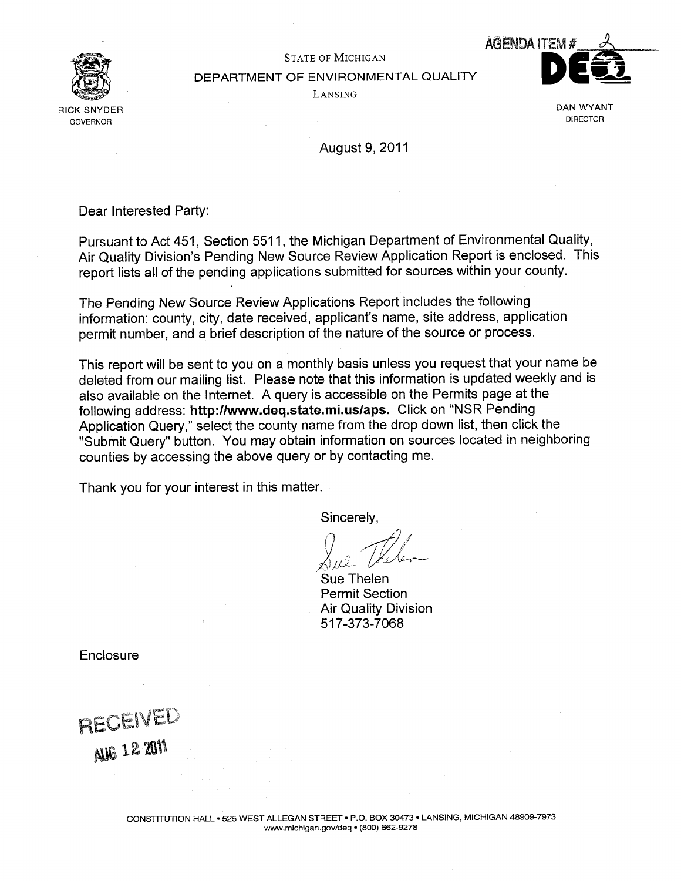AGENDA ITEM # 2

STATE OF MICHIGAN
DEPARTMENT OF ENVIRONMENTAL QUALITY
LANSING

RICK SNYDER
GOVERNOR

DAN WYANT
DIRECTOR

August 9, 2011

Dear Interested Party:

Pursuant to Act 451, Section 5511, the Michigan Department of Environmental Quality, Air Quality Division's Pending New Source Review Application Report is enclosed. This report lists all of the pending applications submitted for sources within your county.

The Pending New Source Review Applications Report includes the following information: county, city, date received, applicant's name, site address, application permit number, and a brief description of the nature of the source or process.

This report will be sent to you on a monthly basis unless you request that your name be deleted from our mailing list. Please note that this information is updated weekly and is also available on the Internet. A query is accessible on the Permits page at the following address: **http://www.deq.state.mi.us/aps.** Click on "NSR Pending Application Query," select the county name from the drop down list, then click the "Submit Query" button. You may obtain information on sources located in neighboring counties by accessing the above query or by contacting me.

Thank you for your interest in this matter.

Sincerely,

Sue Thelen
Permit Section
Air Quality Division
517-373-7068

Enclosure

RECEIVED
AUG 12 2011

CONSTITUTION HALL • 525 WEST ALLEGAN STREET • P.O. BOX 30473 • LANSING, MICHIGAN 48909-7973
www.michigan.gov/deq • (800) 662-9278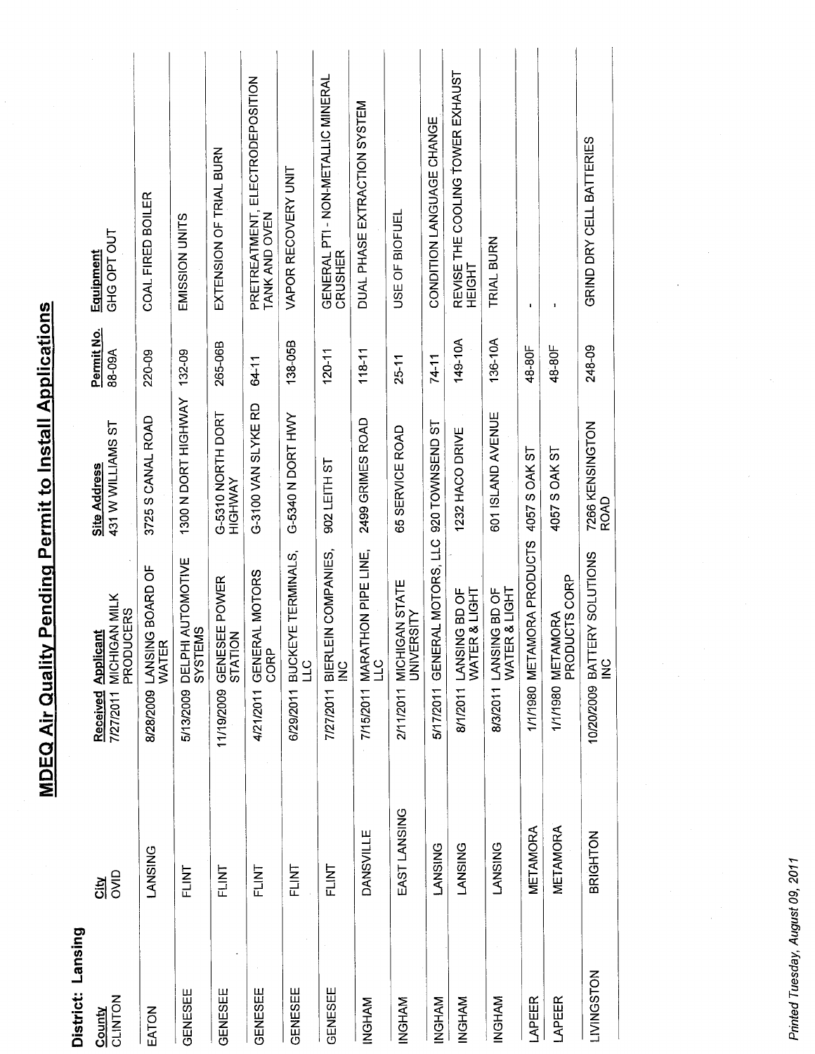# MDEQ Air Quality Pending Permit to Install Applications

**District: Lansing**

| County | City | Received | Applicant | Site Address | Permit No. | Equipment |
|---|---|---|---|---|---|---|
| CLINTON | OVID | 7/27/2011 | MICHIGAN MILK PRODUCERS | 431 W WILLIAMS ST | 88-09A | GHG OPT OUT |
| EATON | LANSING | 8/28/2009 | LANSING BOARD OF WATER | 3725 S CANAL ROAD | 220-09 | COAL FIRED BOILER |
| GENESEE | FLINT | 5/13/2009 | DELPHI AUTOMOTIVE SYSTEMS | 1300 N DORT HIGHWAY | 132-09 | EMISSION UNITS |
| GENESEE | FLINT | 11/19/2009 | GENESEE POWER STATION | G-5310 NORTH DORT HIGHWAY | 265-06B | EXTENSION OF TRIAL BURN |
| GENESEE | FLINT | 4/21/2011 | GENERAL MOTORS CORP | G-3100 VAN SLYKE RD | 64-11 | PRETREATMENT, ELECTRODEPOSITION TANK AND OVEN |
| GENESEE | FLINT | 6/29/2011 | BUCKEYE TERMINALS, LLC | G-5340 N DORT HWY | 138-05B | VAPOR RECOVERY UNIT |
| GENESEE | FLINT | 7/27/2011 | BIERLEIN COMPANIES, INC | 902 LEITH ST | 120-11 | GENERAL PTI - NON-METALLIC MINERAL CRUSHER |
| INGHAM | DANSVILLE | 7/15/2011 | MARATHON PIPE LINE, LLC | 2499 GRIMES ROAD | 118-11 | DUAL PHASE EXTRACTION SYSTEM |
| INGHAM | EAST LANSING | 2/11/2011 | MICHIGAN STATE UNIVERSITY | 65 SERVICE ROAD | 25-11 | USE OF BIOFUEL |
| INGHAM | LANSING | 5/17/2011 | GENERAL MOTORS, LLC | 920 TOWNSEND ST | 74-11 | CONDITION LANGUAGE CHANGE |
| INGHAM | LANSING | 8/1/2011 | LANSING BD OF WATER & LIGHT | 1232 HACO DRIVE | 149-10A | REVISE THE COOLING TOWER EXHAUST HEIGHT |
| INGHAM | LANSING | 8/3/2011 | LANSING BD OF WATER & LIGHT | 601 ISLAND AVENUE | 136-10A | TRIAL BURN |
| LAPEER | METAMORA | 1/1/1980 | METAMORA PRODUCTS | 4057 S OAK ST | 48-80F | - |
| LAPEER | METAMORA | 1/1/1980 | METAMORA PRODUCTS CORP | 4057 S OAK ST | 48-80F | - |
| LIVINGSTON | BRIGHTON | 10/20/2009 | BATTERY SOLUTIONS INC | 7266 KENSINGTON ROAD | 248-09 | GRIND DRY CELL BATTERIES |

*Printed Tuesday, August 09, 2011*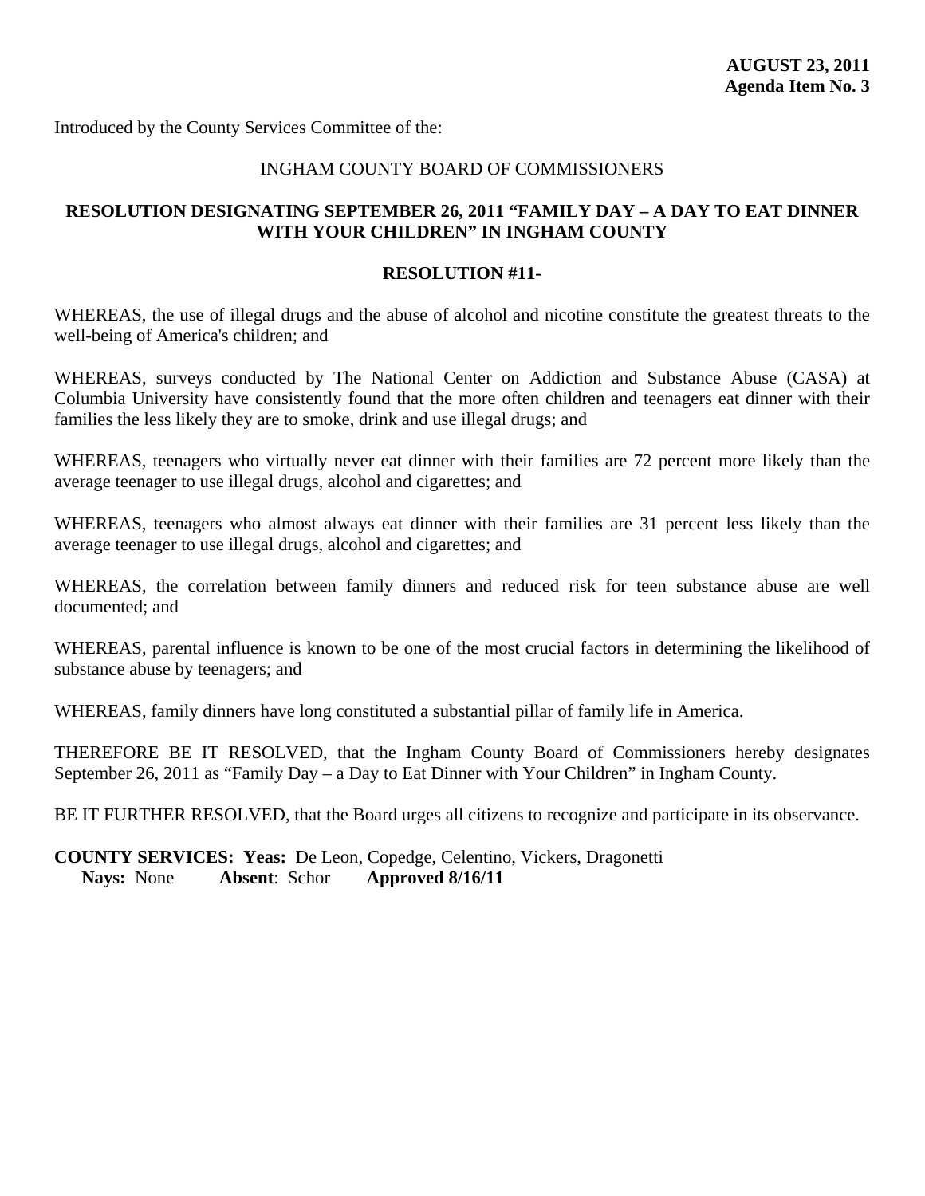**AUGUST 23, 2011**
**Agenda Item No. 3**

Introduced by the County Services Committee of the:

INGHAM COUNTY BOARD OF COMMISSIONERS

## RESOLUTION DESIGNATING SEPTEMBER 26, 2011 "FAMILY DAY – A DAY TO EAT DINNER WITH YOUR CHILDREN" IN INGHAM COUNTY

**RESOLUTION #11-**

WHEREAS, the use of illegal drugs and the abuse of alcohol and nicotine constitute the greatest threats to the well-being of America's children; and

WHEREAS, surveys conducted by The National Center on Addiction and Substance Abuse (CASA) at Columbia University have consistently found that the more often children and teenagers eat dinner with their families the less likely they are to smoke, drink and use illegal drugs; and

WHEREAS, teenagers who virtually never eat dinner with their families are 72 percent more likely than the average teenager to use illegal drugs, alcohol and cigarettes; and

WHEREAS, teenagers who almost always eat dinner with their families are 31 percent less likely than the average teenager to use illegal drugs, alcohol and cigarettes; and

WHEREAS, the correlation between family dinners and reduced risk for teen substance abuse are well documented; and

WHEREAS, parental influence is known to be one of the most crucial factors in determining the likelihood of substance abuse by teenagers; and

WHEREAS, family dinners have long constituted a substantial pillar of family life in America.

THEREFORE BE IT RESOLVED, that the Ingham County Board of Commissioners hereby designates September 26, 2011 as "Family Day – a Day to Eat Dinner with Your Children" in Ingham County.

BE IT FURTHER RESOLVED, that the Board urges all citizens to recognize and participate in its observance.

**COUNTY SERVICES: Yeas:** De Leon, Copedge, Celentino, Vickers, Dragonetti
**Nays:** None **Absent**: Schor **Approved 8/16/11**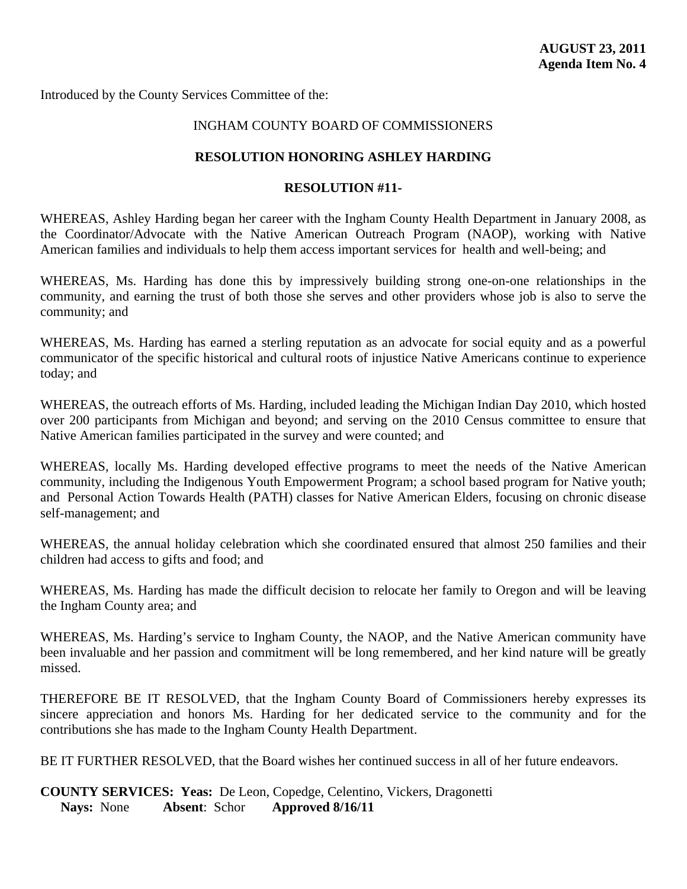**AUGUST 23, 2011**
**Agenda Item No. 4**

Introduced by the County Services Committee of the:

INGHAM COUNTY BOARD OF COMMISSIONERS

**RESOLUTION HONORING ASHLEY HARDING**

**RESOLUTION #11-**

WHEREAS, Ashley Harding began her career with the Ingham County Health Department in January 2008, as the Coordinator/Advocate with the Native American Outreach Program (NAOP), working with Native American families and individuals to help them access important services for health and well-being; and

WHEREAS, Ms. Harding has done this by impressively building strong one-on-one relationships in the community, and earning the trust of both those she serves and other providers whose job is also to serve the community; and

WHEREAS, Ms. Harding has earned a sterling reputation as an advocate for social equity and as a powerful communicator of the specific historical and cultural roots of injustice Native Americans continue to experience today; and

WHEREAS, the outreach efforts of Ms. Harding, included leading the Michigan Indian Day 2010, which hosted over 200 participants from Michigan and beyond; and serving on the 2010 Census committee to ensure that Native American families participated in the survey and were counted; and

WHEREAS, locally Ms. Harding developed effective programs to meet the needs of the Native American community, including the Indigenous Youth Empowerment Program; a school based program for Native youth; and Personal Action Towards Health (PATH) classes for Native American Elders, focusing on chronic disease self-management; and

WHEREAS, the annual holiday celebration which she coordinated ensured that almost 250 families and their children had access to gifts and food; and

WHEREAS, Ms. Harding has made the difficult decision to relocate her family to Oregon and will be leaving the Ingham County area; and

WHEREAS, Ms. Harding's service to Ingham County, the NAOP, and the Native American community have been invaluable and her passion and commitment will be long remembered, and her kind nature will be greatly missed.

THEREFORE BE IT RESOLVED, that the Ingham County Board of Commissioners hereby expresses its sincere appreciation and honors Ms. Harding for her dedicated service to the community and for the contributions she has made to the Ingham County Health Department.

BE IT FURTHER RESOLVED, that the Board wishes her continued success in all of her future endeavors.

**COUNTY SERVICES: Yeas:** De Leon, Copedge, Celentino, Vickers, Dragonetti
**Nays:** None **Absent**: Schor **Approved 8/16/11**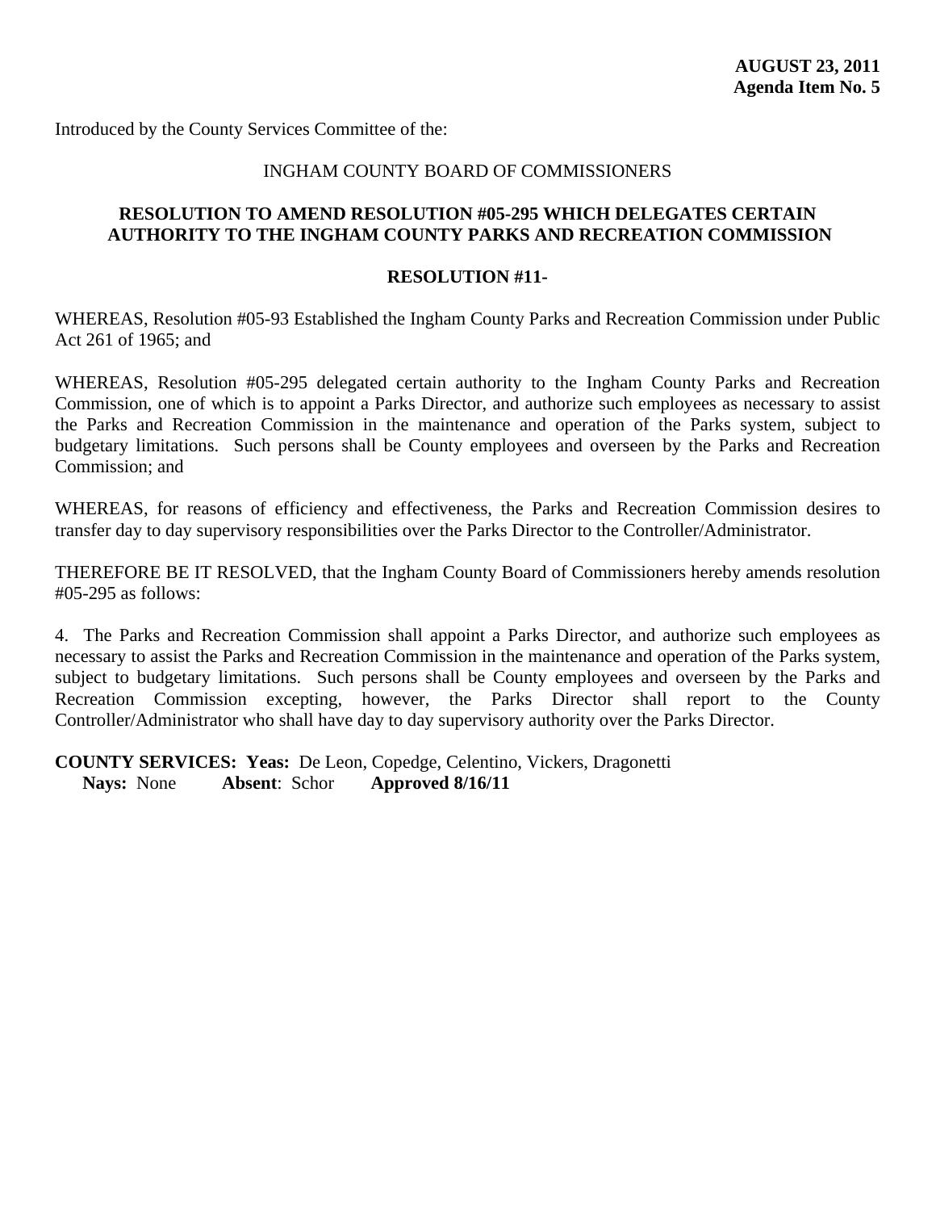**AUGUST 23, 2011**
**Agenda Item No. 5**

Introduced by the County Services Committee of the:

INGHAM COUNTY BOARD OF COMMISSIONERS

**RESOLUTION TO AMEND RESOLUTION #05-295 WHICH DELEGATES CERTAIN AUTHORITY TO THE INGHAM COUNTY PARKS AND RECREATION COMMISSION**

**RESOLUTION #11-**

WHEREAS, Resolution #05-93 Established the Ingham County Parks and Recreation Commission under Public Act 261 of 1965; and

WHEREAS, Resolution #05-295 delegated certain authority to the Ingham County Parks and Recreation Commission, one of which is to appoint a Parks Director, and authorize such employees as necessary to assist the Parks and Recreation Commission in the maintenance and operation of the Parks system, subject to budgetary limitations. Such persons shall be County employees and overseen by the Parks and Recreation Commission; and

WHEREAS, for reasons of efficiency and effectiveness, the Parks and Recreation Commission desires to transfer day to day supervisory responsibilities over the Parks Director to the Controller/Administrator.

THEREFORE BE IT RESOLVED, that the Ingham County Board of Commissioners hereby amends resolution #05-295 as follows:

4. The Parks and Recreation Commission shall appoint a Parks Director, and authorize such employees as necessary to assist the Parks and Recreation Commission in the maintenance and operation of the Parks system, subject to budgetary limitations. Such persons shall be County employees and overseen by the Parks and Recreation Commission excepting, however, the Parks Director shall report to the County Controller/Administrator who shall have day to day supervisory authority over the Parks Director.

**COUNTY SERVICES: Yeas:** De Leon, Copedge, Celentino, Vickers, Dragonetti
**Nays:** None **Absent**: Schor **Approved 8/16/11**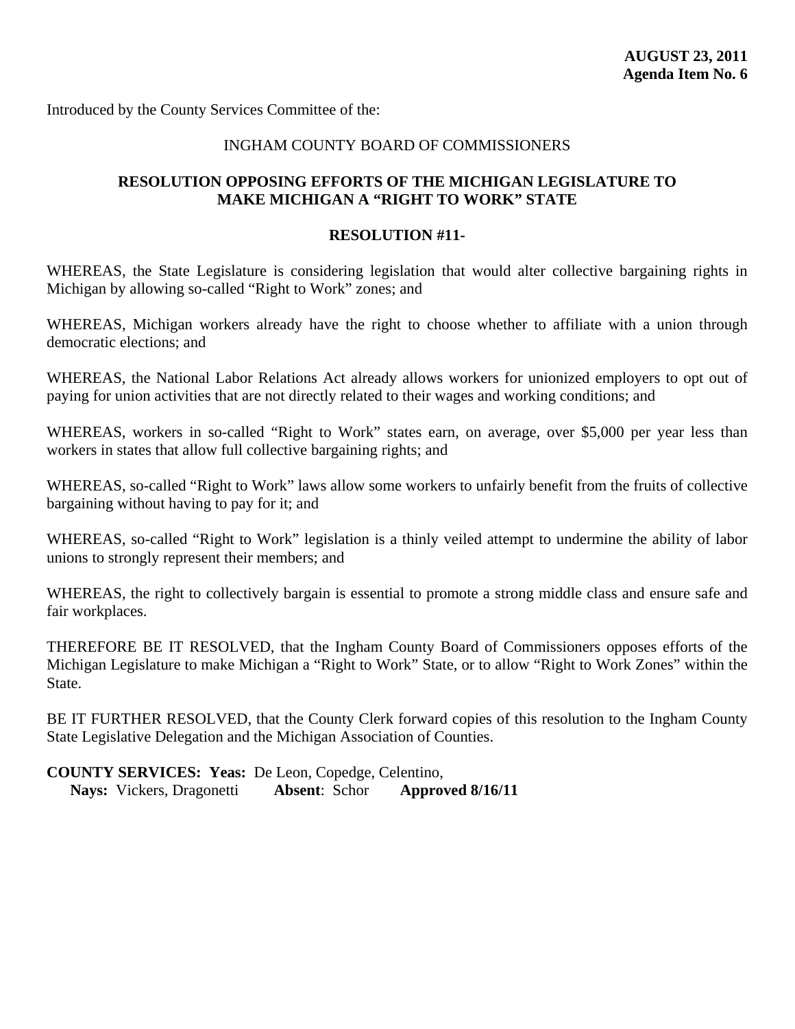**AUGUST 23, 2011**
**Agenda Item No. 6**

Introduced by the County Services Committee of the:

INGHAM COUNTY BOARD OF COMMISSIONERS

## RESOLUTION OPPOSING EFFORTS OF THE MICHIGAN LEGISLATURE TO MAKE MICHIGAN A "RIGHT TO WORK" STATE

**RESOLUTION #11-**

WHEREAS, the State Legislature is considering legislation that would alter collective bargaining rights in Michigan by allowing so-called "Right to Work" zones; and

WHEREAS, Michigan workers already have the right to choose whether to affiliate with a union through democratic elections; and

WHEREAS, the National Labor Relations Act already allows workers for unionized employers to opt out of paying for union activities that are not directly related to their wages and working conditions; and

WHEREAS, workers in so-called "Right to Work" states earn, on average, over $5,000 per year less than workers in states that allow full collective bargaining rights; and

WHEREAS, so-called "Right to Work" laws allow some workers to unfairly benefit from the fruits of collective bargaining without having to pay for it; and

WHEREAS, so-called "Right to Work" legislation is a thinly veiled attempt to undermine the ability of labor unions to strongly represent their members; and

WHEREAS, the right to collectively bargain is essential to promote a strong middle class and ensure safe and fair workplaces.

THEREFORE BE IT RESOLVED, that the Ingham County Board of Commissioners opposes efforts of the Michigan Legislature to make Michigan a "Right to Work" State, or to allow "Right to Work Zones" within the State.

BE IT FURTHER RESOLVED, that the County Clerk forward copies of this resolution to the Ingham County State Legislative Delegation and the Michigan Association of Counties.

**COUNTY SERVICES: Yeas:** De Leon, Copedge, Celentino,
**Nays:** Vickers, Dragonetti **Absent**: Schor **Approved 8/16/11**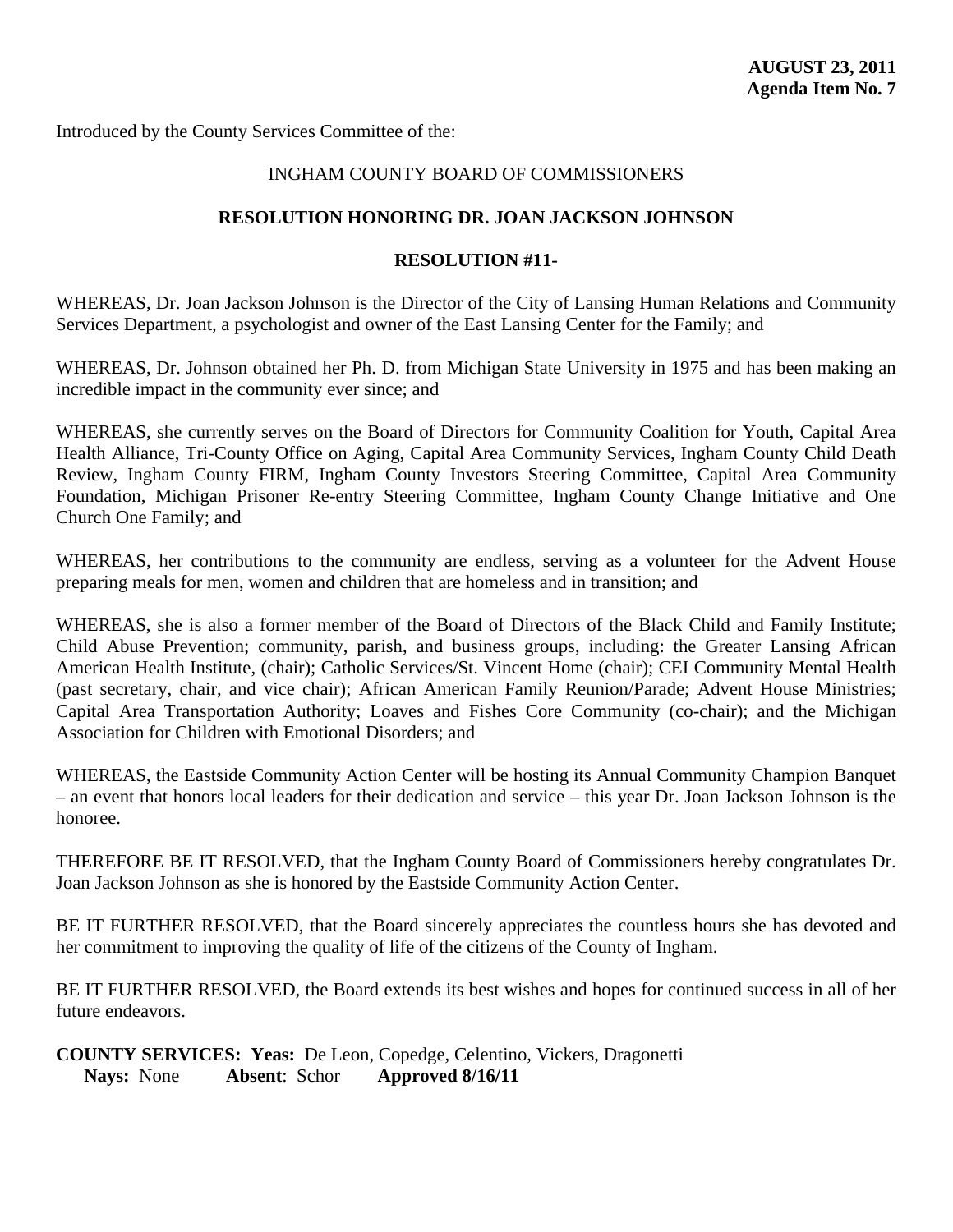**AUGUST 23, 2011**
**Agenda Item No. 7**

Introduced by the County Services Committee of the:

INGHAM COUNTY BOARD OF COMMISSIONERS

**RESOLUTION HONORING DR. JOAN JACKSON JOHNSON**

**RESOLUTION #11-**

WHEREAS, Dr. Joan Jackson Johnson is the Director of the City of Lansing Human Relations and Community Services Department, a psychologist and owner of the East Lansing Center for the Family; and

WHEREAS, Dr. Johnson obtained her Ph. D. from Michigan State University in 1975 and has been making an incredible impact in the community ever since; and

WHEREAS, she currently serves on the Board of Directors for Community Coalition for Youth, Capital Area Health Alliance, Tri-County Office on Aging, Capital Area Community Services, Ingham County Child Death Review, Ingham County FIRM, Ingham County Investors Steering Committee, Capital Area Community Foundation, Michigan Prisoner Re-entry Steering Committee, Ingham County Change Initiative and One Church One Family; and

WHEREAS, her contributions to the community are endless, serving as a volunteer for the Advent House preparing meals for men, women and children that are homeless and in transition; and

WHEREAS, she is also a former member of the Board of Directors of the Black Child and Family Institute; Child Abuse Prevention; community, parish, and business groups, including: the Greater Lansing African American Health Institute, (chair); Catholic Services/St. Vincent Home (chair); CEI Community Mental Health (past secretary, chair, and vice chair); African American Family Reunion/Parade; Advent House Ministries; Capital Area Transportation Authority; Loaves and Fishes Core Community (co-chair); and the Michigan Association for Children with Emotional Disorders; and

WHEREAS, the Eastside Community Action Center will be hosting its Annual Community Champion Banquet – an event that honors local leaders for their dedication and service – this year Dr. Joan Jackson Johnson is the honoree.

THEREFORE BE IT RESOLVED, that the Ingham County Board of Commissioners hereby congratulates Dr. Joan Jackson Johnson as she is honored by the Eastside Community Action Center.

BE IT FURTHER RESOLVED, that the Board sincerely appreciates the countless hours she has devoted and her commitment to improving the quality of life of the citizens of the County of Ingham.

BE IT FURTHER RESOLVED, the Board extends its best wishes and hopes for continued success in all of her future endeavors.

**COUNTY SERVICES: Yeas:** De Leon, Copedge, Celentino, Vickers, Dragonetti
**Nays:** None **Absent**: Schor **Approved 8/16/11**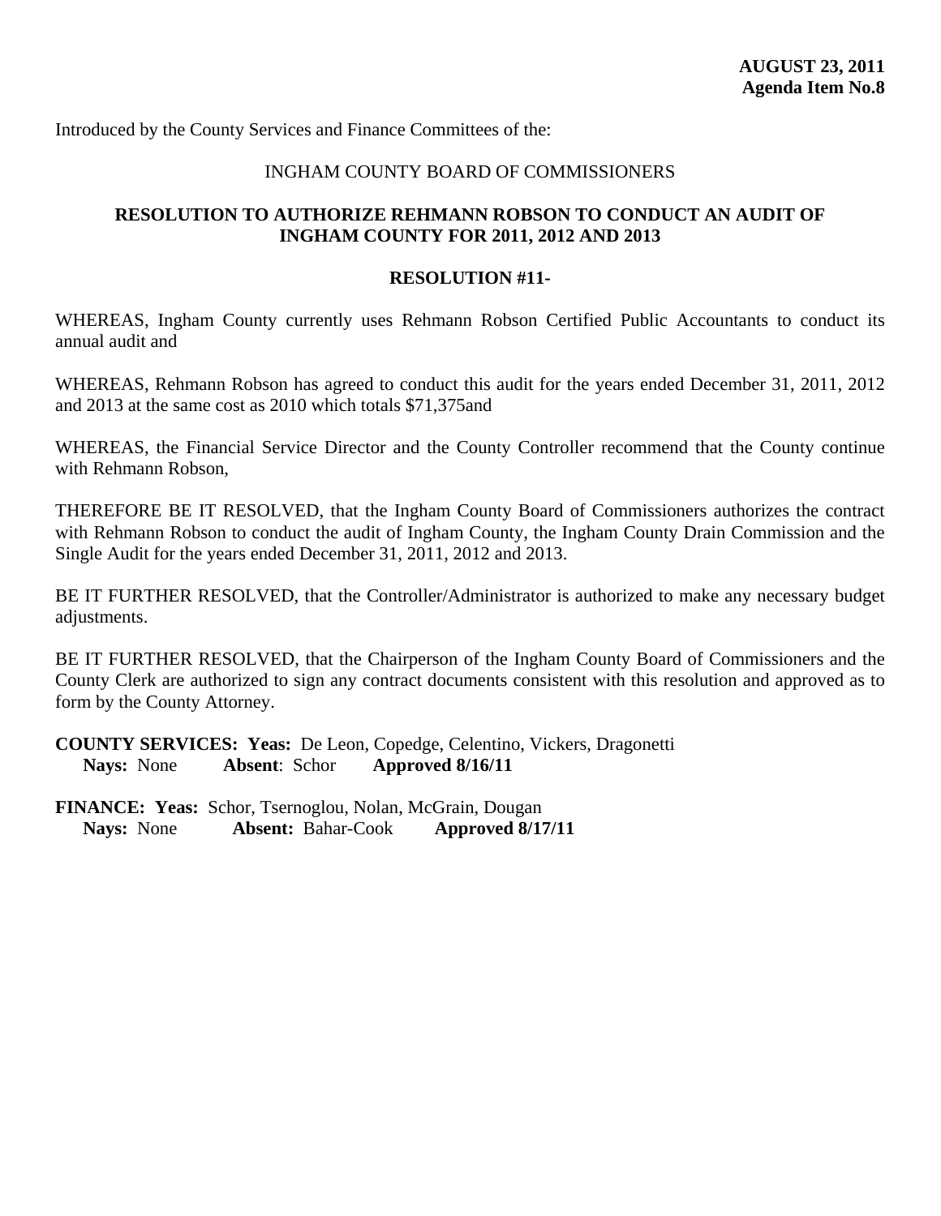**AUGUST 23, 2011**
**Agenda Item No.8**

Introduced by the County Services and Finance Committees of the:

INGHAM COUNTY BOARD OF COMMISSIONERS

**RESOLUTION TO AUTHORIZE REHMANN ROBSON TO CONDUCT AN AUDIT OF INGHAM COUNTY FOR 2011, 2012 AND 2013**

**RESOLUTION #11-**

WHEREAS, Ingham County currently uses Rehmann Robson Certified Public Accountants to conduct its annual audit and

WHEREAS, Rehmann Robson has agreed to conduct this audit for the years ended December 31, 2011, 2012 and 2013 at the same cost as 2010 which totals $71,375and

WHEREAS, the Financial Service Director and the County Controller recommend that the County continue with Rehmann Robson,

THEREFORE BE IT RESOLVED, that the Ingham County Board of Commissioners authorizes the contract with Rehmann Robson to conduct the audit of Ingham County, the Ingham County Drain Commission and the Single Audit for the years ended December 31, 2011, 2012 and 2013.

BE IT FURTHER RESOLVED, that the Controller/Administrator is authorized to make any necessary budget adjustments.

BE IT FURTHER RESOLVED, that the Chairperson of the Ingham County Board of Commissioners and the County Clerk are authorized to sign any contract documents consistent with this resolution and approved as to form by the County Attorney.

**COUNTY SERVICES: Yeas:** De Leon, Copedge, Celentino, Vickers, Dragonetti
**Nays:** None **Absent**: Schor **Approved 8/16/11**

**FINANCE: Yeas:** Schor, Tsernoglou, Nolan, McGrain, Dougan
**Nays:** None **Absent:** Bahar-Cook **Approved 8/17/11**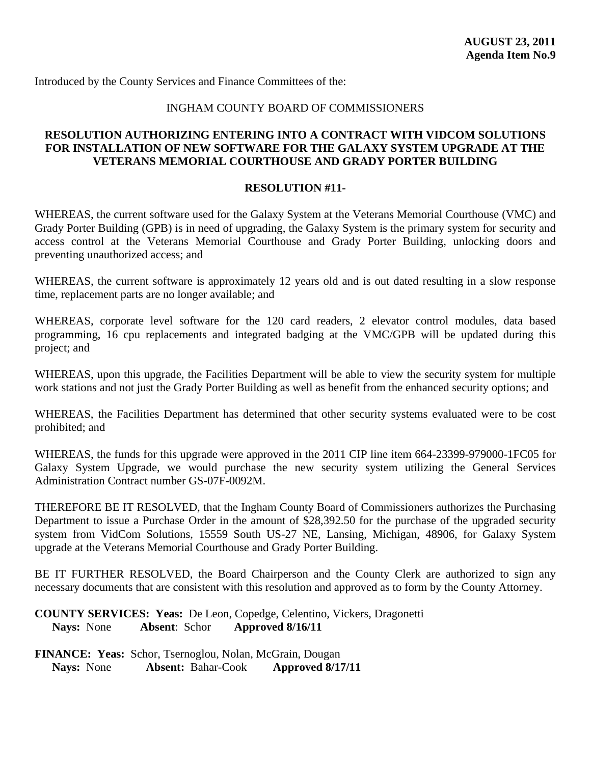**AUGUST 23, 2011**
**Agenda Item No.9**

Introduced by the County Services and Finance Committees of the:

INGHAM COUNTY BOARD OF COMMISSIONERS

**RESOLUTION AUTHORIZING ENTERING INTO A CONTRACT WITH VIDCOM SOLUTIONS FOR INSTALLATION OF NEW SOFTWARE FOR THE GALAXY SYSTEM UPGRADE AT THE VETERANS MEMORIAL COURTHOUSE AND GRADY PORTER BUILDING**

**RESOLUTION #11-**

WHEREAS, the current software used for the Galaxy System at the Veterans Memorial Courthouse (VMC) and Grady Porter Building (GPB) is in need of upgrading, the Galaxy System is the primary system for security and access control at the Veterans Memorial Courthouse and Grady Porter Building, unlocking doors and preventing unauthorized access; and

WHEREAS, the current software is approximately 12 years old and is out dated resulting in a slow response time, replacement parts are no longer available; and

WHEREAS, corporate level software for the 120 card readers, 2 elevator control modules, data based programming, 16 cpu replacements and integrated badging at the VMC/GPB will be updated during this project; and

WHEREAS, upon this upgrade, the Facilities Department will be able to view the security system for multiple work stations and not just the Grady Porter Building as well as benefit from the enhanced security options; and

WHEREAS, the Facilities Department has determined that other security systems evaluated were to be cost prohibited; and

WHEREAS, the funds for this upgrade were approved in the 2011 CIP line item 664-23399-979000-1FC05 for Galaxy System Upgrade, we would purchase the new security system utilizing the General Services Administration Contract number GS-07F-0092M.

THEREFORE BE IT RESOLVED, that the Ingham County Board of Commissioners authorizes the Purchasing Department to issue a Purchase Order in the amount of $28,392.50 for the purchase of the upgraded security system from VidCom Solutions, 15559 South US-27 NE, Lansing, Michigan, 48906, for Galaxy System upgrade at the Veterans Memorial Courthouse and Grady Porter Building.

BE IT FURTHER RESOLVED, the Board Chairperson and the County Clerk are authorized to sign any necessary documents that are consistent with this resolution and approved as to form by the County Attorney.

**COUNTY SERVICES: Yeas:** De Leon, Copedge, Celentino, Vickers, Dragonetti
**Nays:** None **Absent**: Schor **Approved 8/16/11**

**FINANCE: Yeas:** Schor, Tsernoglou, Nolan, McGrain, Dougan
**Nays:** None **Absent:** Bahar-Cook **Approved 8/17/11**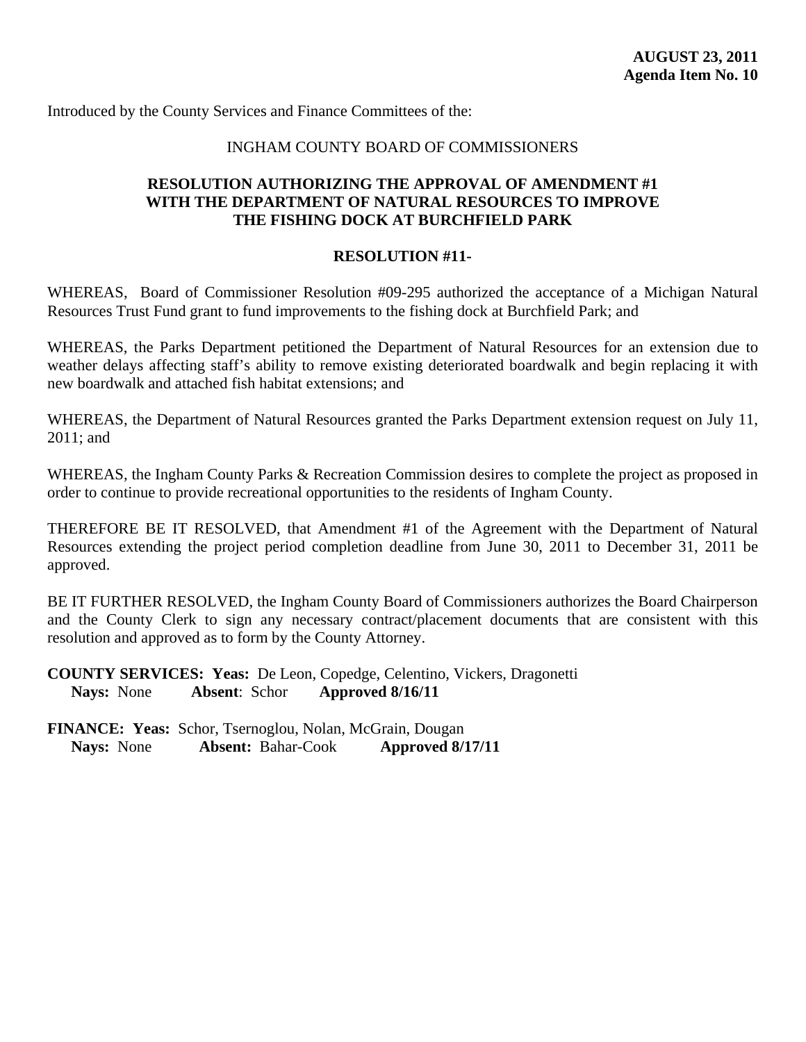**AUGUST 23, 2011**
**Agenda Item No. 10**

Introduced by the County Services and Finance Committees of the:

INGHAM COUNTY BOARD OF COMMISSIONERS

**RESOLUTION AUTHORIZING THE APPROVAL OF AMENDMENT #1 WITH THE DEPARTMENT OF NATURAL RESOURCES TO IMPROVE THE FISHING DOCK AT BURCHFIELD PARK**

**RESOLUTION #11-**

WHEREAS, Board of Commissioner Resolution #09-295 authorized the acceptance of a Michigan Natural Resources Trust Fund grant to fund improvements to the fishing dock at Burchfield Park; and

WHEREAS, the Parks Department petitioned the Department of Natural Resources for an extension due to weather delays affecting staff's ability to remove existing deteriorated boardwalk and begin replacing it with new boardwalk and attached fish habitat extensions; and

WHEREAS, the Department of Natural Resources granted the Parks Department extension request on July 11, 2011; and

WHEREAS, the Ingham County Parks & Recreation Commission desires to complete the project as proposed in order to continue to provide recreational opportunities to the residents of Ingham County.

THEREFORE BE IT RESOLVED, that Amendment #1 of the Agreement with the Department of Natural Resources extending the project period completion deadline from June 30, 2011 to December 31, 2011 be approved.

BE IT FURTHER RESOLVED, the Ingham County Board of Commissioners authorizes the Board Chairperson and the County Clerk to sign any necessary contract/placement documents that are consistent with this resolution and approved as to form by the County Attorney.

**COUNTY SERVICES: Yeas:** De Leon, Copedge, Celentino, Vickers, Dragonetti
**Nays:** None **Absent**: Schor **Approved 8/16/11**

**FINANCE: Yeas:** Schor, Tsernoglou, Nolan, McGrain, Dougan
**Nays:** None **Absent:** Bahar-Cook **Approved 8/17/11**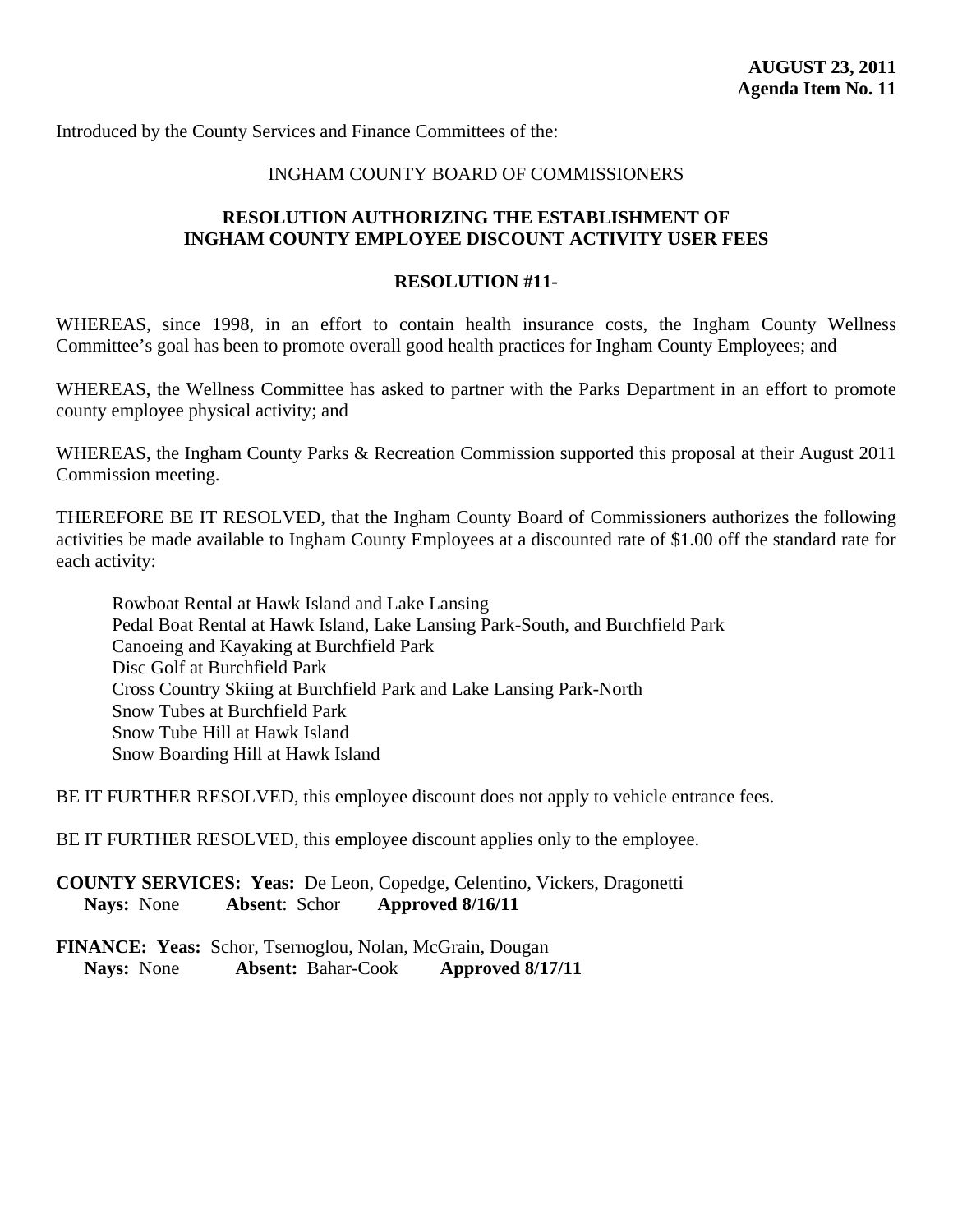**AUGUST 23, 2011**
**Agenda Item No. 11**

Introduced by the County Services and Finance Committees of the:

INGHAM COUNTY BOARD OF COMMISSIONERS

**RESOLUTION AUTHORIZING THE ESTABLISHMENT OF INGHAM COUNTY EMPLOYEE DISCOUNT ACTIVITY USER FEES**

**RESOLUTION #11-**

WHEREAS, since 1998, in an effort to contain health insurance costs, the Ingham County Wellness Committee's goal has been to promote overall good health practices for Ingham County Employees; and

WHEREAS, the Wellness Committee has asked to partner with the Parks Department in an effort to promote county employee physical activity; and

WHEREAS, the Ingham County Parks & Recreation Commission supported this proposal at their August 2011 Commission meeting.

THEREFORE BE IT RESOLVED, that the Ingham County Board of Commissioners authorizes the following activities be made available to Ingham County Employees at a discounted rate of $1.00 off the standard rate for each activity:

Rowboat Rental at Hawk Island and Lake Lansing
Pedal Boat Rental at Hawk Island, Lake Lansing Park-South, and Burchfield Park
Canoeing and Kayaking at Burchfield Park
Disc Golf at Burchfield Park
Cross Country Skiing at Burchfield Park and Lake Lansing Park-North
Snow Tubes at Burchfield Park
Snow Tube Hill at Hawk Island
Snow Boarding Hill at Hawk Island

BE IT FURTHER RESOLVED, this employee discount does not apply to vehicle entrance fees.

BE IT FURTHER RESOLVED, this employee discount applies only to the employee.

**COUNTY SERVICES: Yeas:** De Leon, Copedge, Celentino, Vickers, Dragonetti
**Nays:** None **Absent**: Schor **Approved 8/16/11**

**FINANCE: Yeas:** Schor, Tsernoglou, Nolan, McGrain, Dougan
**Nays:** None **Absent:** Bahar-Cook **Approved 8/17/11**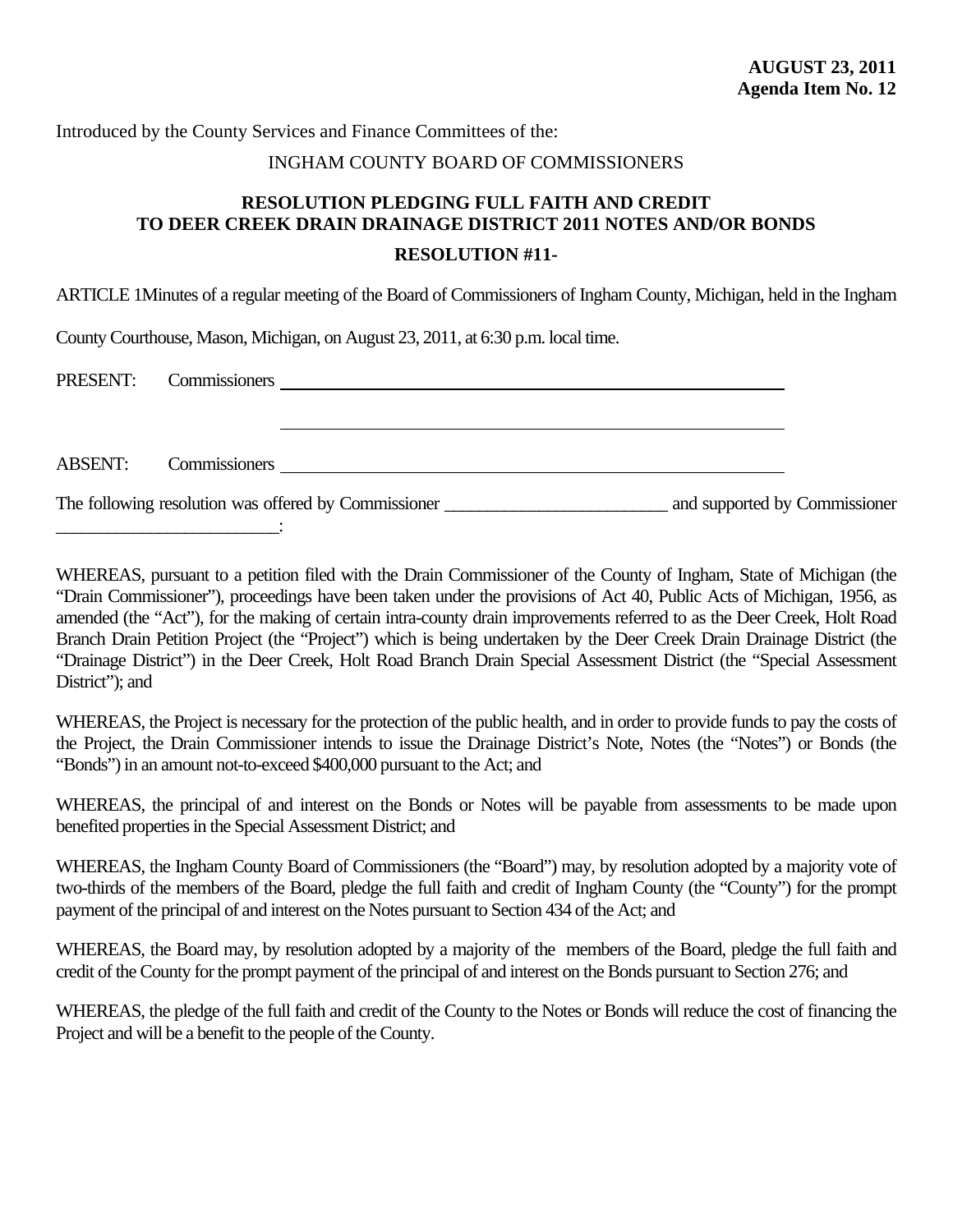**AUGUST 23, 2011**
**Agenda Item No. 12**

Introduced by the County Services and Finance Committees of the:

INGHAM COUNTY BOARD OF COMMISSIONERS

**RESOLUTION PLEDGING FULL FAITH AND CREDIT TO DEER CREEK DRAIN DRAINAGE DISTRICT 2011 NOTES AND/OR BONDS**

**RESOLUTION #11-**

ARTICLE 1Minutes of a regular meeting of the Board of Commissioners of Ingham County, Michigan, held in the Ingham County Courthouse, Mason, Michigan, on August 23, 2011, at 6:30 p.m. local time.

PRESENT: Commissioners ______________________________________________

______________________________________________

ABSENT: Commissioners ______________________________________________

The following resolution was offered by Commissioner _________________________ and supported by Commissioner _________________________:

WHEREAS, pursuant to a petition filed with the Drain Commissioner of the County of Ingham, State of Michigan (the "Drain Commissioner"), proceedings have been taken under the provisions of Act 40, Public Acts of Michigan, 1956, as amended (the "Act"), for the making of certain intra-county drain improvements referred to as the Deer Creek, Holt Road Branch Drain Petition Project (the "Project") which is being undertaken by the Deer Creek Drain Drainage District (the "Drainage District") in the Deer Creek, Holt Road Branch Drain Special Assessment District (the "Special Assessment District"); and

WHEREAS, the Project is necessary for the protection of the public health, and in order to provide funds to pay the costs of the Project, the Drain Commissioner intends to issue the Drainage District's Note, Notes (the "Notes") or Bonds (the "Bonds") in an amount not-to-exceed $400,000 pursuant to the Act; and

WHEREAS, the principal of and interest on the Bonds or Notes will be payable from assessments to be made upon benefited properties in the Special Assessment District; and

WHEREAS, the Ingham County Board of Commissioners (the "Board") may, by resolution adopted by a majority vote of two-thirds of the members of the Board, pledge the full faith and credit of Ingham County (the "County") for the prompt payment of the principal of and interest on the Notes pursuant to Section 434 of the Act; and

WHEREAS, the Board may, by resolution adopted by a majority of the members of the Board, pledge the full faith and credit of the County for the prompt payment of the principal of and interest on the Bonds pursuant to Section 276; and

WHEREAS, the pledge of the full faith and credit of the County to the Notes or Bonds will reduce the cost of financing the Project and will be a benefit to the people of the County.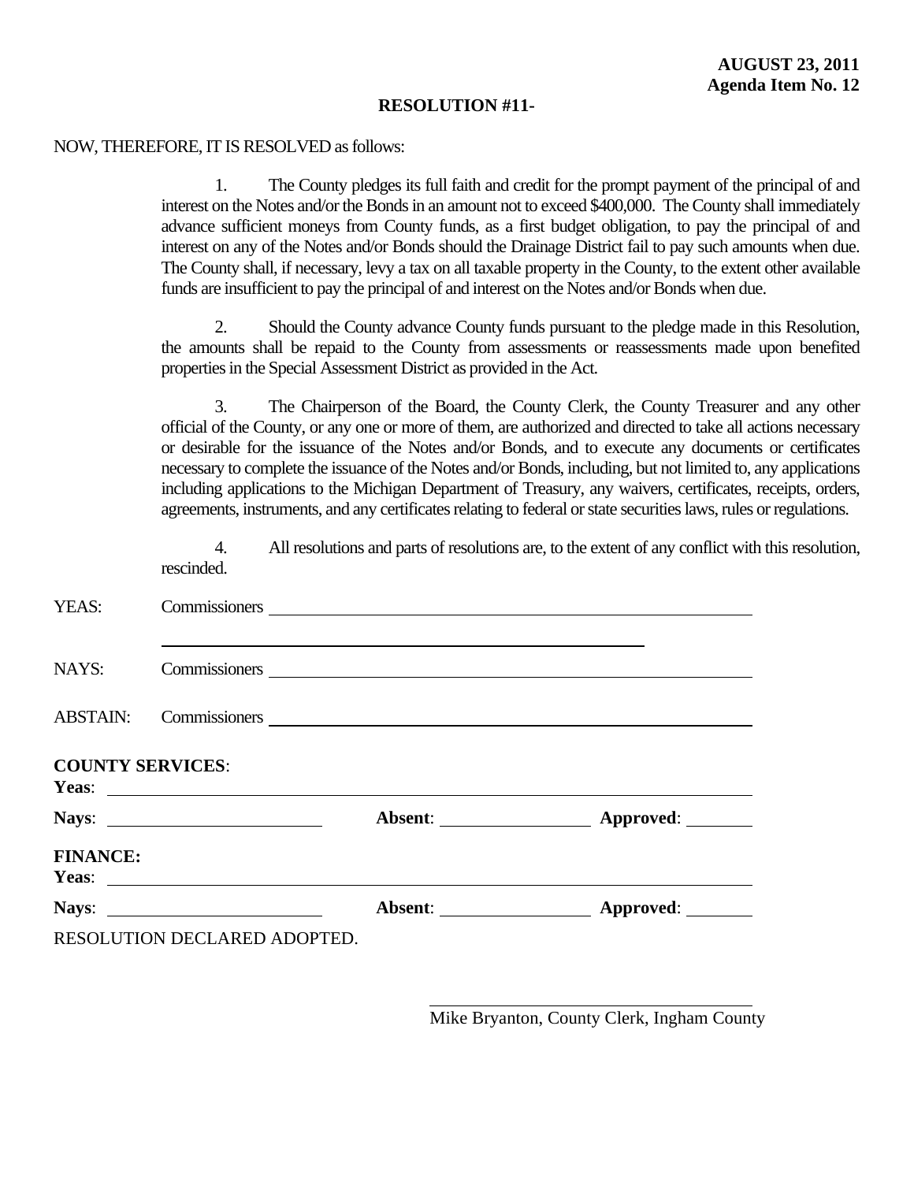**AUGUST 23, 2011**
**Agenda Item No. 12**

**RESOLUTION #11-**

NOW, THEREFORE, IT IS RESOLVED as follows:

1. The County pledges its full faith and credit for the prompt payment of the principal of and interest on the Notes and/or the Bonds in an amount not to exceed $400,000. The County shall immediately advance sufficient moneys from County funds, as a first budget obligation, to pay the principal of and interest on any of the Notes and/or Bonds should the Drainage District fail to pay such amounts when due. The County shall, if necessary, levy a tax on all taxable property in the County, to the extent other available funds are insufficient to pay the principal of and interest on the Notes and/or Bonds when due.

2. Should the County advance County funds pursuant to the pledge made in this Resolution, the amounts shall be repaid to the County from assessments or reassessments made upon benefited properties in the Special Assessment District as provided in the Act.

3. The Chairperson of the Board, the County Clerk, the County Treasurer and any other official of the County, or any one or more of them, are authorized and directed to take all actions necessary or desirable for the issuance of the Notes and/or Bonds, and to execute any documents or certificates necessary to complete the issuance of the Notes and/or Bonds, including, but not limited to, any applications including applications to the Michigan Department of Treasury, any waivers, certificates, receipts, orders, agreements, instruments, and any certificates relating to federal or state securities laws, rules or regulations.

4. All resolutions and parts of resolutions are, to the extent of any conflict with this resolution, rescinded.

YEAS: Commissioners ______________________________

______________________________

NAYS: Commissioners ______________________________

ABSTAIN: Commissioners ______________________________

**COUNTY SERVICES**:
**Yeas**: ______________________________
**Nays**: ______________ **Absent**: ______________ **Approved**: __________

**FINANCE:**
**Yeas**: ______________________________
**Nays**: ______________ **Absent**: ______________ **Approved**: __________

RESOLUTION DECLARED ADOPTED.

______________________________
Mike Bryanton, County Clerk, Ingham County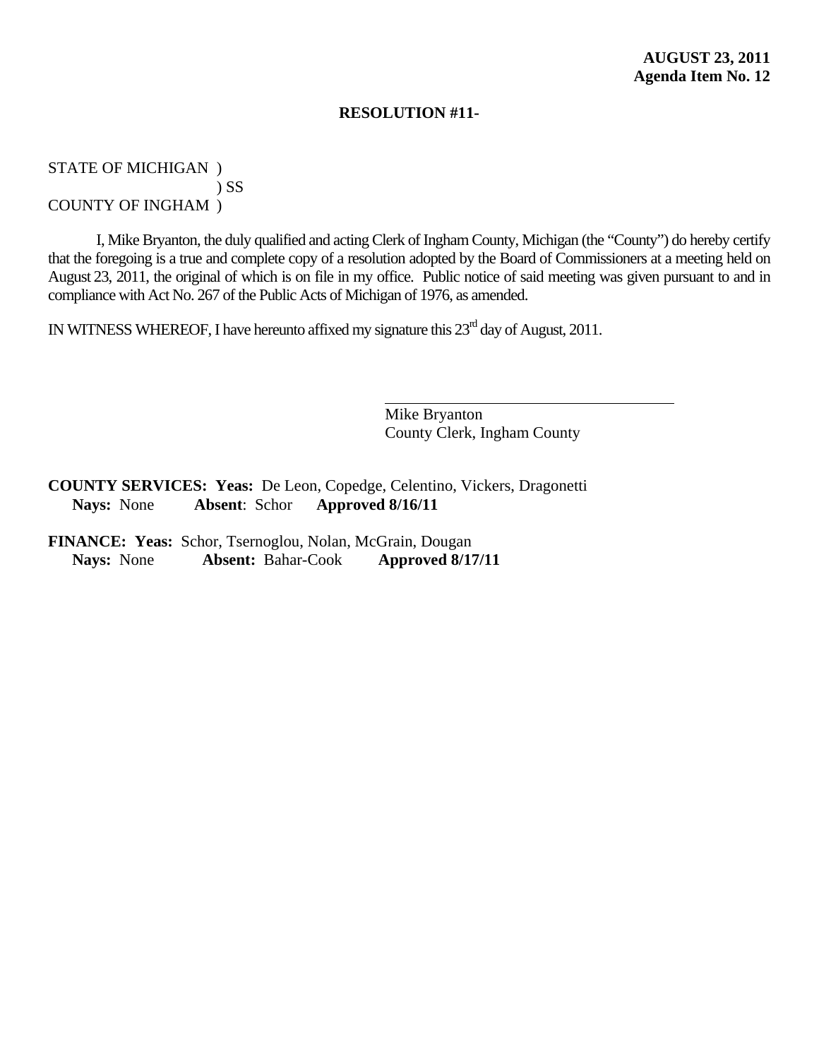**AUGUST 23, 2011**
**Agenda Item No. 12**

**RESOLUTION #11-**

STATE OF MICHIGAN )
) SS
COUNTY OF INGHAM )

I, Mike Bryanton, the duly qualified and acting Clerk of Ingham County, Michigan (the "County") do hereby certify that the foregoing is a true and complete copy of a resolution adopted by the Board of Commissioners at a meeting held on August 23, 2011, the original of which is on file in my office. Public notice of said meeting was given pursuant to and in compliance with Act No. 267 of the Public Acts of Michigan of 1976, as amended.

IN WITNESS WHEREOF, I have hereunto affixed my signature this 23rd day of August, 2011.

Mike Bryanton
County Clerk, Ingham County

**COUNTY SERVICES: Yeas:** De Leon, Copedge, Celentino, Vickers, Dragonetti
**Nays:** None **Absent**: Schor **Approved 8/16/11**

**FINANCE: Yeas:** Schor, Tsernoglou, Nolan, McGrain, Dougan
**Nays:** None **Absent:** Bahar-Cook **Approved 8/17/11**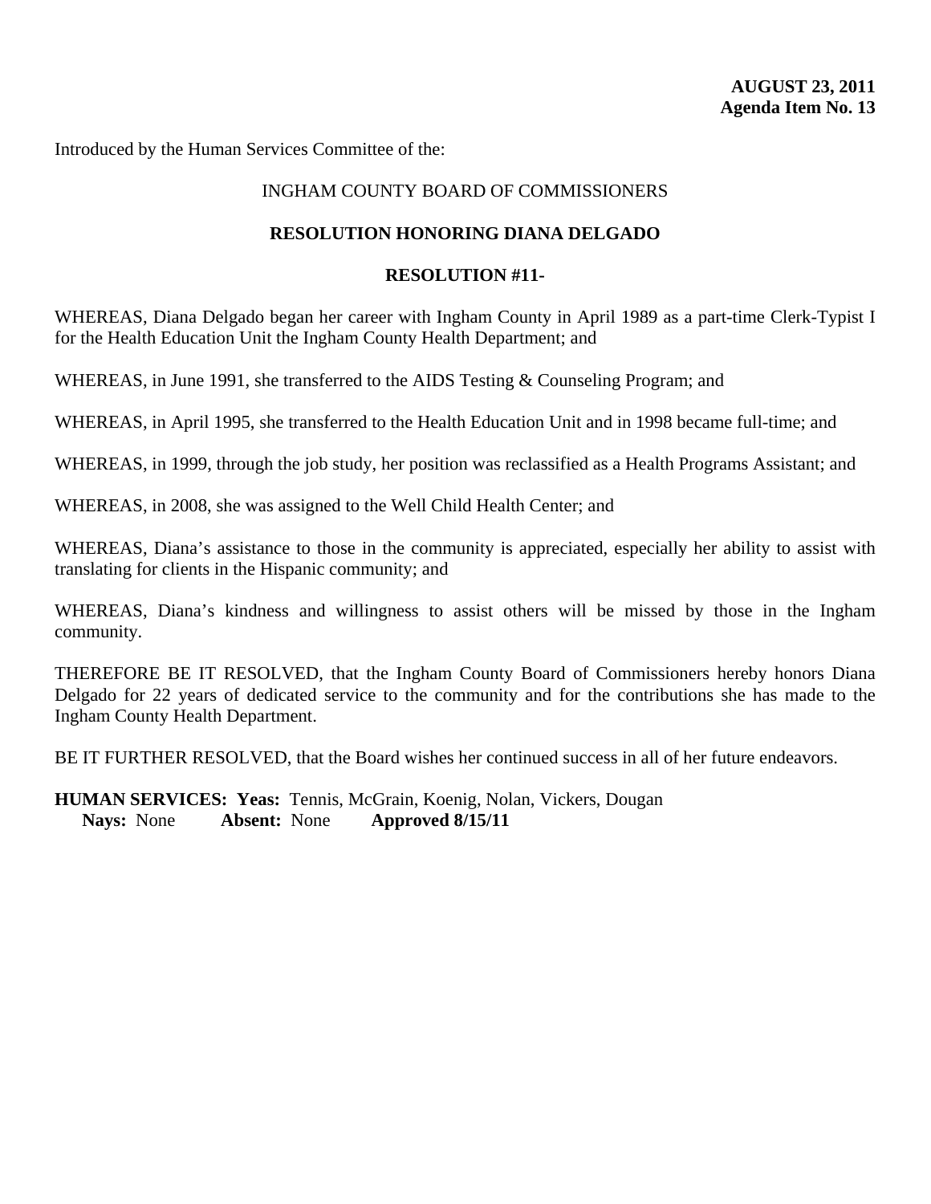**AUGUST 23, 2011**
**Agenda Item No. 13**

Introduced by the Human Services Committee of the:

INGHAM COUNTY BOARD OF COMMISSIONERS

**RESOLUTION HONORING DIANA DELGADO**

**RESOLUTION #11-**

WHEREAS, Diana Delgado began her career with Ingham County in April 1989 as a part-time Clerk-Typist I for the Health Education Unit the Ingham County Health Department; and

WHEREAS, in June 1991, she transferred to the AIDS Testing & Counseling Program; and

WHEREAS, in April 1995, she transferred to the Health Education Unit and in 1998 became full-time; and

WHEREAS, in 1999, through the job study, her position was reclassified as a Health Programs Assistant; and

WHEREAS, in 2008, she was assigned to the Well Child Health Center; and

WHEREAS, Diana's assistance to those in the community is appreciated, especially her ability to assist with translating for clients in the Hispanic community; and

WHEREAS, Diana's kindness and willingness to assist others will be missed by those in the Ingham community.

THEREFORE BE IT RESOLVED, that the Ingham County Board of Commissioners hereby honors Diana Delgado for 22 years of dedicated service to the community and for the contributions she has made to the Ingham County Health Department.

BE IT FURTHER RESOLVED, that the Board wishes her continued success in all of her future endeavors.

**HUMAN SERVICES: Yeas:** Tennis, McGrain, Koenig, Nolan, Vickers, Dougan
**Nays:** None **Absent:** None **Approved 8/15/11**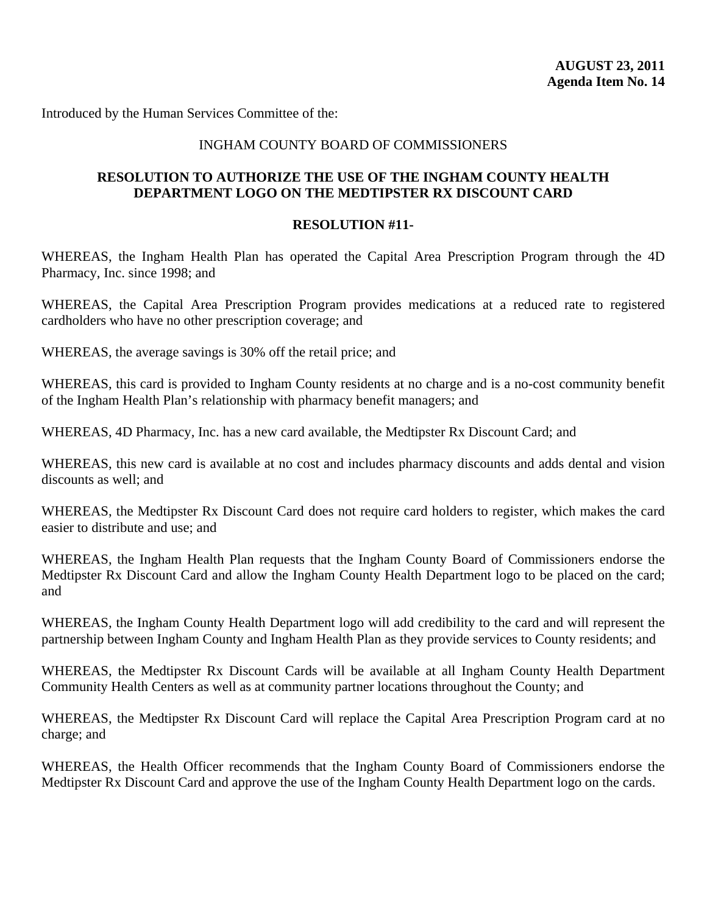**AUGUST 23, 2011**
**Agenda Item No. 14**

Introduced by the Human Services Committee of the:

INGHAM COUNTY BOARD OF COMMISSIONERS

## RESOLUTION TO AUTHORIZE THE USE OF THE INGHAM COUNTY HEALTH DEPARTMENT LOGO ON THE MEDTIPSTER RX DISCOUNT CARD

**RESOLUTION #11-**

WHEREAS, the Ingham Health Plan has operated the Capital Area Prescription Program through the 4D Pharmacy, Inc. since 1998; and

WHEREAS, the Capital Area Prescription Program provides medications at a reduced rate to registered cardholders who have no other prescription coverage; and

WHEREAS, the average savings is 30% off the retail price; and

WHEREAS, this card is provided to Ingham County residents at no charge and is a no-cost community benefit of the Ingham Health Plan's relationship with pharmacy benefit managers; and

WHEREAS, 4D Pharmacy, Inc. has a new card available, the Medtipster Rx Discount Card; and

WHEREAS, this new card is available at no cost and includes pharmacy discounts and adds dental and vision discounts as well; and

WHEREAS, the Medtipster Rx Discount Card does not require card holders to register, which makes the card easier to distribute and use; and

WHEREAS, the Ingham Health Plan requests that the Ingham County Board of Commissioners endorse the Medtipster Rx Discount Card and allow the Ingham County Health Department logo to be placed on the card; and

WHEREAS, the Ingham County Health Department logo will add credibility to the card and will represent the partnership between Ingham County and Ingham Health Plan as they provide services to County residents; and

WHEREAS, the Medtipster Rx Discount Cards will be available at all Ingham County Health Department Community Health Centers as well as at community partner locations throughout the County; and

WHEREAS, the Medtipster Rx Discount Card will replace the Capital Area Prescription Program card at no charge; and

WHEREAS, the Health Officer recommends that the Ingham County Board of Commissioners endorse the Medtipster Rx Discount Card and approve the use of the Ingham County Health Department logo on the cards.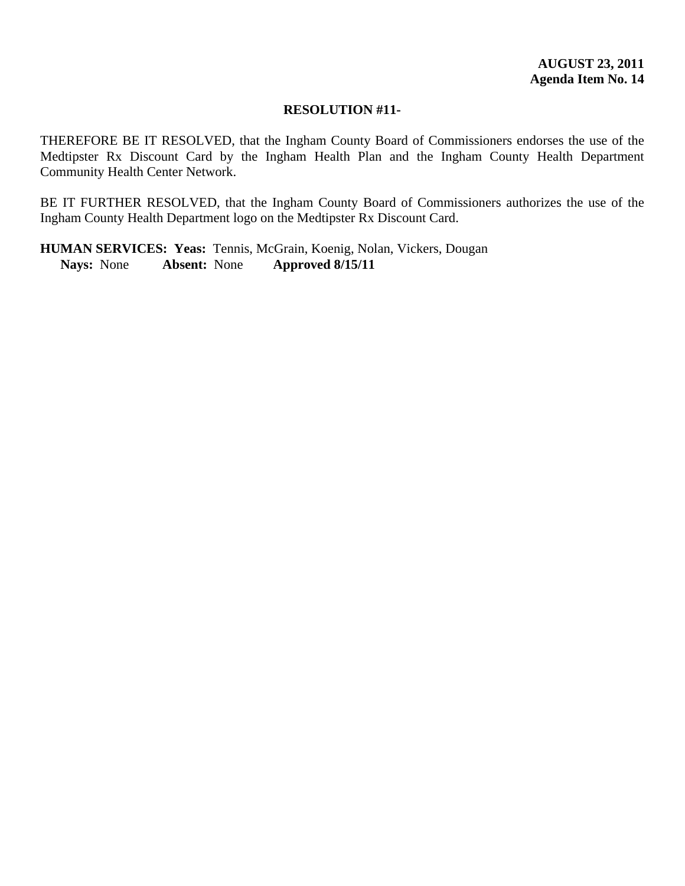**AUGUST 23, 2011**
**Agenda Item No. 14**

**RESOLUTION #11-**

THEREFORE BE IT RESOLVED, that the Ingham County Board of Commissioners endorses the use of the Medtipster Rx Discount Card by the Ingham Health Plan and the Ingham County Health Department Community Health Center Network.

BE IT FURTHER RESOLVED, that the Ingham County Board of Commissioners authorizes the use of the Ingham County Health Department logo on the Medtipster Rx Discount Card.

**HUMAN SERVICES: Yeas:** Tennis, McGrain, Koenig, Nolan, Vickers, Dougan
**Nays:** None **Absent:** None **Approved 8/15/11**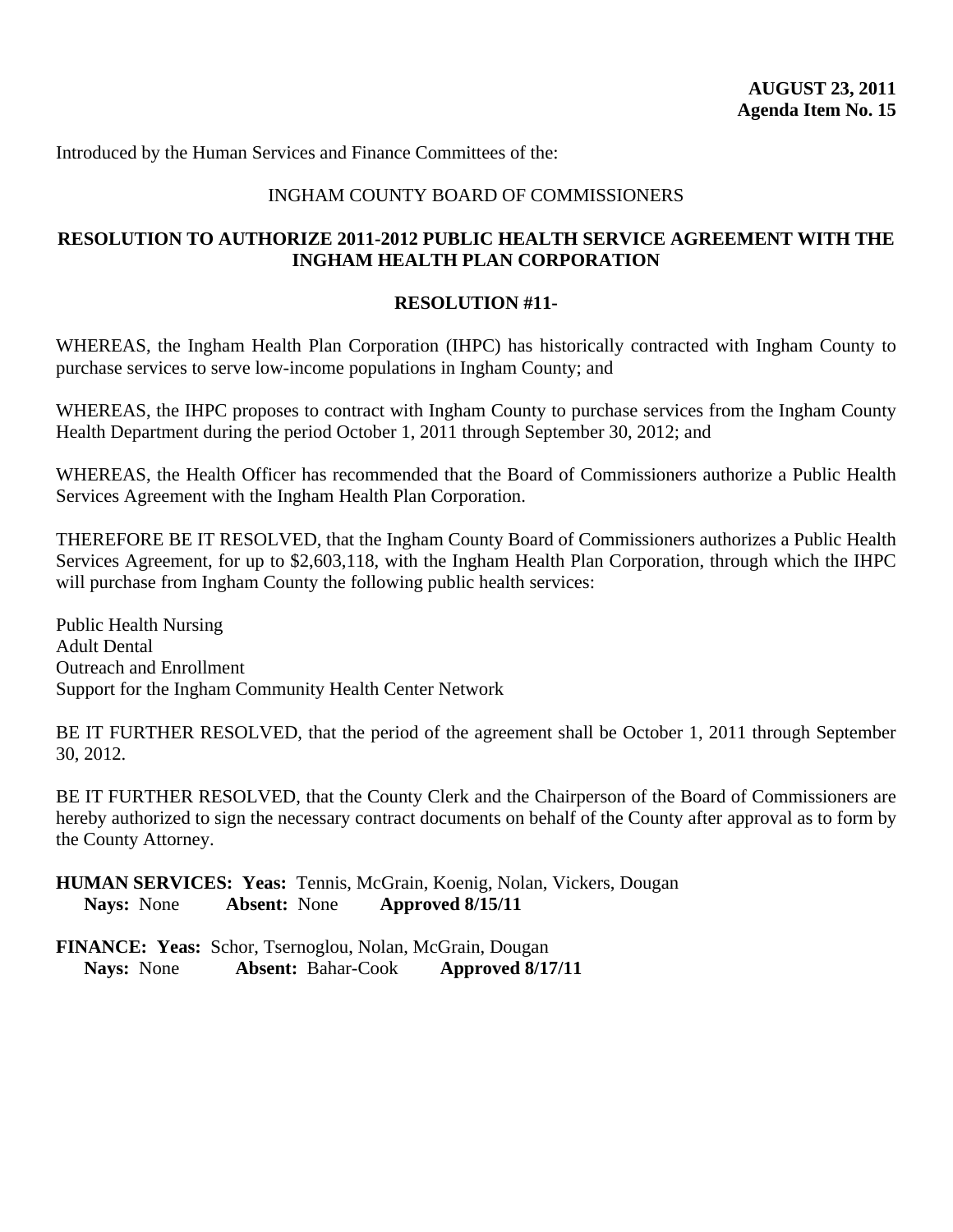**AUGUST 23, 2011**
**Agenda Item No. 15**

Introduced by the Human Services and Finance Committees of the:

INGHAM COUNTY BOARD OF COMMISSIONERS

**RESOLUTION TO AUTHORIZE 2011-2012 PUBLIC HEALTH SERVICE AGREEMENT WITH THE INGHAM HEALTH PLAN CORPORATION**

**RESOLUTION #11-**

WHEREAS, the Ingham Health Plan Corporation (IHPC) has historically contracted with Ingham County to purchase services to serve low-income populations in Ingham County; and

WHEREAS, the IHPC proposes to contract with Ingham County to purchase services from the Ingham County Health Department during the period October 1, 2011 through September 30, 2012; and

WHEREAS, the Health Officer has recommended that the Board of Commissioners authorize a Public Health Services Agreement with the Ingham Health Plan Corporation.

THEREFORE BE IT RESOLVED, that the Ingham County Board of Commissioners authorizes a Public Health Services Agreement, for up to $2,603,118, with the Ingham Health Plan Corporation, through which the IHPC will purchase from Ingham County the following public health services:

Public Health Nursing
Adult Dental
Outreach and Enrollment
Support for the Ingham Community Health Center Network

BE IT FURTHER RESOLVED, that the period of the agreement shall be October 1, 2011 through September 30, 2012.

BE IT FURTHER RESOLVED, that the County Clerk and the Chairperson of the Board of Commissioners are hereby authorized to sign the necessary contract documents on behalf of the County after approval as to form by the County Attorney.

**HUMAN SERVICES: Yeas:** Tennis, McGrain, Koenig, Nolan, Vickers, Dougan
**Nays:** None **Absent:** None **Approved 8/15/11**

**FINANCE: Yeas:** Schor, Tsernoglou, Nolan, McGrain, Dougan
**Nays:** None **Absent:** Bahar-Cook **Approved 8/17/11**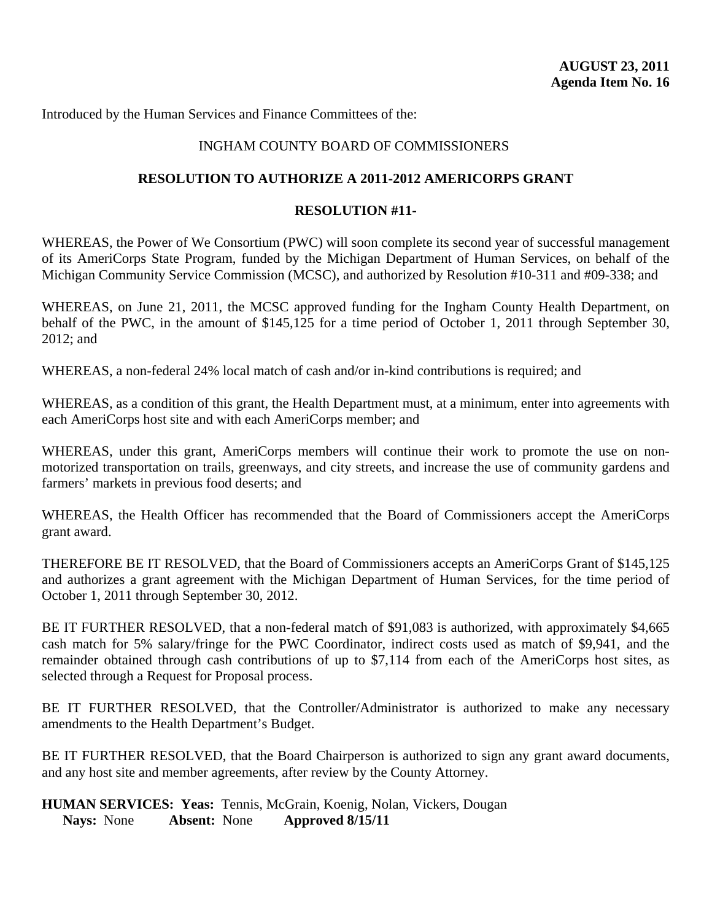**AUGUST 23, 2011**
**Agenda Item No. 16**

Introduced by the Human Services and Finance Committees of the:

INGHAM COUNTY BOARD OF COMMISSIONERS

**RESOLUTION TO AUTHORIZE A 2011-2012 AMERICORPS GRANT**

**RESOLUTION #11-**

WHEREAS, the Power of We Consortium (PWC) will soon complete its second year of successful management of its AmeriCorps State Program, funded by the Michigan Department of Human Services, on behalf of the Michigan Community Service Commission (MCSC), and authorized by Resolution #10-311 and #09-338; and

WHEREAS, on June 21, 2011, the MCSC approved funding for the Ingham County Health Department, on behalf of the PWC, in the amount of $145,125 for a time period of October 1, 2011 through September 30, 2012; and

WHEREAS, a non-federal 24% local match of cash and/or in-kind contributions is required; and

WHEREAS, as a condition of this grant, the Health Department must, at a minimum, enter into agreements with each AmeriCorps host site and with each AmeriCorps member; and

WHEREAS, under this grant, AmeriCorps members will continue their work to promote the use on non-motorized transportation on trails, greenways, and city streets, and increase the use of community gardens and farmers' markets in previous food deserts; and

WHEREAS, the Health Officer has recommended that the Board of Commissioners accept the AmeriCorps grant award.

THEREFORE BE IT RESOLVED, that the Board of Commissioners accepts an AmeriCorps Grant of $145,125 and authorizes a grant agreement with the Michigan Department of Human Services, for the time period of October 1, 2011 through September 30, 2012.

BE IT FURTHER RESOLVED, that a non-federal match of $91,083 is authorized, with approximately $4,665 cash match for 5% salary/fringe for the PWC Coordinator, indirect costs used as match of $9,941, and the remainder obtained through cash contributions of up to $7,114 from each of the AmeriCorps host sites, as selected through a Request for Proposal process.

BE IT FURTHER RESOLVED, that the Controller/Administrator is authorized to make any necessary amendments to the Health Department's Budget.

BE IT FURTHER RESOLVED, that the Board Chairperson is authorized to sign any grant award documents, and any host site and member agreements, after review by the County Attorney.

**HUMAN SERVICES: Yeas:** Tennis, McGrain, Koenig, Nolan, Vickers, Dougan
**Nays:** None **Absent:** None **Approved 8/15/11**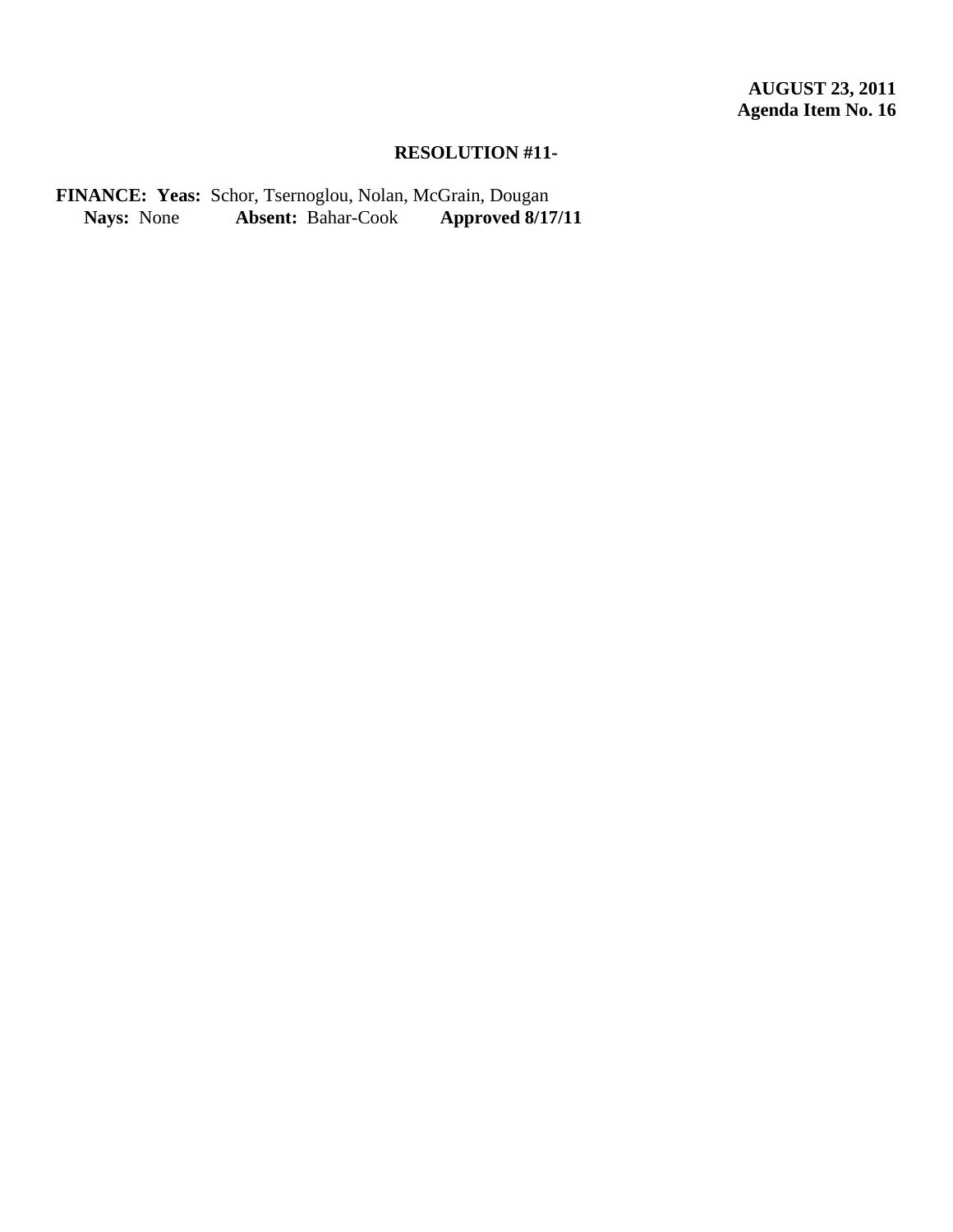**AUGUST 23, 2011**
**Agenda Item No. 16**

**RESOLUTION #11-**

**FINANCE: Yeas:** Schor, Tsernoglou, Nolan, McGrain, Dougan
**Nays:** None **Absent:** Bahar-Cook **Approved 8/17/11**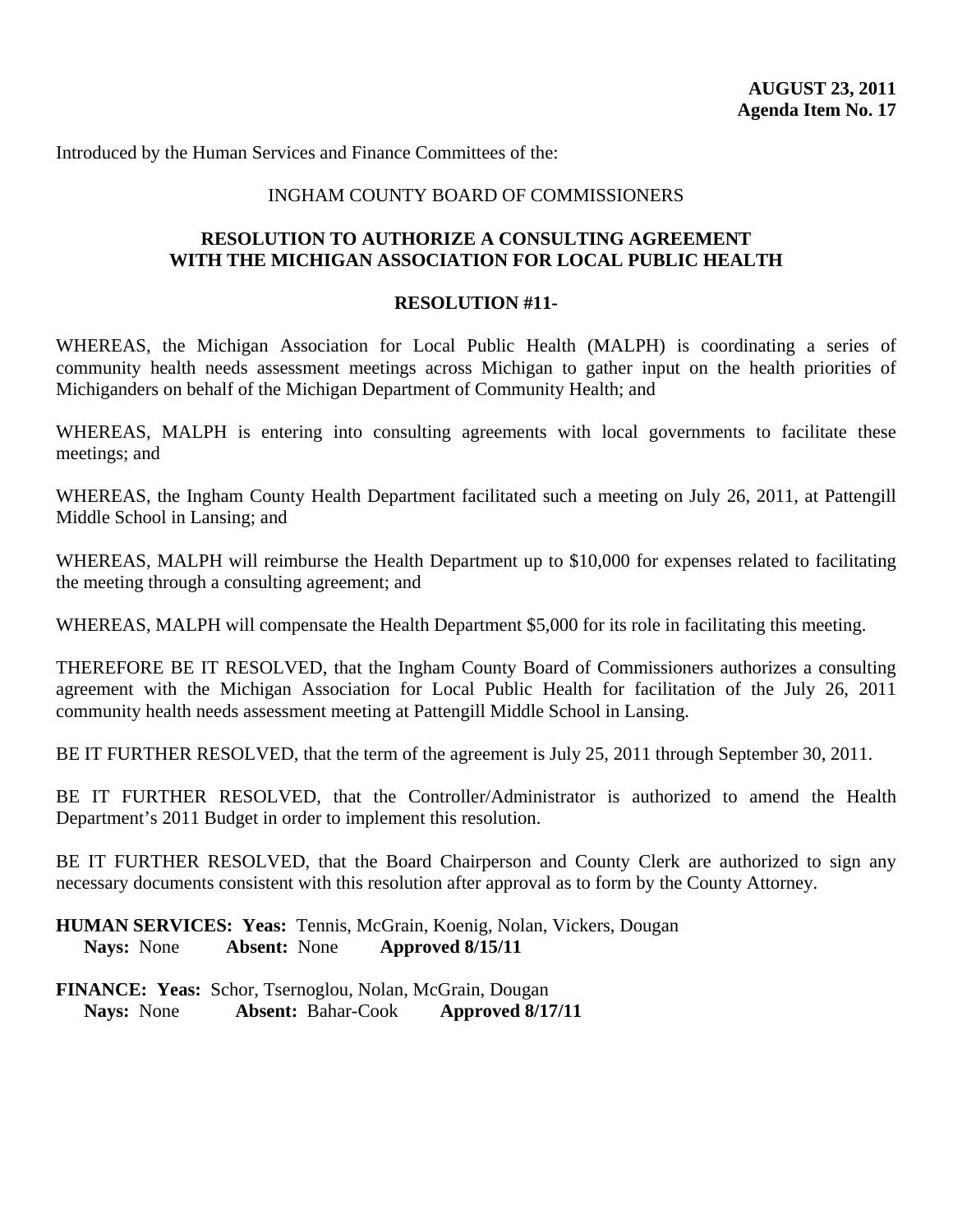**AUGUST 23, 2011**
**Agenda Item No. 17**

Introduced by the Human Services and Finance Committees of the:

INGHAM COUNTY BOARD OF COMMISSIONERS

**RESOLUTION TO AUTHORIZE A CONSULTING AGREEMENT WITH THE MICHIGAN ASSOCIATION FOR LOCAL PUBLIC HEALTH**

**RESOLUTION #11-**

WHEREAS, the Michigan Association for Local Public Health (MALPH) is coordinating a series of community health needs assessment meetings across Michigan to gather input on the health priorities of Michiganders on behalf of the Michigan Department of Community Health; and

WHEREAS, MALPH is entering into consulting agreements with local governments to facilitate these meetings; and

WHEREAS, the Ingham County Health Department facilitated such a meeting on July 26, 2011, at Pattengill Middle School in Lansing; and

WHEREAS, MALPH will reimburse the Health Department up to $10,000 for expenses related to facilitating the meeting through a consulting agreement; and

WHEREAS, MALPH will compensate the Health Department $5,000 for its role in facilitating this meeting.

THEREFORE BE IT RESOLVED, that the Ingham County Board of Commissioners authorizes a consulting agreement with the Michigan Association for Local Public Health for facilitation of the July 26, 2011 community health needs assessment meeting at Pattengill Middle School in Lansing.

BE IT FURTHER RESOLVED, that the term of the agreement is July 25, 2011 through September 30, 2011.

BE IT FURTHER RESOLVED, that the Controller/Administrator is authorized to amend the Health Department's 2011 Budget in order to implement this resolution.

BE IT FURTHER RESOLVED, that the Board Chairperson and County Clerk are authorized to sign any necessary documents consistent with this resolution after approval as to form by the County Attorney.

**HUMAN SERVICES: Yeas:** Tennis, McGrain, Koenig, Nolan, Vickers, Dougan
**Nays:** None **Absent:** None **Approved 8/15/11**

**FINANCE: Yeas:** Schor, Tsernoglou, Nolan, McGrain, Dougan
**Nays:** None **Absent:** Bahar-Cook **Approved 8/17/11**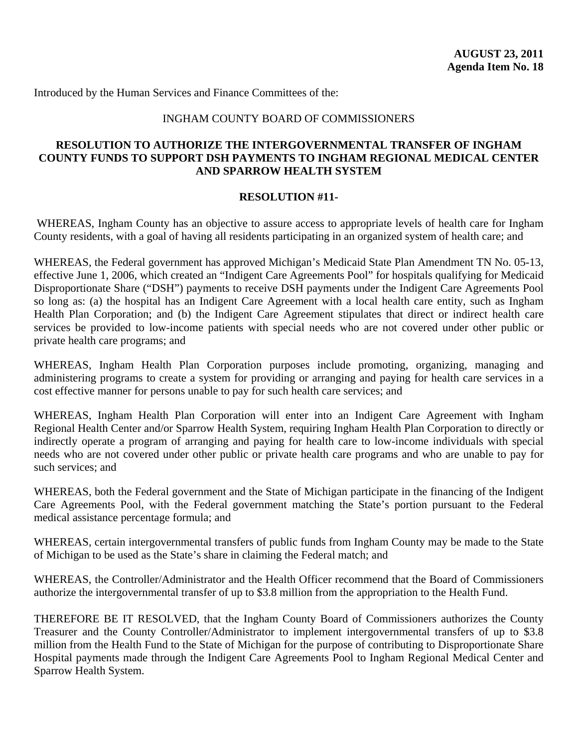**AUGUST 23, 2011**
**Agenda Item No. 18**

Introduced by the Human Services and Finance Committees of the:

INGHAM COUNTY BOARD OF COMMISSIONERS

**RESOLUTION TO AUTHORIZE THE INTERGOVERNMENTAL TRANSFER OF INGHAM COUNTY FUNDS TO SUPPORT DSH PAYMENTS TO INGHAM REGIONAL MEDICAL CENTER AND SPARROW HEALTH SYSTEM**

**RESOLUTION #11-**

WHEREAS, Ingham County has an objective to assure access to appropriate levels of health care for Ingham County residents, with a goal of having all residents participating in an organized system of health care; and

WHEREAS, the Federal government has approved Michigan's Medicaid State Plan Amendment TN No. 05-13, effective June 1, 2006, which created an "Indigent Care Agreements Pool" for hospitals qualifying for Medicaid Disproportionate Share ("DSH") payments to receive DSH payments under the Indigent Care Agreements Pool so long as: (a) the hospital has an Indigent Care Agreement with a local health care entity, such as Ingham Health Plan Corporation; and (b) the Indigent Care Agreement stipulates that direct or indirect health care services be provided to low-income patients with special needs who are not covered under other public or private health care programs; and

WHEREAS, Ingham Health Plan Corporation purposes include promoting, organizing, managing and administering programs to create a system for providing or arranging and paying for health care services in a cost effective manner for persons unable to pay for such health care services; and

WHEREAS, Ingham Health Plan Corporation will enter into an Indigent Care Agreement with Ingham Regional Health Center and/or Sparrow Health System, requiring Ingham Health Plan Corporation to directly or indirectly operate a program of arranging and paying for health care to low-income individuals with special needs who are not covered under other public or private health care programs and who are unable to pay for such services; and

WHEREAS, both the Federal government and the State of Michigan participate in the financing of the Indigent Care Agreements Pool, with the Federal government matching the State's portion pursuant to the Federal medical assistance percentage formula; and

WHEREAS, certain intergovernmental transfers of public funds from Ingham County may be made to the State of Michigan to be used as the State's share in claiming the Federal match; and

WHEREAS, the Controller/Administrator and the Health Officer recommend that the Board of Commissioners authorize the intergovernmental transfer of up to $3.8 million from the appropriation to the Health Fund.

THEREFORE BE IT RESOLVED, that the Ingham County Board of Commissioners authorizes the County Treasurer and the County Controller/Administrator to implement intergovernmental transfers of up to $3.8 million from the Health Fund to the State of Michigan for the purpose of contributing to Disproportionate Share Hospital payments made through the Indigent Care Agreements Pool to Ingham Regional Medical Center and Sparrow Health System.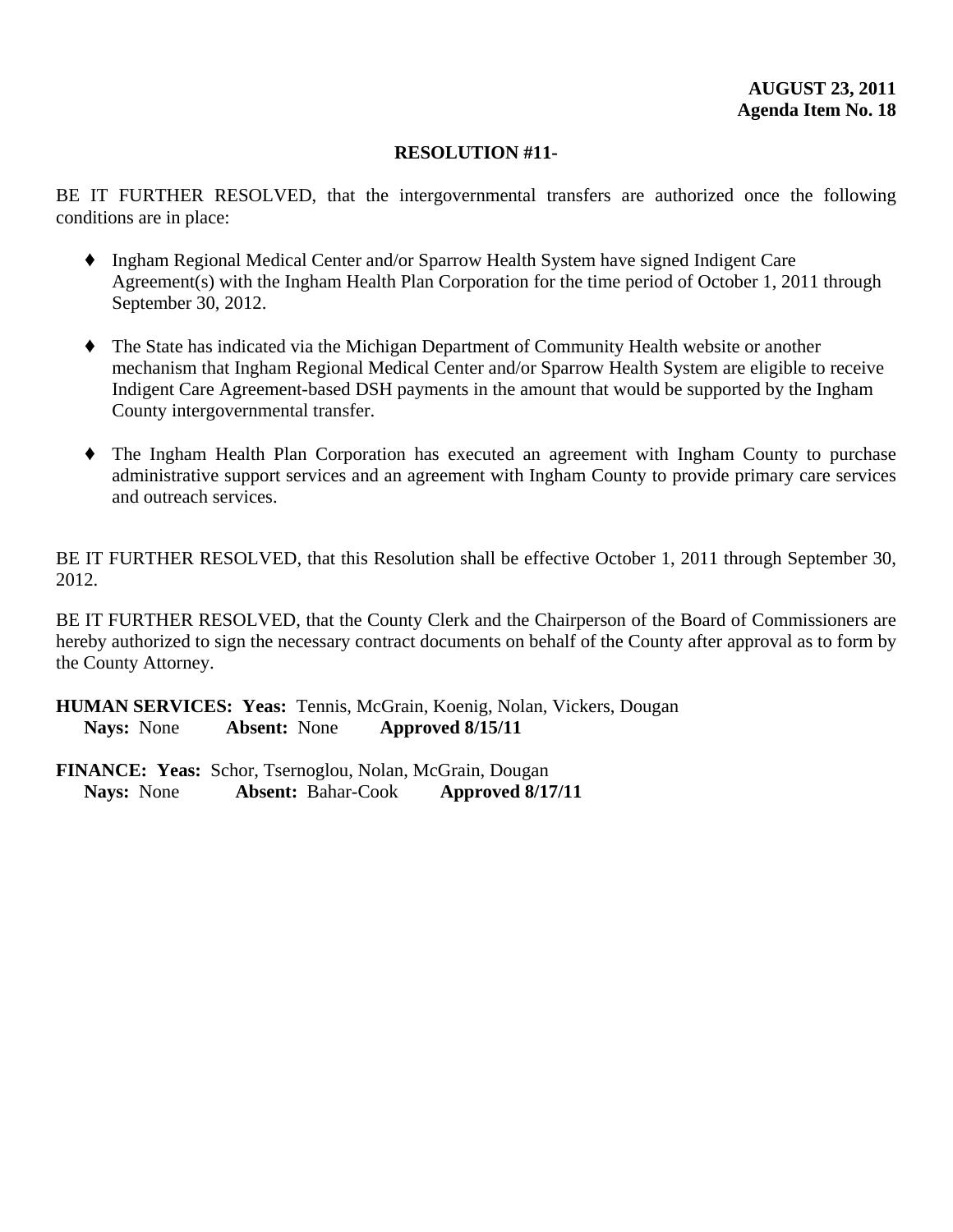**AUGUST 23, 2011**
**Agenda Item No. 18**

**RESOLUTION #11-**

BE IT FURTHER RESOLVED, that the intergovernmental transfers are authorized once the following conditions are in place:

- Ingham Regional Medical Center and/or Sparrow Health System have signed Indigent Care Agreement(s) with the Ingham Health Plan Corporation for the time period of October 1, 2011 through September 30, 2012.

- The State has indicated via the Michigan Department of Community Health website or another mechanism that Ingham Regional Medical Center and/or Sparrow Health System are eligible to receive Indigent Care Agreement-based DSH payments in the amount that would be supported by the Ingham County intergovernmental transfer.

- The Ingham Health Plan Corporation has executed an agreement with Ingham County to purchase administrative support services and an agreement with Ingham County to provide primary care services and outreach services.

BE IT FURTHER RESOLVED, that this Resolution shall be effective October 1, 2011 through September 30, 2012.

BE IT FURTHER RESOLVED, that the County Clerk and the Chairperson of the Board of Commissioners are hereby authorized to sign the necessary contract documents on behalf of the County after approval as to form by the County Attorney.

**HUMAN SERVICES: Yeas:** Tennis, McGrain, Koenig, Nolan, Vickers, Dougan
**Nays:** None **Absent:** None **Approved 8/15/11**

**FINANCE: Yeas:** Schor, Tsernoglou, Nolan, McGrain, Dougan
**Nays:** None **Absent:** Bahar-Cook **Approved 8/17/11**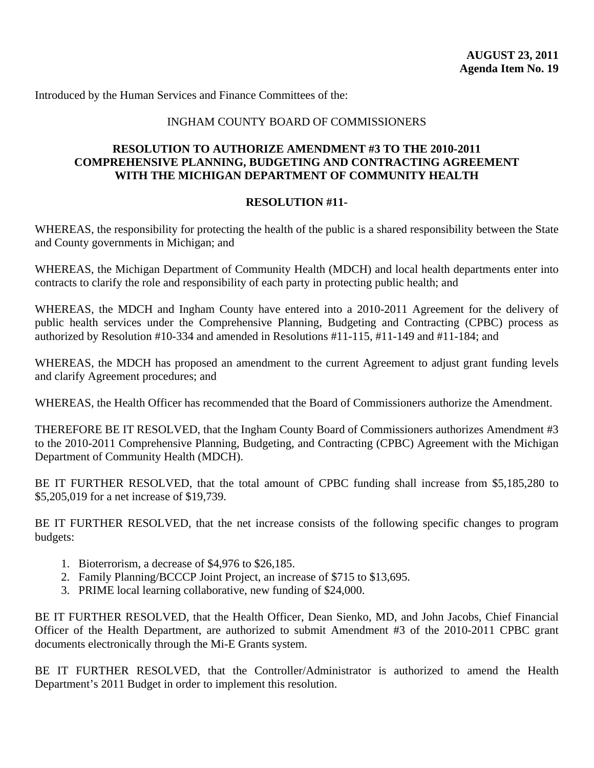**AUGUST 23, 2011**
**Agenda Item No. 19**

Introduced by the Human Services and Finance Committees of the:

INGHAM COUNTY BOARD OF COMMISSIONERS

**RESOLUTION TO AUTHORIZE AMENDMENT #3 TO THE 2010-2011 COMPREHENSIVE PLANNING, BUDGETING AND CONTRACTING AGREEMENT WITH THE MICHIGAN DEPARTMENT OF COMMUNITY HEALTH**

**RESOLUTION #11-**

WHEREAS, the responsibility for protecting the health of the public is a shared responsibility between the State and County governments in Michigan; and

WHEREAS, the Michigan Department of Community Health (MDCH) and local health departments enter into contracts to clarify the role and responsibility of each party in protecting public health; and

WHEREAS, the MDCH and Ingham County have entered into a 2010-2011 Agreement for the delivery of public health services under the Comprehensive Planning, Budgeting and Contracting (CPBC) process as authorized by Resolution #10-334 and amended in Resolutions #11-115, #11-149 and #11-184; and

WHEREAS, the MDCH has proposed an amendment to the current Agreement to adjust grant funding levels and clarify Agreement procedures; and

WHEREAS, the Health Officer has recommended that the Board of Commissioners authorize the Amendment.

THEREFORE BE IT RESOLVED, that the Ingham County Board of Commissioners authorizes Amendment #3 to the 2010-2011 Comprehensive Planning, Budgeting, and Contracting (CPBC) Agreement with the Michigan Department of Community Health (MDCH).

BE IT FURTHER RESOLVED, that the total amount of CPBC funding shall increase from $5,185,280 to $5,205,019 for a net increase of $19,739.

BE IT FURTHER RESOLVED, that the net increase consists of the following specific changes to program budgets:

1. Bioterrorism, a decrease of $4,976 to $26,185.
2. Family Planning/BCCCP Joint Project, an increase of $715 to $13,695.
3. PRIME local learning collaborative, new funding of $24,000.

BE IT FURTHER RESOLVED, that the Health Officer, Dean Sienko, MD, and John Jacobs, Chief Financial Officer of the Health Department, are authorized to submit Amendment #3 of the 2010-2011 CPBC grant documents electronically through the Mi-E Grants system.

BE IT FURTHER RESOLVED, that the Controller/Administrator is authorized to amend the Health Department's 2011 Budget in order to implement this resolution.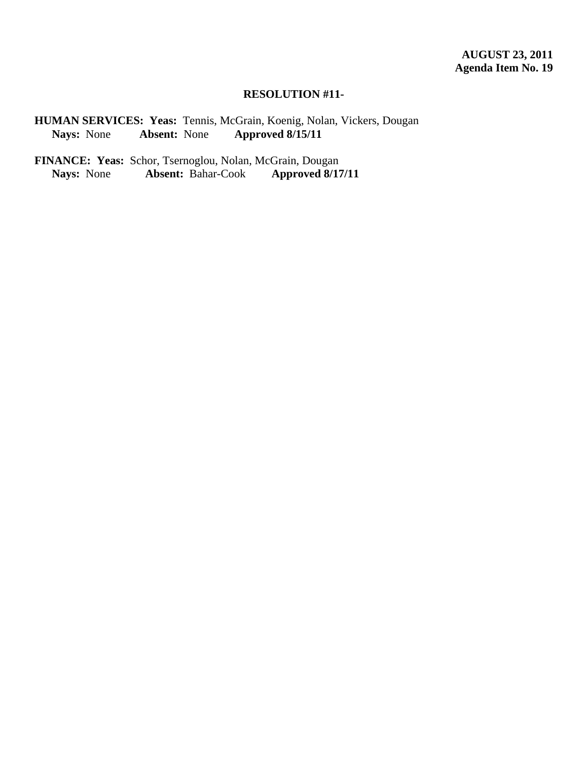**AUGUST 23, 2011**
**Agenda Item No. 19**

**RESOLUTION #11-**

**HUMAN SERVICES: Yeas:** Tennis, McGrain, Koenig, Nolan, Vickers, Dougan
**Nays:** None **Absent:** None **Approved 8/15/11**

**FINANCE: Yeas:** Schor, Tsernoglou, Nolan, McGrain, Dougan
**Nays:** None **Absent:** Bahar-Cook **Approved 8/17/11**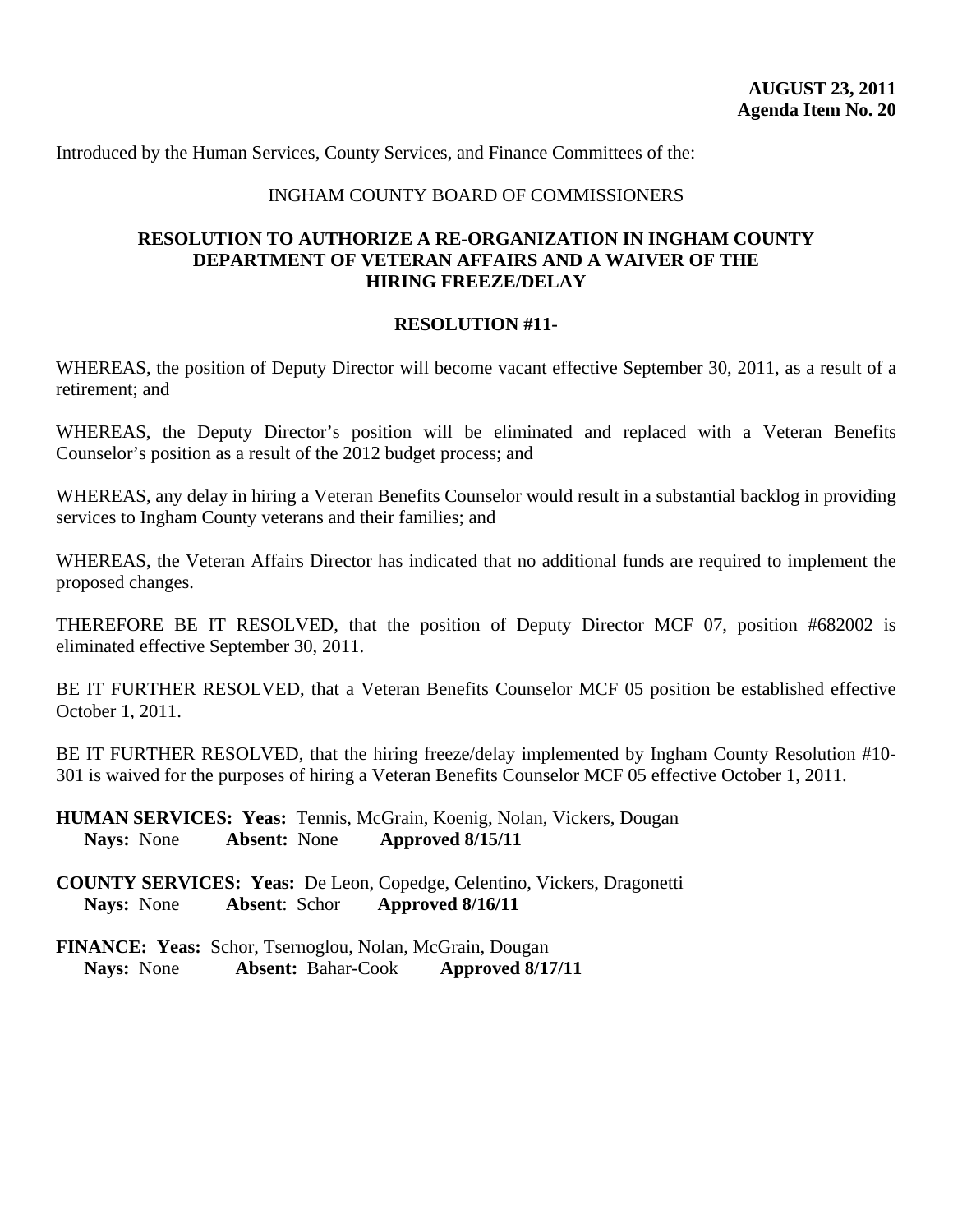**AUGUST 23, 2011**
**Agenda Item No. 20**

Introduced by the Human Services, County Services, and Finance Committees of the:

INGHAM COUNTY BOARD OF COMMISSIONERS

**RESOLUTION TO AUTHORIZE A RE-ORGANIZATION IN INGHAM COUNTY DEPARTMENT OF VETERAN AFFAIRS AND A WAIVER OF THE HIRING FREEZE/DELAY**

**RESOLUTION #11-**

WHEREAS, the position of Deputy Director will become vacant effective September 30, 2011, as a result of a retirement; and

WHEREAS, the Deputy Director's position will be eliminated and replaced with a Veteran Benefits Counselor's position as a result of the 2012 budget process; and

WHEREAS, any delay in hiring a Veteran Benefits Counselor would result in a substantial backlog in providing services to Ingham County veterans and their families; and

WHEREAS, the Veteran Affairs Director has indicated that no additional funds are required to implement the proposed changes.

THEREFORE BE IT RESOLVED, that the position of Deputy Director MCF 07, position #682002 is eliminated effective September 30, 2011.

BE IT FURTHER RESOLVED, that a Veteran Benefits Counselor MCF 05 position be established effective October 1, 2011.

BE IT FURTHER RESOLVED, that the hiring freeze/delay implemented by Ingham County Resolution #10-301 is waived for the purposes of hiring a Veteran Benefits Counselor MCF 05 effective October 1, 2011.

**HUMAN SERVICES: Yeas:** Tennis, McGrain, Koenig, Nolan, Vickers, Dougan
**Nays:** None **Absent:** None **Approved 8/15/11**

**COUNTY SERVICES: Yeas:** De Leon, Copedge, Celentino, Vickers, Dragonetti
**Nays:** None **Absent**: Schor **Approved 8/16/11**

**FINANCE: Yeas:** Schor, Tsernoglou, Nolan, McGrain, Dougan
**Nays:** None **Absent:** Bahar-Cook **Approved 8/17/11**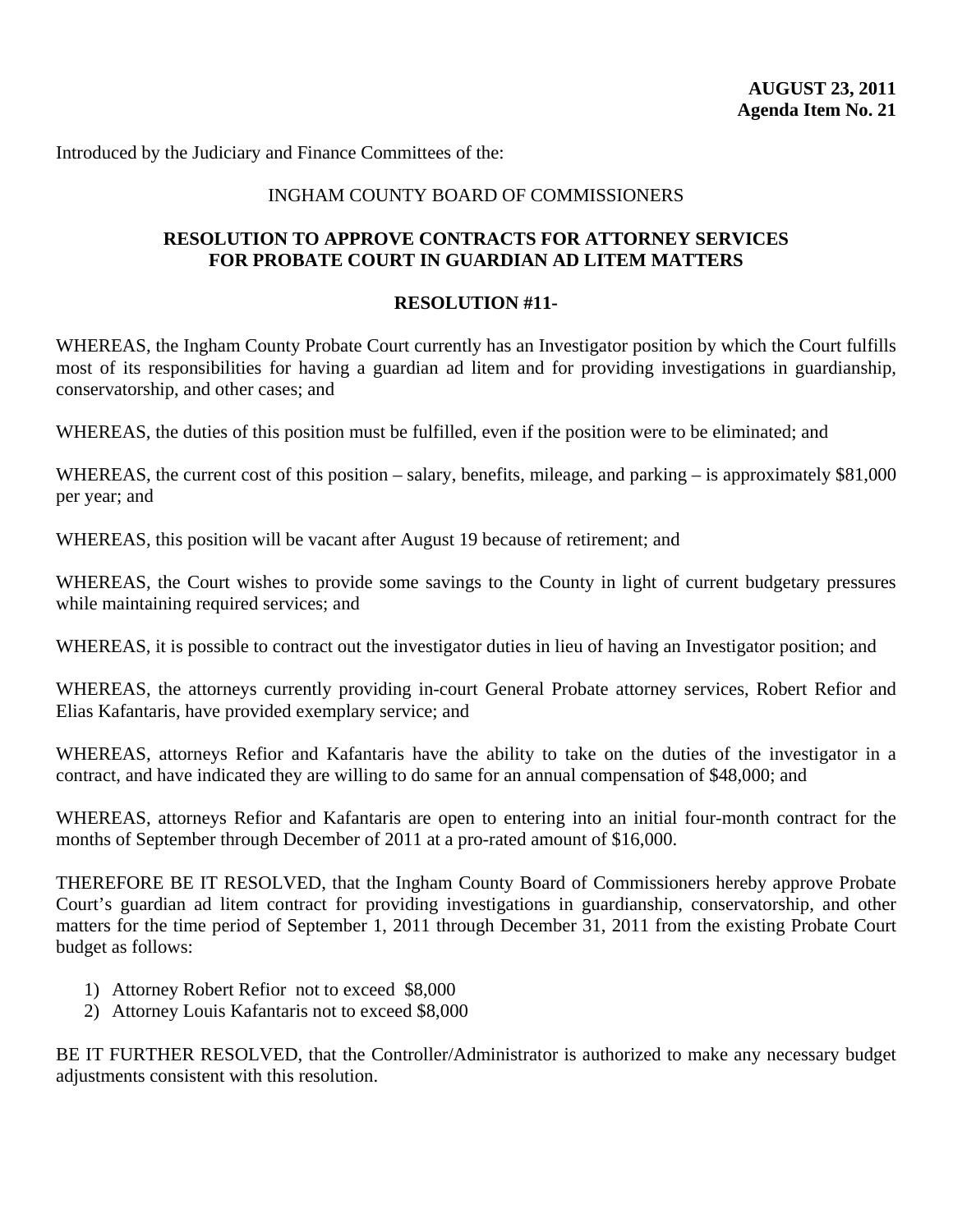**AUGUST 23, 2011**
**Agenda Item No. 21**

Introduced by the Judiciary and Finance Committees of the:

INGHAM COUNTY BOARD OF COMMISSIONERS

**RESOLUTION TO APPROVE CONTRACTS FOR ATTORNEY SERVICES FOR PROBATE COURT IN GUARDIAN AD LITEM MATTERS**

**RESOLUTION #11-**

WHEREAS, the Ingham County Probate Court currently has an Investigator position by which the Court fulfills most of its responsibilities for having a guardian ad litem and for providing investigations in guardianship, conservatorship, and other cases; and

WHEREAS, the duties of this position must be fulfilled, even if the position were to be eliminated; and

WHEREAS, the current cost of this position – salary, benefits, mileage, and parking – is approximately $81,000 per year; and

WHEREAS, this position will be vacant after August 19 because of retirement; and

WHEREAS, the Court wishes to provide some savings to the County in light of current budgetary pressures while maintaining required services; and

WHEREAS, it is possible to contract out the investigator duties in lieu of having an Investigator position; and

WHEREAS, the attorneys currently providing in-court General Probate attorney services, Robert Refior and Elias Kafantaris, have provided exemplary service; and

WHEREAS, attorneys Refior and Kafantaris have the ability to take on the duties of the investigator in a contract, and have indicated they are willing to do same for an annual compensation of $48,000; and

WHEREAS, attorneys Refior and Kafantaris are open to entering into an initial four-month contract for the months of September through December of 2011 at a pro-rated amount of $16,000.

THEREFORE BE IT RESOLVED, that the Ingham County Board of Commissioners hereby approve Probate Court's guardian ad litem contract for providing investigations in guardianship, conservatorship, and other matters for the time period of September 1, 2011 through December 31, 2011 from the existing Probate Court budget as follows:

1) Attorney Robert Refior not to exceed $8,000
2) Attorney Louis Kafantaris not to exceed $8,000

BE IT FURTHER RESOLVED, that the Controller/Administrator is authorized to make any necessary budget adjustments consistent with this resolution.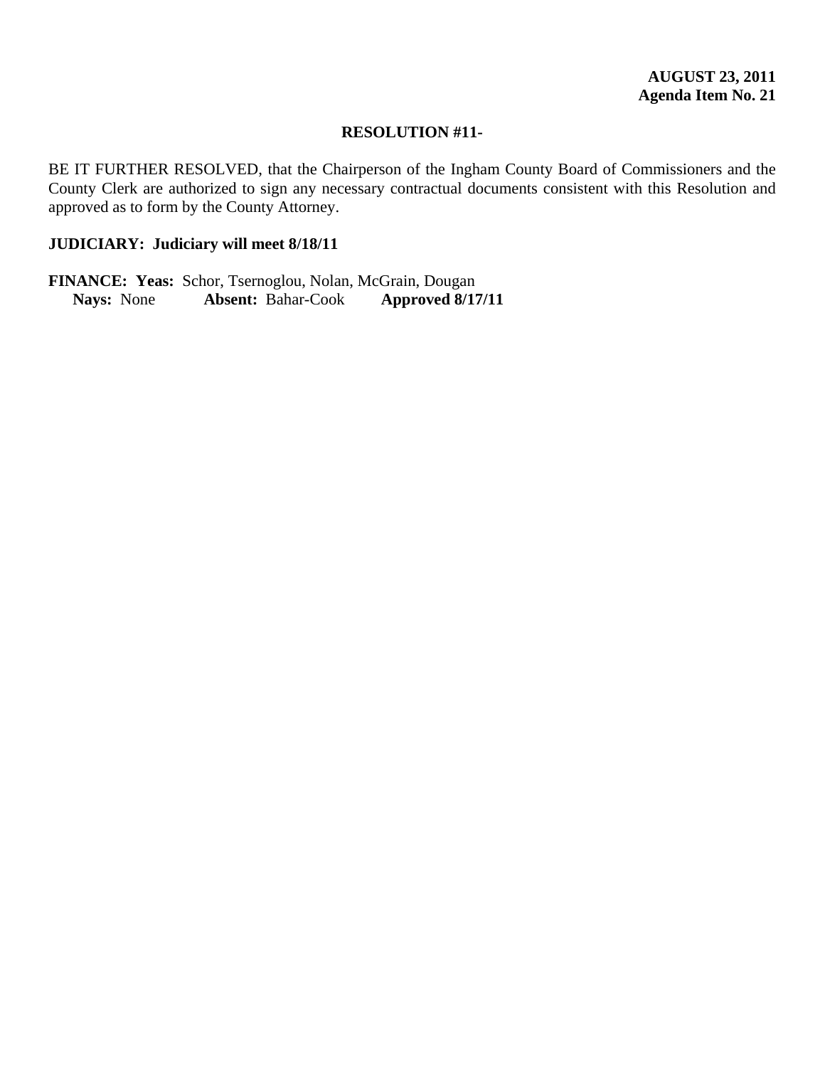**AUGUST 23, 2011**
**Agenda Item No. 21**

**RESOLUTION #11-**

BE IT FURTHER RESOLVED, that the Chairperson of the Ingham County Board of Commissioners and the County Clerk are authorized to sign any necessary contractual documents consistent with this Resolution and approved as to form by the County Attorney.

**JUDICIARY: Judiciary will meet 8/18/11**

**FINANCE: Yeas:** Schor, Tsernoglou, Nolan, McGrain, Dougan
**Nays:** None **Absent:** Bahar-Cook **Approved 8/17/11**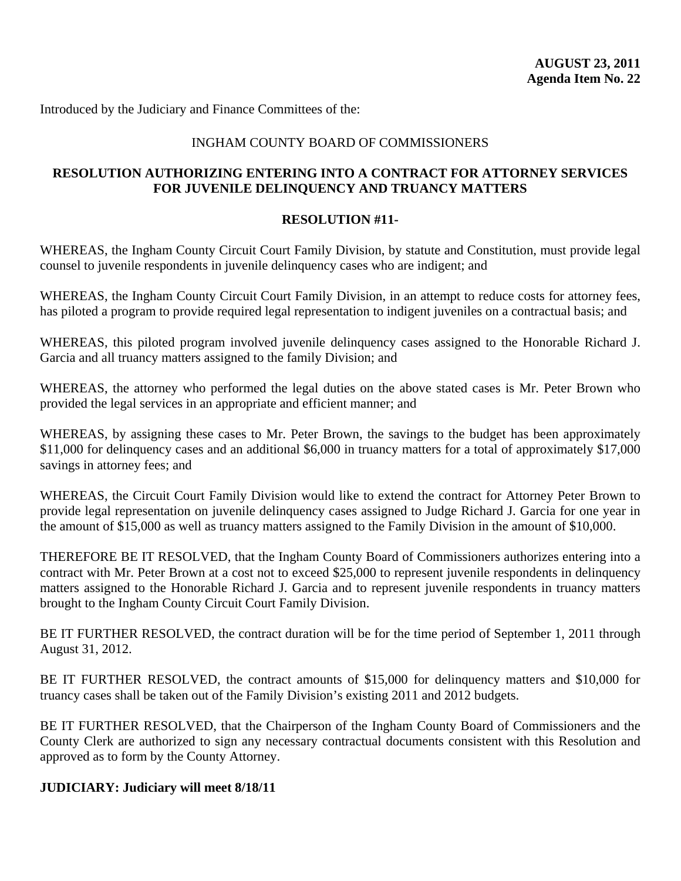**AUGUST 23, 2011**
**Agenda Item No. 22**

Introduced by the Judiciary and Finance Committees of the:

INGHAM COUNTY BOARD OF COMMISSIONERS

## RESOLUTION AUTHORIZING ENTERING INTO A CONTRACT FOR ATTORNEY SERVICES FOR JUVENILE DELINQUENCY AND TRUANCY MATTERS

**RESOLUTION #11-**

WHEREAS, the Ingham County Circuit Court Family Division, by statute and Constitution, must provide legal counsel to juvenile respondents in juvenile delinquency cases who are indigent; and

WHEREAS, the Ingham County Circuit Court Family Division, in an attempt to reduce costs for attorney fees, has piloted a program to provide required legal representation to indigent juveniles on a contractual basis; and

WHEREAS, this piloted program involved juvenile delinquency cases assigned to the Honorable Richard J. Garcia and all truancy matters assigned to the family Division; and

WHEREAS, the attorney who performed the legal duties on the above stated cases is Mr. Peter Brown who provided the legal services in an appropriate and efficient manner; and

WHEREAS, by assigning these cases to Mr. Peter Brown, the savings to the budget has been approximately $11,000 for delinquency cases and an additional $6,000 in truancy matters for a total of approximately $17,000 savings in attorney fees; and

WHEREAS, the Circuit Court Family Division would like to extend the contract for Attorney Peter Brown to provide legal representation on juvenile delinquency cases assigned to Judge Richard J. Garcia for one year in the amount of $15,000 as well as truancy matters assigned to the Family Division in the amount of $10,000.

THEREFORE BE IT RESOLVED, that the Ingham County Board of Commissioners authorizes entering into a contract with Mr. Peter Brown at a cost not to exceed $25,000 to represent juvenile respondents in delinquency matters assigned to the Honorable Richard J. Garcia and to represent juvenile respondents in truancy matters brought to the Ingham County Circuit Court Family Division.

BE IT FURTHER RESOLVED, the contract duration will be for the time period of September 1, 2011 through August 31, 2012.

BE IT FURTHER RESOLVED, the contract amounts of $15,000 for delinquency matters and $10,000 for truancy cases shall be taken out of the Family Division's existing 2011 and 2012 budgets.

BE IT FURTHER RESOLVED, that the Chairperson of the Ingham County Board of Commissioners and the County Clerk are authorized to sign any necessary contractual documents consistent with this Resolution and approved as to form by the County Attorney.

**JUDICIARY: Judiciary will meet 8/18/11**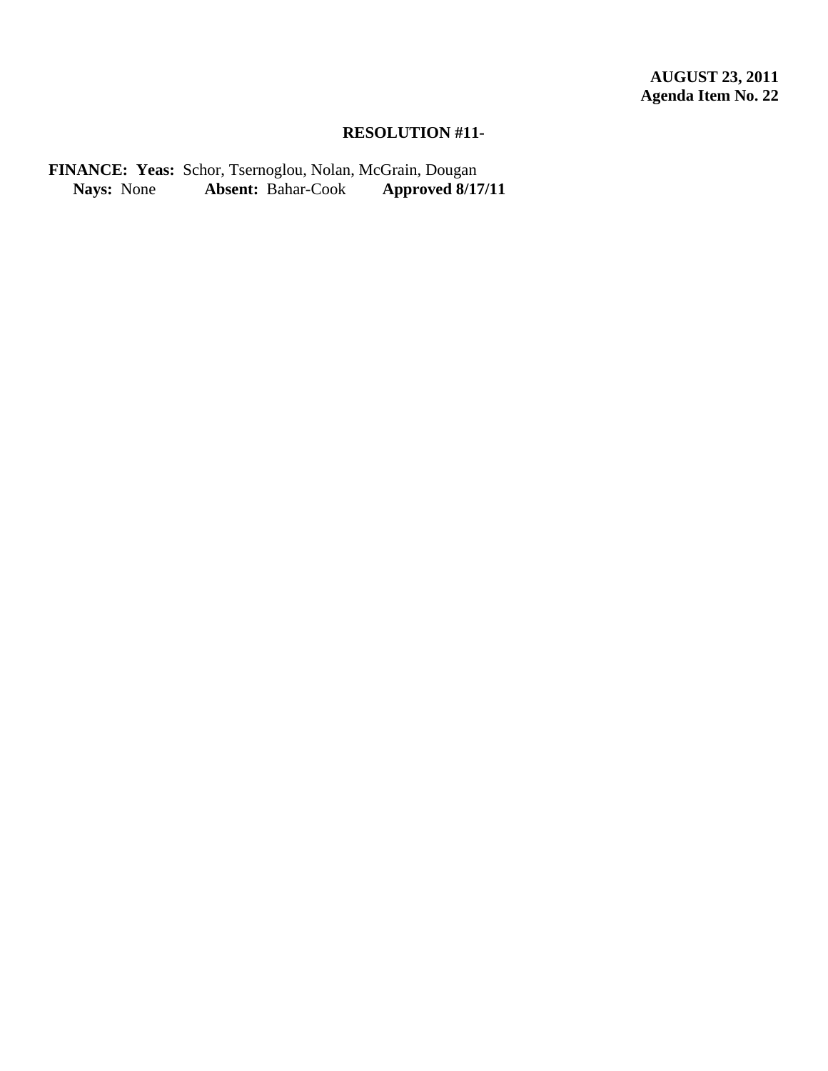**AUGUST 23, 2011**
**Agenda Item No. 22**

**RESOLUTION #11-**

**FINANCE: Yeas:** Schor, Tsernoglou, Nolan, McGrain, Dougan
**Nays:** None **Absent:** Bahar-Cook **Approved 8/17/11**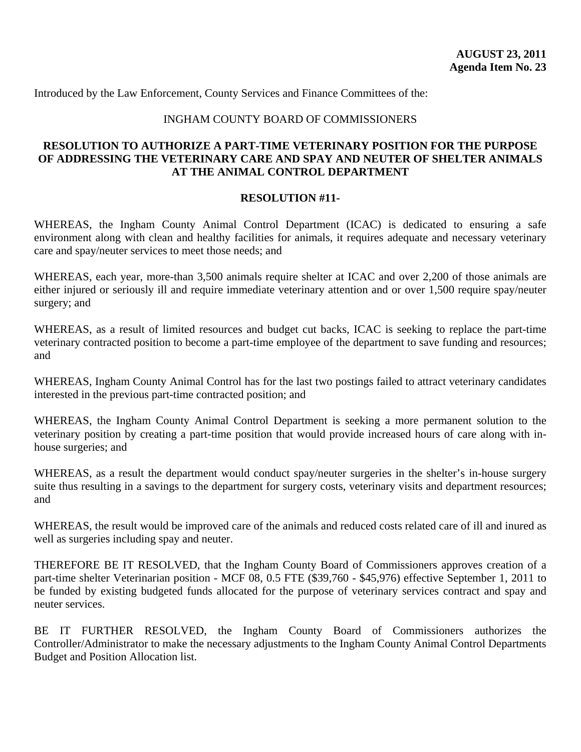**AUGUST 23, 2011**
**Agenda Item No. 23**

Introduced by the Law Enforcement, County Services and Finance Committees of the:

INGHAM COUNTY BOARD OF COMMISSIONERS

## RESOLUTION TO AUTHORIZE A PART-TIME VETERINARY POSITION FOR THE PURPOSE OF ADDRESSING THE VETERINARY CARE AND SPAY AND NEUTER OF SHELTER ANIMALS AT THE ANIMAL CONTROL DEPARTMENT

**RESOLUTION #11-**

WHEREAS, the Ingham County Animal Control Department (ICAC) is dedicated to ensuring a safe environment along with clean and healthy facilities for animals, it requires adequate and necessary veterinary care and spay/neuter services to meet those needs; and

WHEREAS, each year, more-than 3,500 animals require shelter at ICAC and over 2,200 of those animals are either injured or seriously ill and require immediate veterinary attention and or over 1,500 require spay/neuter surgery; and

WHEREAS, as a result of limited resources and budget cut backs, ICAC is seeking to replace the part-time veterinary contracted position to become a part-time employee of the department to save funding and resources; and

WHEREAS, Ingham County Animal Control has for the last two postings failed to attract veterinary candidates interested in the previous part-time contracted position; and

WHEREAS, the Ingham County Animal Control Department is seeking a more permanent solution to the veterinary position by creating a part-time position that would provide increased hours of care along with in-house surgeries; and

WHEREAS, as a result the department would conduct spay/neuter surgeries in the shelter's in-house surgery suite thus resulting in a savings to the department for surgery costs, veterinary visits and department resources; and

WHEREAS, the result would be improved care of the animals and reduced costs related care of ill and inured as well as surgeries including spay and neuter.

THEREFORE BE IT RESOLVED, that the Ingham County Board of Commissioners approves creation of a part-time shelter Veterinarian position - MCF 08, 0.5 FTE ($39,760 - $45,976) effective September 1, 2011 to be funded by existing budgeted funds allocated for the purpose of veterinary services contract and spay and neuter services.

BE IT FURTHER RESOLVED, the Ingham County Board of Commissioners authorizes the Controller/Administrator to make the necessary adjustments to the Ingham County Animal Control Departments Budget and Position Allocation list.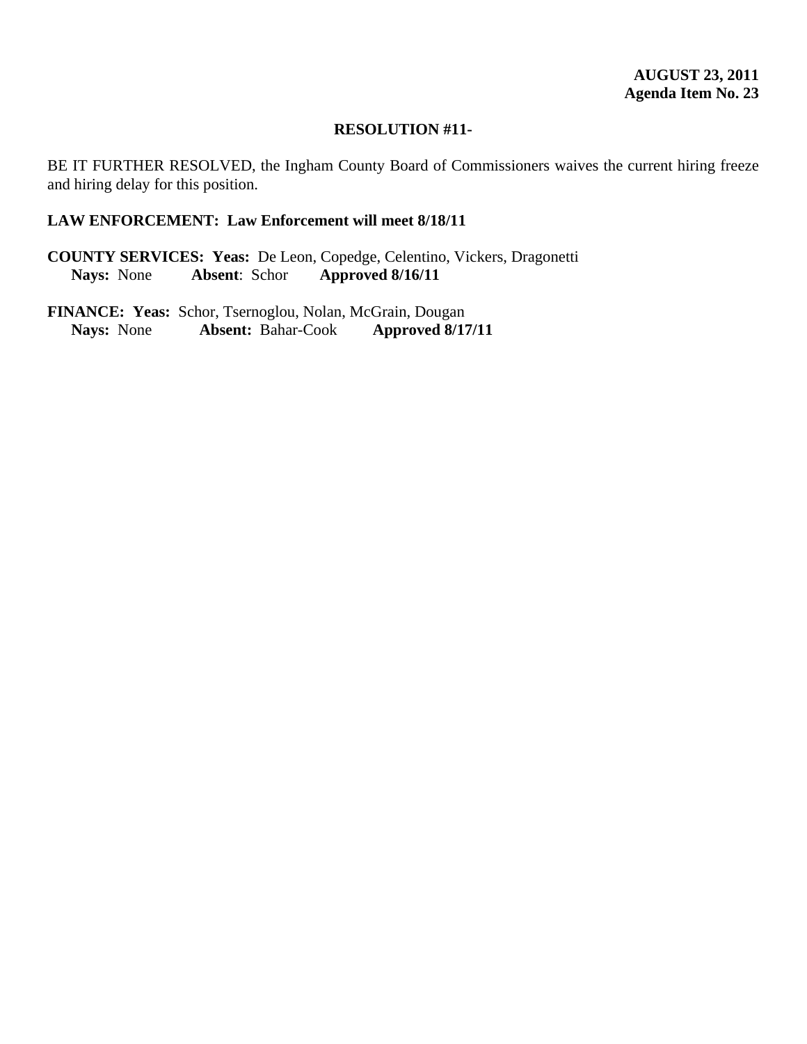**AUGUST 23, 2011**
**Agenda Item No. 23**

**RESOLUTION #11-**

BE IT FURTHER RESOLVED, the Ingham County Board of Commissioners waives the current hiring freeze and hiring delay for this position.

**LAW ENFORCEMENT: Law Enforcement will meet 8/18/11**

**COUNTY SERVICES: Yeas:** De Leon, Copedge, Celentino, Vickers, Dragonetti
**Nays:** None **Absent**: Schor **Approved 8/16/11**

**FINANCE: Yeas:** Schor, Tsernoglou, Nolan, McGrain, Dougan
**Nays:** None **Absent:** Bahar-Cook **Approved 8/17/11**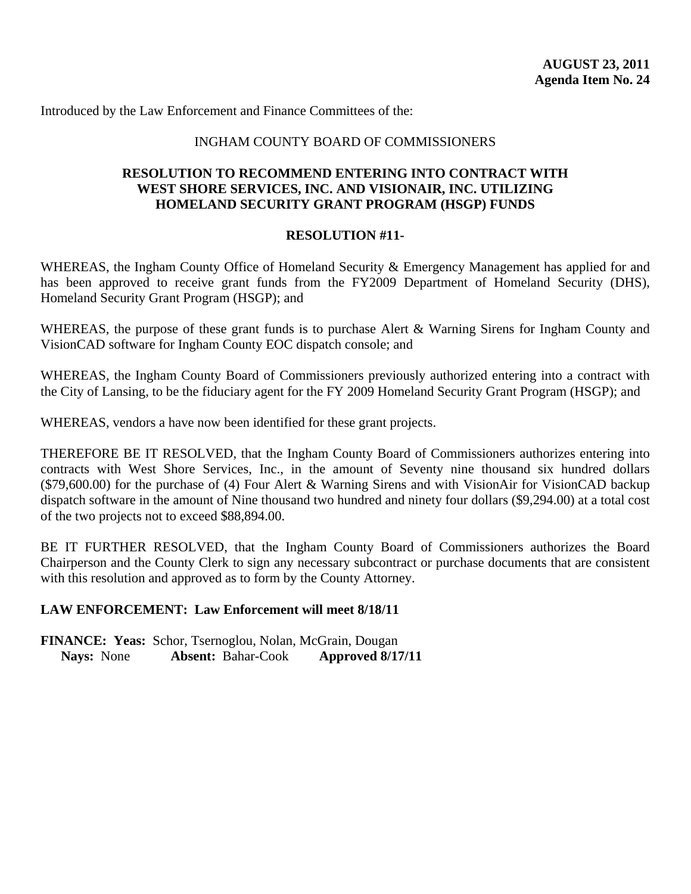**AUGUST 23, 2011**
**Agenda Item No. 24**

Introduced by the Law Enforcement and Finance Committees of the:

INGHAM COUNTY BOARD OF COMMISSIONERS

**RESOLUTION TO RECOMMEND ENTERING INTO CONTRACT WITH WEST SHORE SERVICES, INC. AND VISIONAIR, INC. UTILIZING HOMELAND SECURITY GRANT PROGRAM (HSGP) FUNDS**

**RESOLUTION #11-**

WHEREAS, the Ingham County Office of Homeland Security & Emergency Management has applied for and has been approved to receive grant funds from the FY2009 Department of Homeland Security (DHS), Homeland Security Grant Program (HSGP); and

WHEREAS, the purpose of these grant funds is to purchase Alert & Warning Sirens for Ingham County and VisionCAD software for Ingham County EOC dispatch console; and

WHEREAS, the Ingham County Board of Commissioners previously authorized entering into a contract with the City of Lansing, to be the fiduciary agent for the FY 2009 Homeland Security Grant Program (HSGP); and

WHEREAS, vendors a have now been identified for these grant projects.

THEREFORE BE IT RESOLVED, that the Ingham County Board of Commissioners authorizes entering into contracts with West Shore Services, Inc., in the amount of Seventy nine thousand six hundred dollars ($79,600.00) for the purchase of (4) Four Alert & Warning Sirens and with VisionAir for VisionCAD backup dispatch software in the amount of Nine thousand two hundred and ninety four dollars ($9,294.00) at a total cost of the two projects not to exceed $88,894.00.

BE IT FURTHER RESOLVED, that the Ingham County Board of Commissioners authorizes the Board Chairperson and the County Clerk to sign any necessary subcontract or purchase documents that are consistent with this resolution and approved as to form by the County Attorney.

**LAW ENFORCEMENT: Law Enforcement will meet 8/18/11**

**FINANCE: Yeas:** Schor, Tsernoglou, Nolan, McGrain, Dougan
**Nays:** None **Absent:** Bahar-Cook **Approved 8/17/11**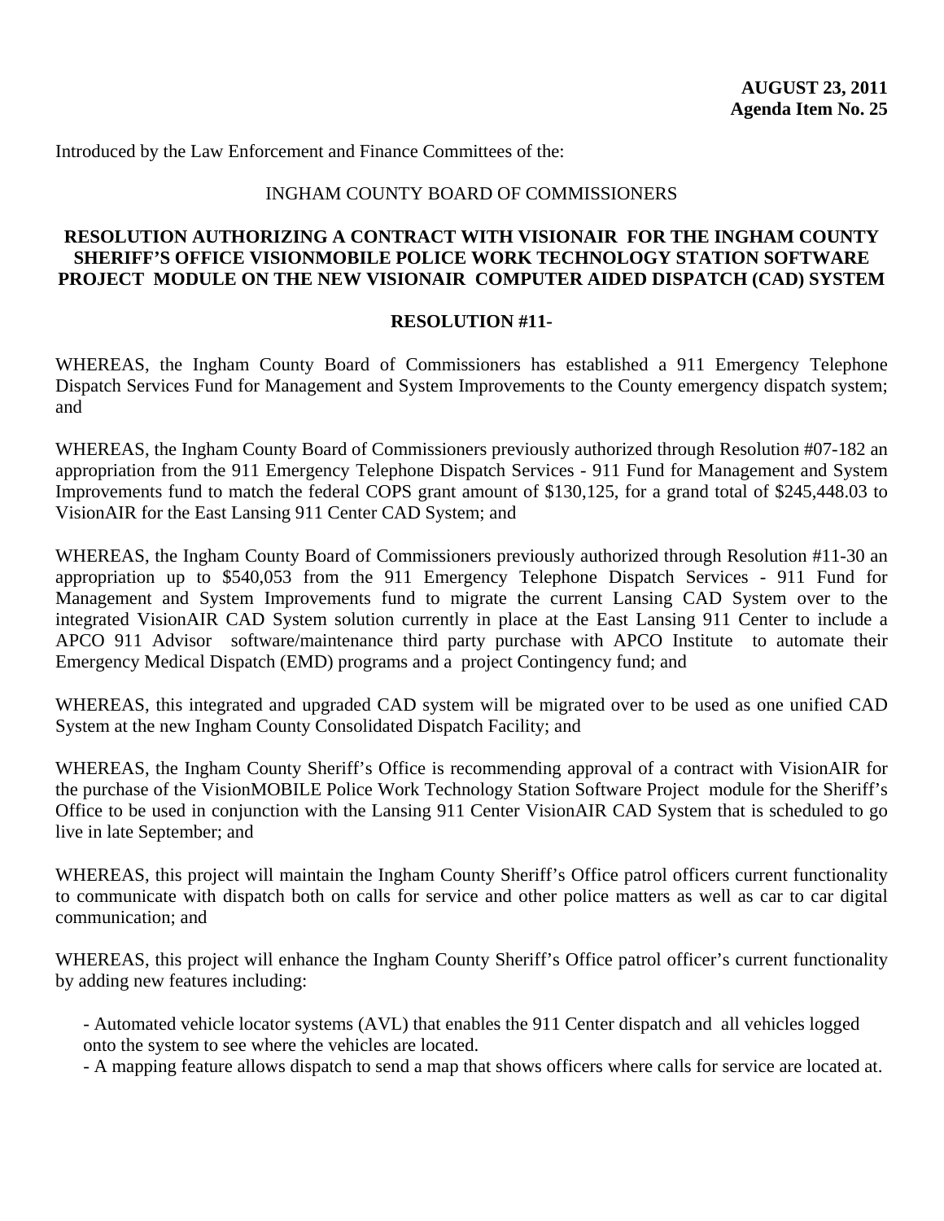**AUGUST 23, 2011**
**Agenda Item No. 25**

Introduced by the Law Enforcement and Finance Committees of the:

INGHAM COUNTY BOARD OF COMMISSIONERS

**RESOLUTION AUTHORIZING A CONTRACT WITH VISIONAIR FOR THE INGHAM COUNTY SHERIFF'S OFFICE VISIONMOBILE POLICE WORK TECHNOLOGY STATION SOFTWARE PROJECT MODULE ON THE NEW VISIONAIR COMPUTER AIDED DISPATCH (CAD) SYSTEM**

**RESOLUTION #11-**

WHEREAS, the Ingham County Board of Commissioners has established a 911 Emergency Telephone Dispatch Services Fund for Management and System Improvements to the County emergency dispatch system; and

WHEREAS, the Ingham County Board of Commissioners previously authorized through Resolution #07-182 an appropriation from the 911 Emergency Telephone Dispatch Services - 911 Fund for Management and System Improvements fund to match the federal COPS grant amount of $130,125, for a grand total of $245,448.03 to VisionAIR for the East Lansing 911 Center CAD System; and

WHEREAS, the Ingham County Board of Commissioners previously authorized through Resolution #11-30 an appropriation up to $540,053 from the 911 Emergency Telephone Dispatch Services - 911 Fund for Management and System Improvements fund to migrate the current Lansing CAD System over to the integrated VisionAIR CAD System solution currently in place at the East Lansing 911 Center to include a APCO 911 Advisor software/maintenance third party purchase with APCO Institute to automate their Emergency Medical Dispatch (EMD) programs and a project Contingency fund; and

WHEREAS, this integrated and upgraded CAD system will be migrated over to be used as one unified CAD System at the new Ingham County Consolidated Dispatch Facility; and

WHEREAS, the Ingham County Sheriff's Office is recommending approval of a contract with VisionAIR for the purchase of the VisionMOBILE Police Work Technology Station Software Project module for the Sheriff's Office to be used in conjunction with the Lansing 911 Center VisionAIR CAD System that is scheduled to go live in late September; and

WHEREAS, this project will maintain the Ingham County Sheriff's Office patrol officers current functionality to communicate with dispatch both on calls for service and other police matters as well as car to car digital communication; and

WHEREAS, this project will enhance the Ingham County Sheriff's Office patrol officer's current functionality by adding new features including:

- Automated vehicle locator systems (AVL) that enables the 911 Center dispatch and all vehicles logged onto the system to see where the vehicles are located.
- A mapping feature allows dispatch to send a map that shows officers where calls for service are located at.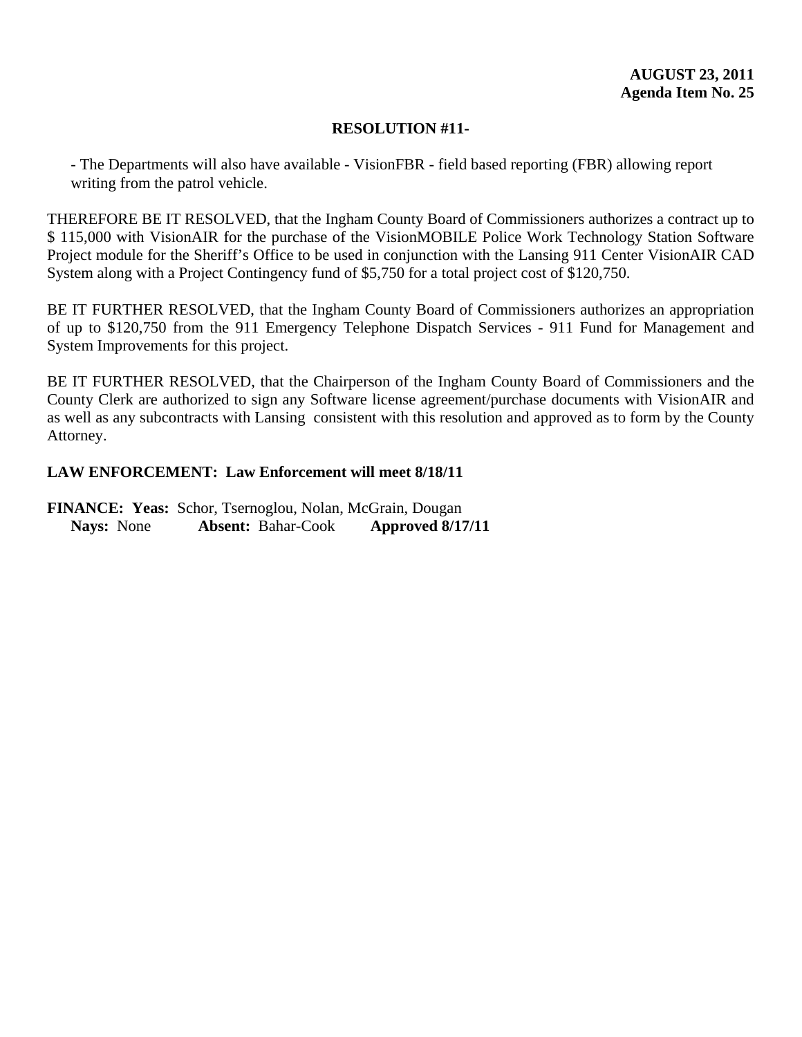**AUGUST 23, 2011**
**Agenda Item No. 25**

**RESOLUTION #11-**

- The Departments will also have available - VisionFBR - field based reporting (FBR) allowing report writing from the patrol vehicle.

THEREFORE BE IT RESOLVED, that the Ingham County Board of Commissioners authorizes a contract up to $ 115,000 with VisionAIR for the purchase of the VisionMOBILE Police Work Technology Station Software Project module for the Sheriff's Office to be used in conjunction with the Lansing 911 Center VisionAIR CAD System along with a Project Contingency fund of $5,750 for a total project cost of $120,750.

BE IT FURTHER RESOLVED, that the Ingham County Board of Commissioners authorizes an appropriation of up to $120,750 from the 911 Emergency Telephone Dispatch Services - 911 Fund for Management and System Improvements for this project.

BE IT FURTHER RESOLVED, that the Chairperson of the Ingham County Board of Commissioners and the County Clerk are authorized to sign any Software license agreement/purchase documents with VisionAIR and as well as any subcontracts with Lansing consistent with this resolution and approved as to form by the County Attorney.

**LAW ENFORCEMENT: Law Enforcement will meet 8/18/11**

**FINANCE: Yeas:** Schor, Tsernoglou, Nolan, McGrain, Dougan
**Nays:** None **Absent:** Bahar-Cook **Approved 8/17/11**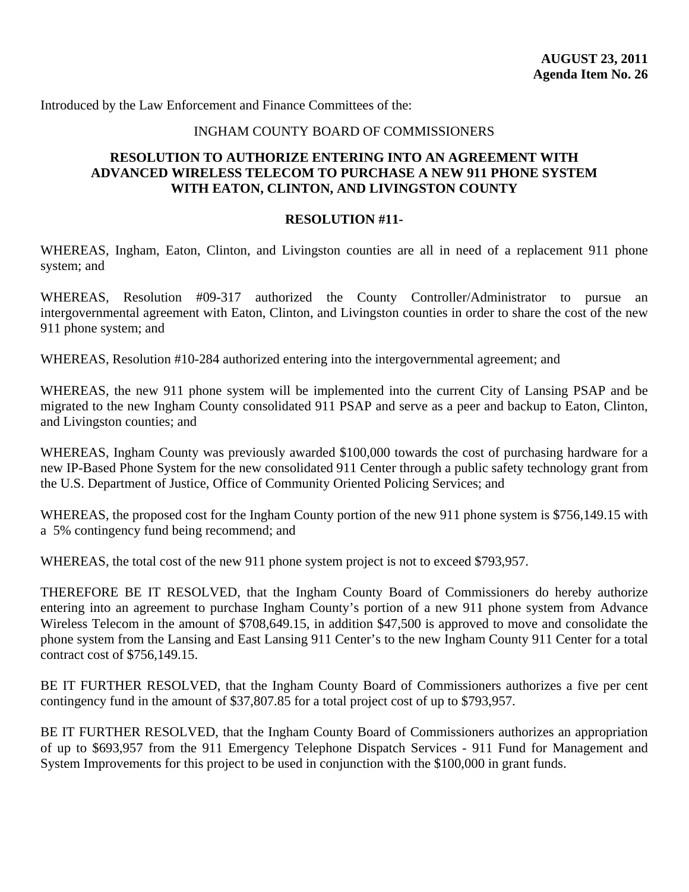**AUGUST 23, 2011**
**Agenda Item No. 26**

Introduced by the Law Enforcement and Finance Committees of the:

INGHAM COUNTY BOARD OF COMMISSIONERS

**RESOLUTION TO AUTHORIZE ENTERING INTO AN AGREEMENT WITH ADVANCED WIRELESS TELECOM TO PURCHASE A NEW 911 PHONE SYSTEM WITH EATON, CLINTON, AND LIVINGSTON COUNTY**

**RESOLUTION #11-**

WHEREAS, Ingham, Eaton, Clinton, and Livingston counties are all in need of a replacement 911 phone system; and

WHEREAS, Resolution #09-317 authorized the County Controller/Administrator to pursue an intergovernmental agreement with Eaton, Clinton, and Livingston counties in order to share the cost of the new 911 phone system; and

WHEREAS, Resolution #10-284 authorized entering into the intergovernmental agreement; and

WHEREAS, the new 911 phone system will be implemented into the current City of Lansing PSAP and be migrated to the new Ingham County consolidated 911 PSAP and serve as a peer and backup to Eaton, Clinton, and Livingston counties; and

WHEREAS, Ingham County was previously awarded $100,000 towards the cost of purchasing hardware for a new IP-Based Phone System for the new consolidated 911 Center through a public safety technology grant from the U.S. Department of Justice, Office of Community Oriented Policing Services; and

WHEREAS, the proposed cost for the Ingham County portion of the new 911 phone system is $756,149.15 with a 5% contingency fund being recommend; and

WHEREAS, the total cost of the new 911 phone system project is not to exceed $793,957.

THEREFORE BE IT RESOLVED, that the Ingham County Board of Commissioners do hereby authorize entering into an agreement to purchase Ingham County's portion of a new 911 phone system from Advance Wireless Telecom in the amount of $708,649.15, in addition $47,500 is approved to move and consolidate the phone system from the Lansing and East Lansing 911 Center's to the new Ingham County 911 Center for a total contract cost of $756,149.15.

BE IT FURTHER RESOLVED, that the Ingham County Board of Commissioners authorizes a five per cent contingency fund in the amount of $37,807.85 for a total project cost of up to $793,957.

BE IT FURTHER RESOLVED, that the Ingham County Board of Commissioners authorizes an appropriation of up to $693,957 from the 911 Emergency Telephone Dispatch Services - 911 Fund for Management and System Improvements for this project to be used in conjunction with the $100,000 in grant funds.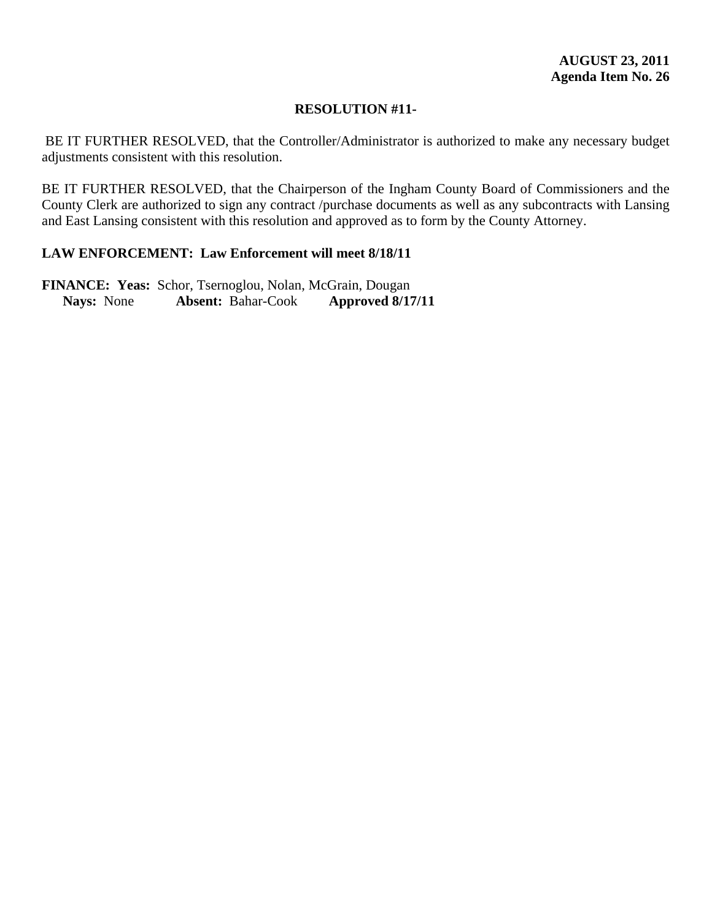**AUGUST 23, 2011**
**Agenda Item No. 26**

**RESOLUTION #11-**

BE IT FURTHER RESOLVED, that the Controller/Administrator is authorized to make any necessary budget adjustments consistent with this resolution.

BE IT FURTHER RESOLVED, that the Chairperson of the Ingham County Board of Commissioners and the County Clerk are authorized to sign any contract /purchase documents as well as any subcontracts with Lansing and East Lansing consistent with this resolution and approved as to form by the County Attorney.

**LAW ENFORCEMENT: Law Enforcement will meet 8/18/11**

**FINANCE: Yeas:** Schor, Tsernoglou, Nolan, McGrain, Dougan
**Nays:** None **Absent:** Bahar-Cook **Approved 8/17/11**